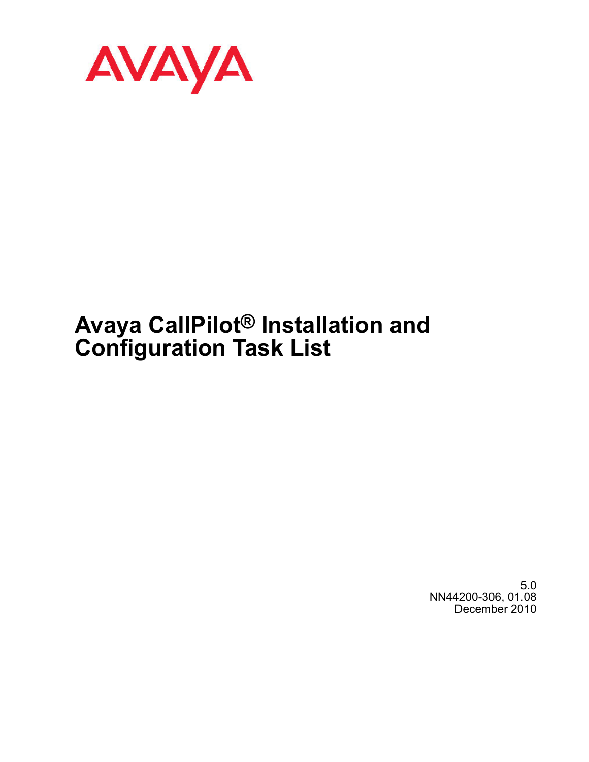AVAYA

# Avaya CallPilot® Installation and Configuration Task List

5.0
NN44200-306, 01.08
December 2010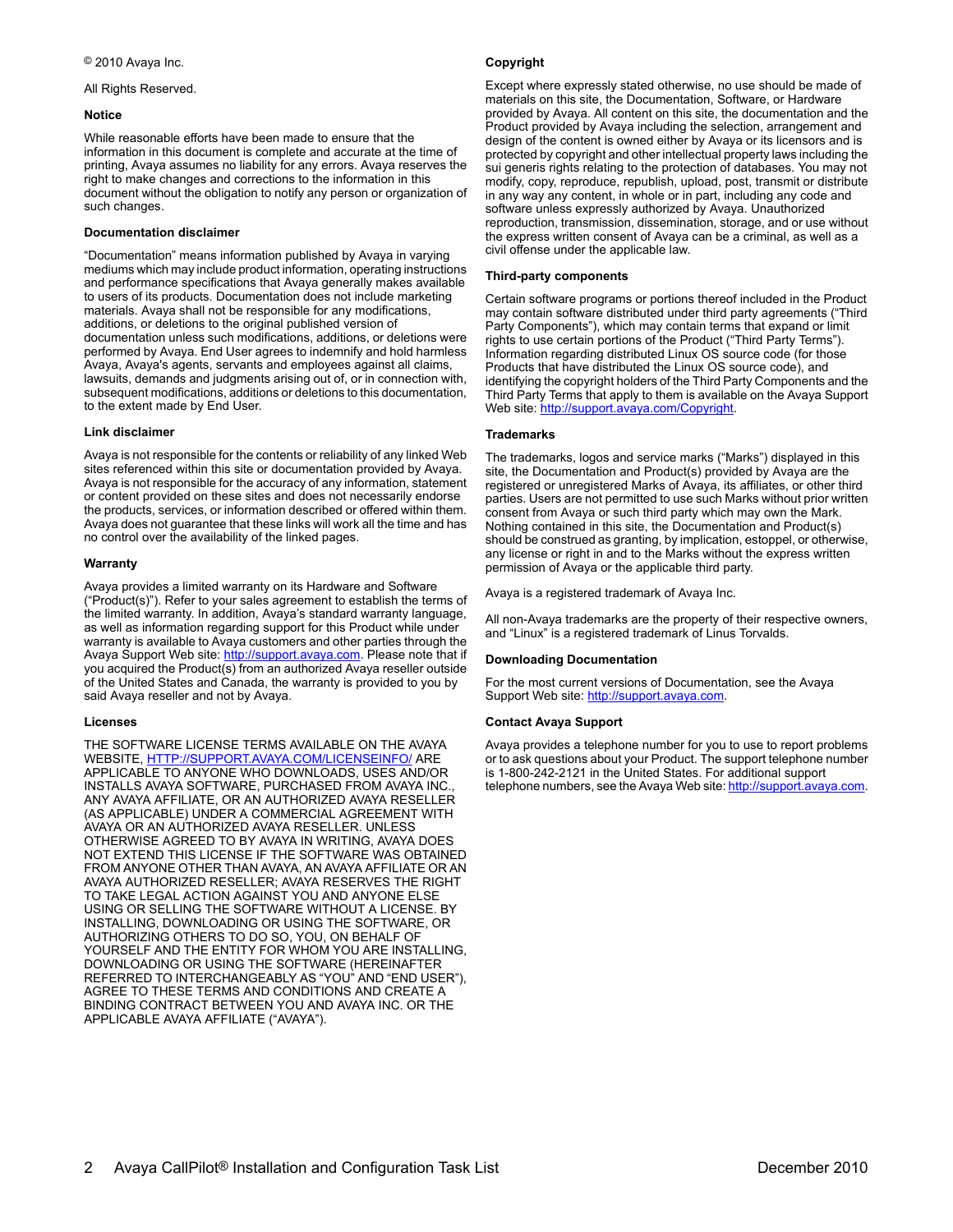© 2010 Avaya Inc.

All Rights Reserved.

### Notice

While reasonable efforts have been made to ensure that the information in this document is complete and accurate at the time of printing, Avaya assumes no liability for any errors. Avaya reserves the right to make changes and corrections to the information in this document without the obligation to notify any person or organization of such changes.

### Documentation disclaimer

"Documentation" means information published by Avaya in varying mediums which may include product information, operating instructions and performance specifications that Avaya generally makes available to users of its products. Documentation does not include marketing materials. Avaya shall not be responsible for any modifications, additions, or deletions to the original published version of documentation unless such modifications, additions, or deletions were performed by Avaya. End User agrees to indemnify and hold harmless Avaya, Avaya's agents, servants and employees against all claims, lawsuits, demands and judgments arising out of, or in connection with, subsequent modifications, additions or deletions to this documentation, to the extent made by End User.

### Link disclaimer

Avaya is not responsible for the contents or reliability of any linked Web sites referenced within this site or documentation provided by Avaya. Avaya is not responsible for the accuracy of any information, statement or content provided on these sites and does not necessarily endorse the products, services, or information described or offered within them. Avaya does not guarantee that these links will work all the time and has no control over the availability of the linked pages.

### Warranty

Avaya provides a limited warranty on its Hardware and Software ("Product(s)"). Refer to your sales agreement to establish the terms of the limited warranty. In addition, Avaya's standard warranty language, as well as information regarding support for this Product while under warranty is available to Avaya customers and other parties through the Avaya Support Web site: http://support.avaya.com. Please note that if you acquired the Product(s) from an authorized Avaya reseller outside of the United States and Canada, the warranty is provided to you by said Avaya reseller and not by Avaya.

### Licenses

THE SOFTWARE LICENSE TERMS AVAILABLE ON THE AVAYA WEBSITE, HTTP://SUPPORT.AVAYA.COM/LICENSEINFO/ ARE APPLICABLE TO ANYONE WHO DOWNLOADS, USES AND/OR INSTALLS AVAYA SOFTWARE, PURCHASED FROM AVAYA INC., ANY AVAYA AFFILIATE, OR AN AUTHORIZED AVAYA RESELLER (AS APPLICABLE) UNDER A COMMERCIAL AGREEMENT WITH AVAYA OR AN AUTHORIZED AVAYA RESELLER. UNLESS OTHERWISE AGREED TO BY AVAYA IN WRITING, AVAYA DOES NOT EXTEND THIS LICENSE IF THE SOFTWARE WAS OBTAINED FROM ANYONE OTHER THAN AVAYA, AN AVAYA AFFILIATE OR AN AVAYA AUTHORIZED RESELLER; AVAYA RESERVES THE RIGHT TO TAKE LEGAL ACTION AGAINST YOU AND ANYONE ELSE USING OR SELLING THE SOFTWARE WITHOUT A LICENSE. BY INSTALLING, DOWNLOADING OR USING THE SOFTWARE, OR AUTHORIZING OTHERS TO DO SO, YOU, ON BEHALF OF YOURSELF AND THE ENTITY FOR WHOM YOU ARE INSTALLING, DOWNLOADING OR USING THE SOFTWARE (HEREINAFTER REFERRED TO INTERCHANGEABLY AS "YOU" AND "END USER"), AGREE TO THESE TERMS AND CONDITIONS AND CREATE A BINDING CONTRACT BETWEEN YOU AND AVAYA INC. OR THE APPLICABLE AVAYA AFFILIATE ("AVAYA").

### Copyright

Except where expressly stated otherwise, no use should be made of materials on this site, the Documentation, Software, or Hardware provided by Avaya. All content on this site, the documentation and the Product provided by Avaya including the selection, arrangement and design of the content is owned either by Avaya or its licensors and is protected by copyright and other intellectual property laws including the sui generis rights relating to the protection of databases. You may not modify, copy, reproduce, republish, upload, post, transmit or distribute in any way any content, in whole or in part, including any code and software unless expressly authorized by Avaya. Unauthorized reproduction, transmission, dissemination, storage, and or use without the express written consent of Avaya can be a criminal, as well as a civil offense under the applicable law.

### Third-party components

Certain software programs or portions thereof included in the Product may contain software distributed under third party agreements ("Third Party Components"), which may contain terms that expand or limit rights to use certain portions of the Product ("Third Party Terms"). Information regarding distributed Linux OS source code (for those Products that have distributed the Linux OS source code), and identifying the copyright holders of the Third Party Components and the Third Party Terms that apply to them is available on the Avaya Support Web site: http://support.avaya.com/Copyright.

### Trademarks

The trademarks, logos and service marks ("Marks") displayed in this site, the Documentation and Product(s) provided by Avaya are the registered or unregistered Marks of Avaya, its affiliates, or other third parties. Users are not permitted to use such Marks without prior written consent from Avaya or such third party which may own the Mark. Nothing contained in this site, the Documentation and Product(s) should be construed as granting, by implication, estoppel, or otherwise, any license or right in and to the Marks without the express written permission of Avaya or the applicable third party.

Avaya is a registered trademark of Avaya Inc.

All non-Avaya trademarks are the property of their respective owners, and "Linux" is a registered trademark of Linus Torvalds.

### Downloading Documentation

For the most current versions of Documentation, see the Avaya Support Web site: http://support.avaya.com.

### Contact Avaya Support

Avaya provides a telephone number for you to use to report problems or to ask questions about your Product. The support telephone number is 1-800-242-2121 in the United States. For additional support telephone numbers, see the Avaya Web site: http://support.avaya.com.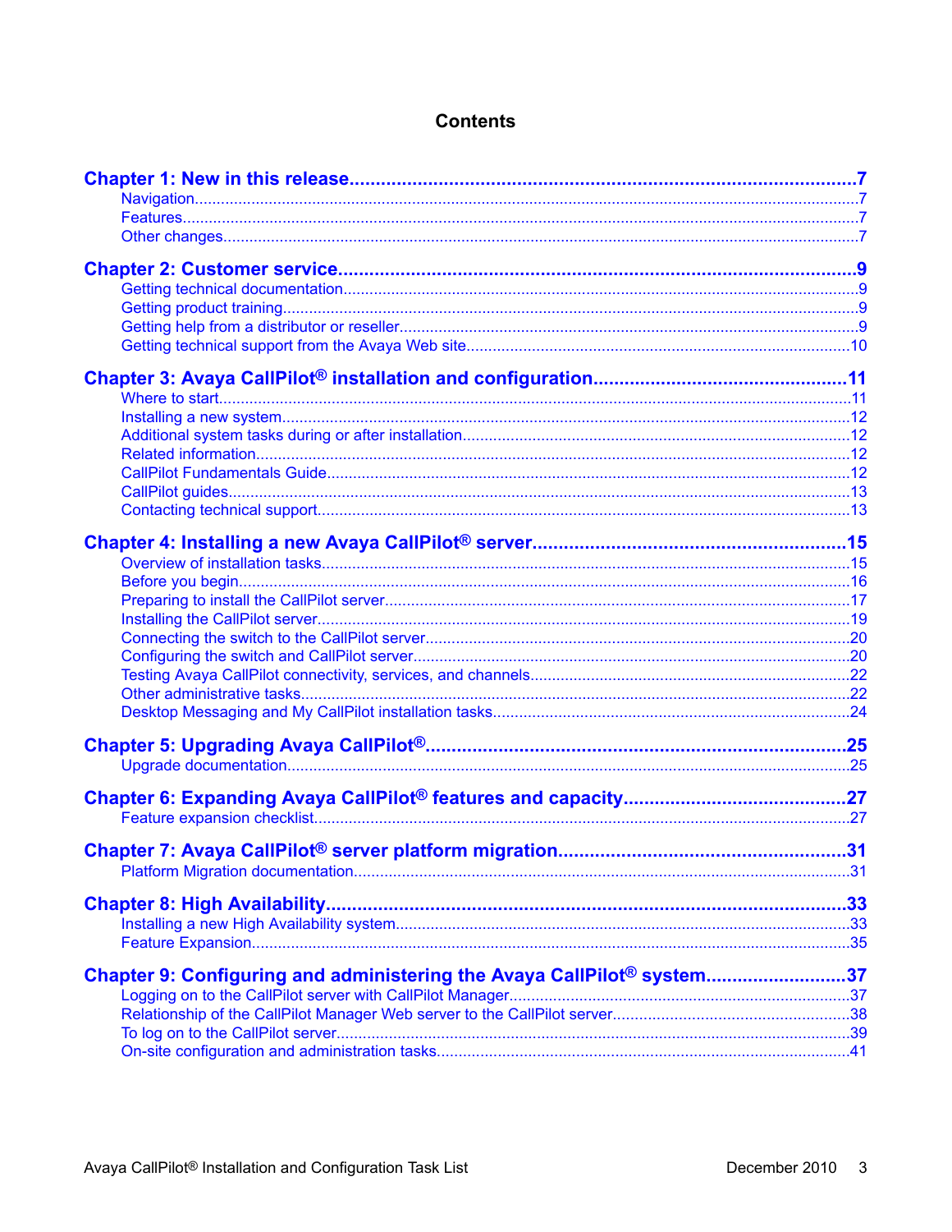# Contents

**Chapter 1: New in this release....................................................................................................7**

- Navigation......................................................................................................................................7
- Features.........................................................................................................................................7
- Other changes................................................................................................................................7

**Chapter 2: Customer service.......................................................................................................9**

- Getting technical documentation.....................................................................................................9
- Getting product training..................................................................................................................9
- Getting help from a distributor or reseller.........................................................................................9
- Getting technical support from the Avaya Web site.......................................................................10

**Chapter 3: Avaya CallPilot® installation and configuration...............................................11**

- Where to start................................................................................................................................11
- Installing a new system.................................................................................................................12
- Additional system tasks during or after installation........................................................................12
- Related information.......................................................................................................................12
- CallPilot Fundamentals Guide.......................................................................................................12
- CallPilot guides.............................................................................................................................13
- Contacting technical support.........................................................................................................13

**Chapter 4: Installing a new Avaya CallPilot® server..........................................................15**

- Overview of installation tasks........................................................................................................15
- Before you begin...........................................................................................................................16
- Preparing to install the CallPilot server..........................................................................................17
- Installing the CallPilot server.........................................................................................................19
- Connecting the switch to the CallPilot server.................................................................................20
- Configuring the switch and CallPilot server....................................................................................20
- Testing Avaya CallPilot connectivity, services, and channels.........................................................22
- Other administrative tasks.............................................................................................................22
- Desktop Messaging and My CallPilot installation tasks.................................................................24

**Chapter 5: Upgrading Avaya CallPilot®.................................................................................25**

- Upgrade documentation................................................................................................................25

**Chapter 6: Expanding Avaya CallPilot® features and capacity.........................................27**

- Feature expansion checklist..........................................................................................................27

**Chapter 7: Avaya CallPilot® server platform migration.....................................................31**

- Platform Migration documentation.................................................................................................31

**Chapter 8: High Availability....................................................................................................33**

- Installing a new High Availability system.......................................................................................33
- Feature Expansion........................................................................................................................35

**Chapter 9: Configuring and administering the Avaya CallPilot® system..........................37**

- Logging on to the CallPilot server with CallPilot Manager.............................................................37
- Relationship of the CallPilot Manager Web server to the CallPilot server......................................38
- To log on to the CallPilot server....................................................................................................39
- On-site configuration and administration tasks..............................................................................41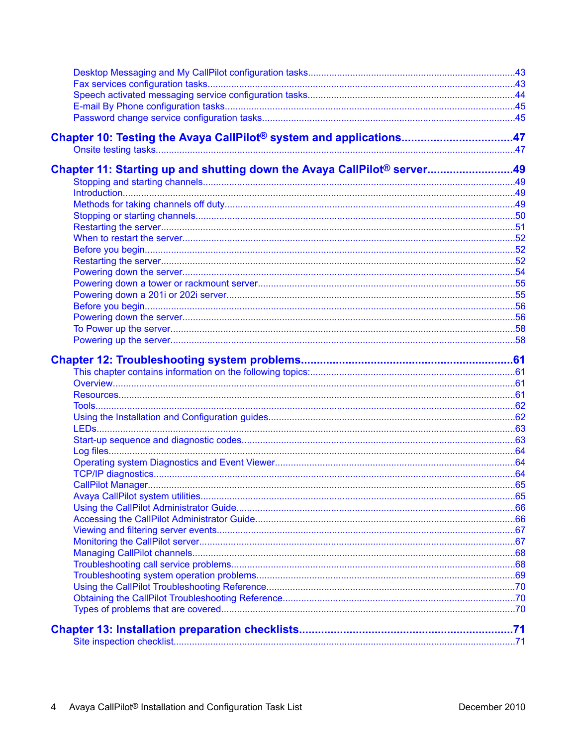Desktop Messaging and My CallPilot configuration tasks.....43
Fax services configuration tasks.....43
Speech activated messaging service configuration tasks.....44
E-mail By Phone configuration tasks.....45
Password change service configuration tasks.....45

**Chapter 10: Testing the Avaya CallPilot® system and applications.....47**
Onsite testing tasks.....47

**Chapter 11: Starting up and shutting down the Avaya CallPilot® server.....49**
Stopping and starting channels.....49
Introduction.....49
Methods for taking channels off duty.....49
Stopping or starting channels.....50
Restarting the server.....51
When to restart the server.....52
Before you begin.....52
Restarting the server.....52
Powering down the server.....54
Powering down a tower or rackmount server.....55
Powering down a 201i or 202i server.....55
Before you begin.....56
Powering down the server.....56
To Power up the server.....58
Powering up the server.....58

**Chapter 12: Troubleshooting system problems.....61**
This chapter contains information on the following topics:.....61
Overview.....61
Resources.....61
Tools.....62
Using the Installation and Configuration guides.....62
LEDs.....63
Start-up sequence and diagnostic codes.....63
Log files.....64
Operating system Diagnostics and Event Viewer.....64
TCP/IP diagnostics.....64
CallPilot Manager.....65
Avaya CallPilot system utilities.....65
Using the CallPilot Administrator Guide.....66
Accessing the CallPilot Administrator Guide.....66
Viewing and filtering server events.....67
Monitoring the CallPilot server.....67
Managing CallPilot channels.....68
Troubleshooting call service problems.....68
Troubleshooting system operation problems.....69
Using the CallPilot Troubleshooting Reference.....70
Obtaining the CallPilot Troubleshooting Reference.....70
Types of problems that are covered.....70

**Chapter 13: Installation preparation checklists.....71**
Site inspection checklist.....71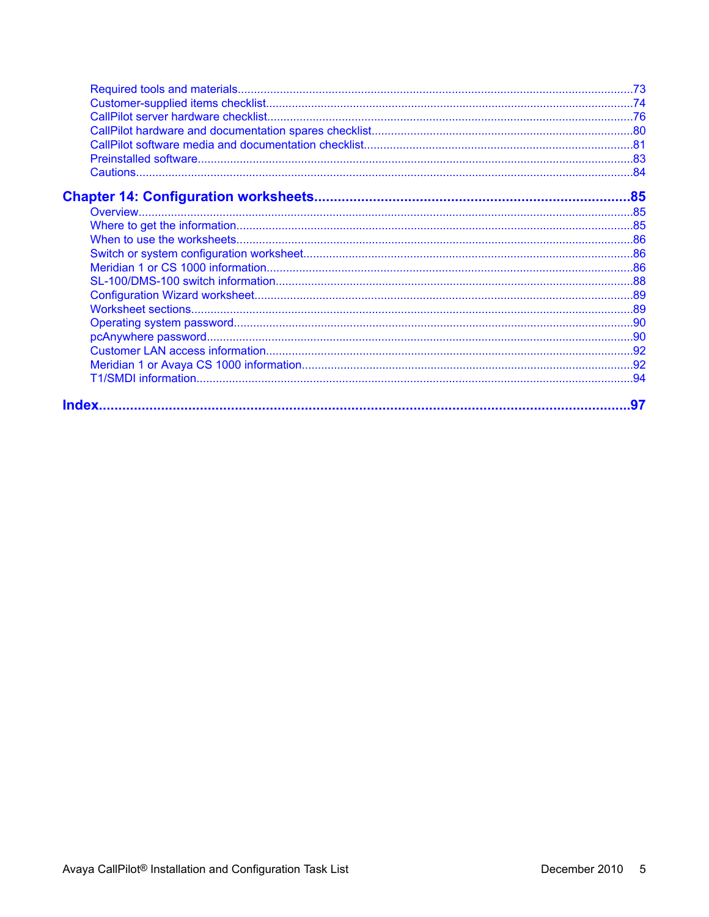- Required tools and materials .......... 73
- Customer-supplied items checklist .......... 74
- CallPilot server hardware checklist .......... 76
- CallPilot hardware and documentation spares checklist .......... 80
- CallPilot software media and documentation checklist .......... 81
- Preinstalled software .......... 83
- Cautions .......... 84

**Chapter 14: Configuration worksheets .......... 85**

- Overview .......... 85
- Where to get the information .......... 85
- When to use the worksheets .......... 86
- Switch or system configuration worksheet .......... 86
- Meridian 1 or CS 1000 information .......... 86
- SL-100/DMS-100 switch information .......... 88
- Configuration Wizard worksheet .......... 89
- Worksheet sections .......... 89
- Operating system password .......... 90
- pcAnywhere password .......... 90
- Customer LAN access information .......... 92
- Meridian 1 or Avaya CS 1000 information .......... 92
- T1/SMDI information .......... 94

**Index .......... 97**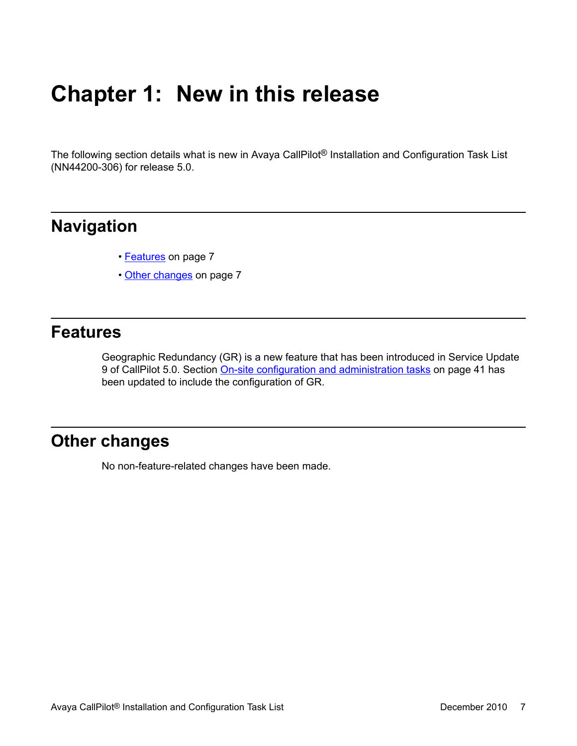# Chapter 1: New in this release

The following section details what is new in Avaya CallPilot® Installation and Configuration Task List (NN44200-306) for release 5.0.

## Navigation

- Features on page 7
- Other changes on page 7

## Features

Geographic Redundancy (GR) is a new feature that has been introduced in Service Update 9 of CallPilot 5.0. Section On-site configuration and administration tasks on page 41 has been updated to include the configuration of GR.

## Other changes

No non-feature-related changes have been made.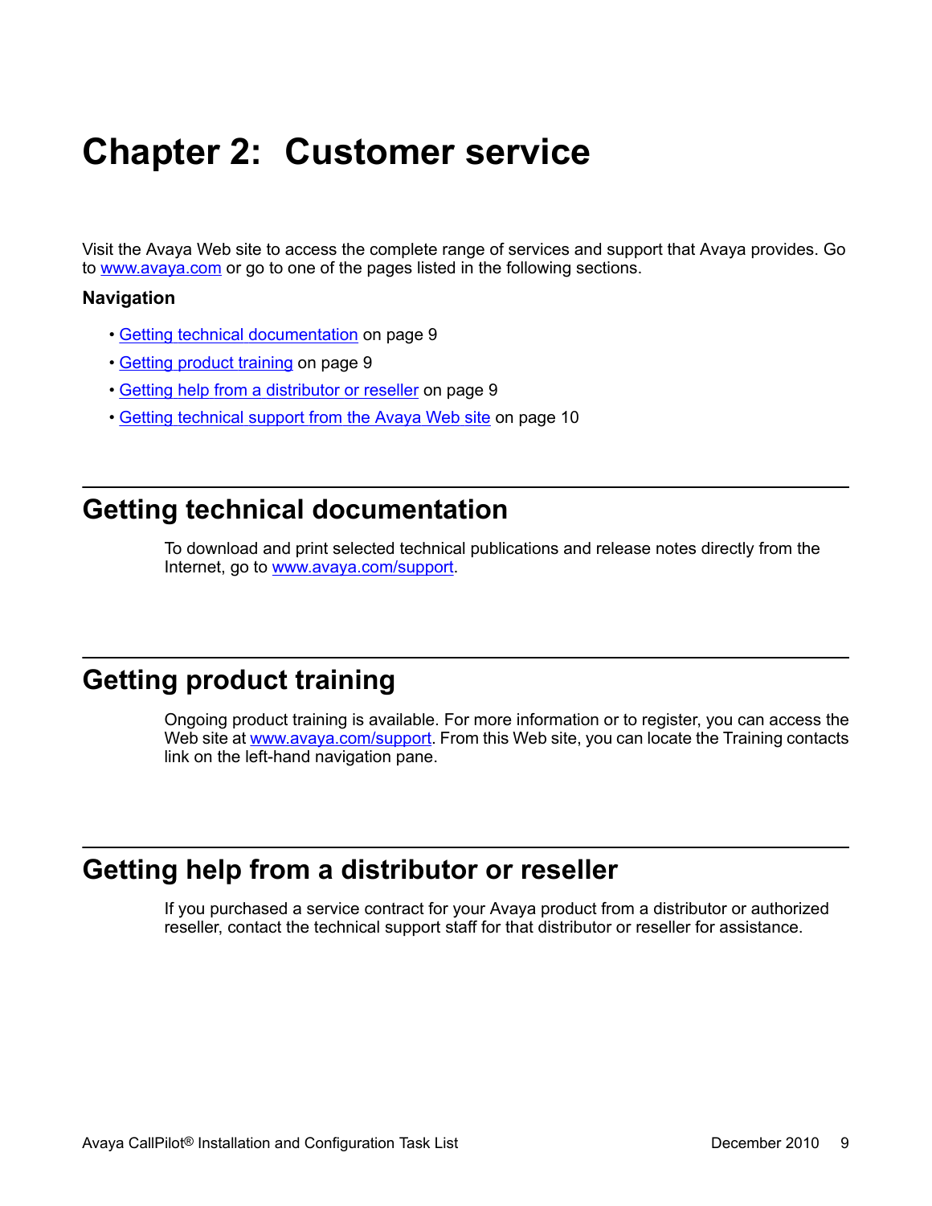# Chapter 2: Customer service

Visit the Avaya Web site to access the complete range of services and support that Avaya provides. Go to www.avaya.com or go to one of the pages listed in the following sections.

**Navigation**

- Getting technical documentation on page 9
- Getting product training on page 9
- Getting help from a distributor or reseller on page 9
- Getting technical support from the Avaya Web site on page 10

## Getting technical documentation

To download and print selected technical publications and release notes directly from the Internet, go to www.avaya.com/support.

## Getting product training

Ongoing product training is available. For more information or to register, you can access the Web site at www.avaya.com/support. From this Web site, you can locate the Training contacts link on the left-hand navigation pane.

## Getting help from a distributor or reseller

If you purchased a service contract for your Avaya product from a distributor or authorized reseller, contact the technical support staff for that distributor or reseller for assistance.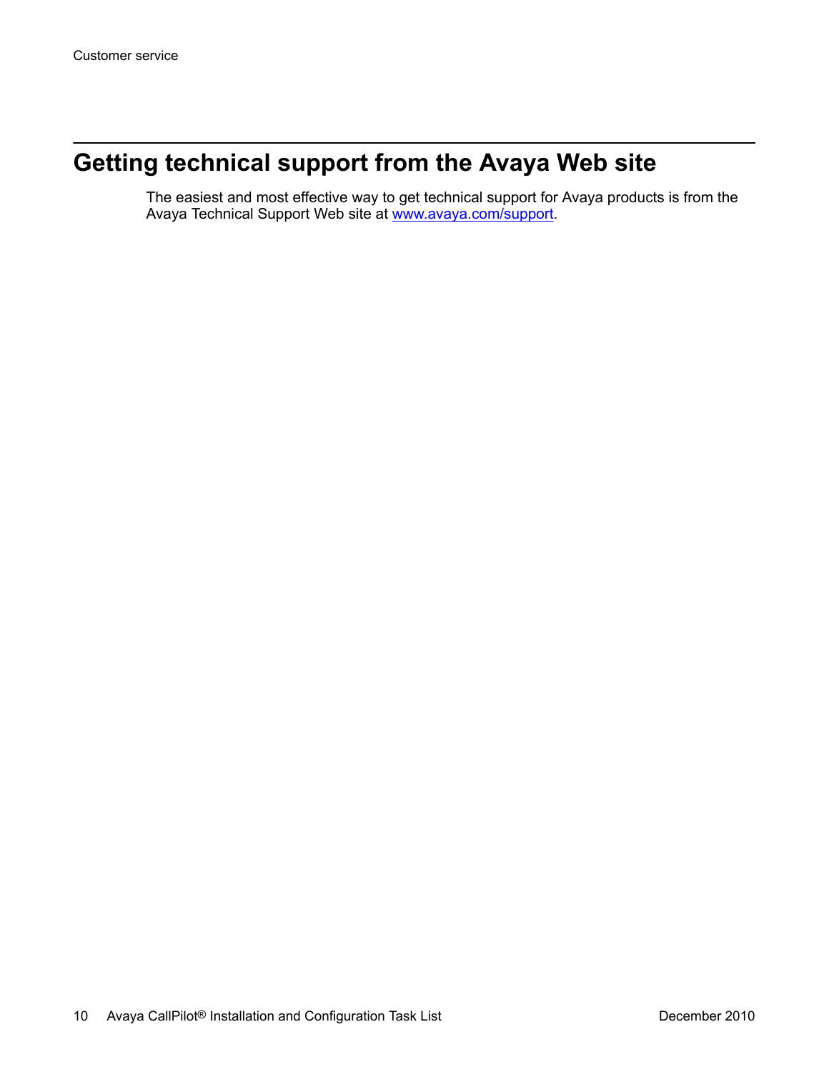## Getting technical support from the Avaya Web site

The easiest and most effective way to get technical support for Avaya products is from the Avaya Technical Support Web site at [www.avaya.com/support](http://www.avaya.com/support).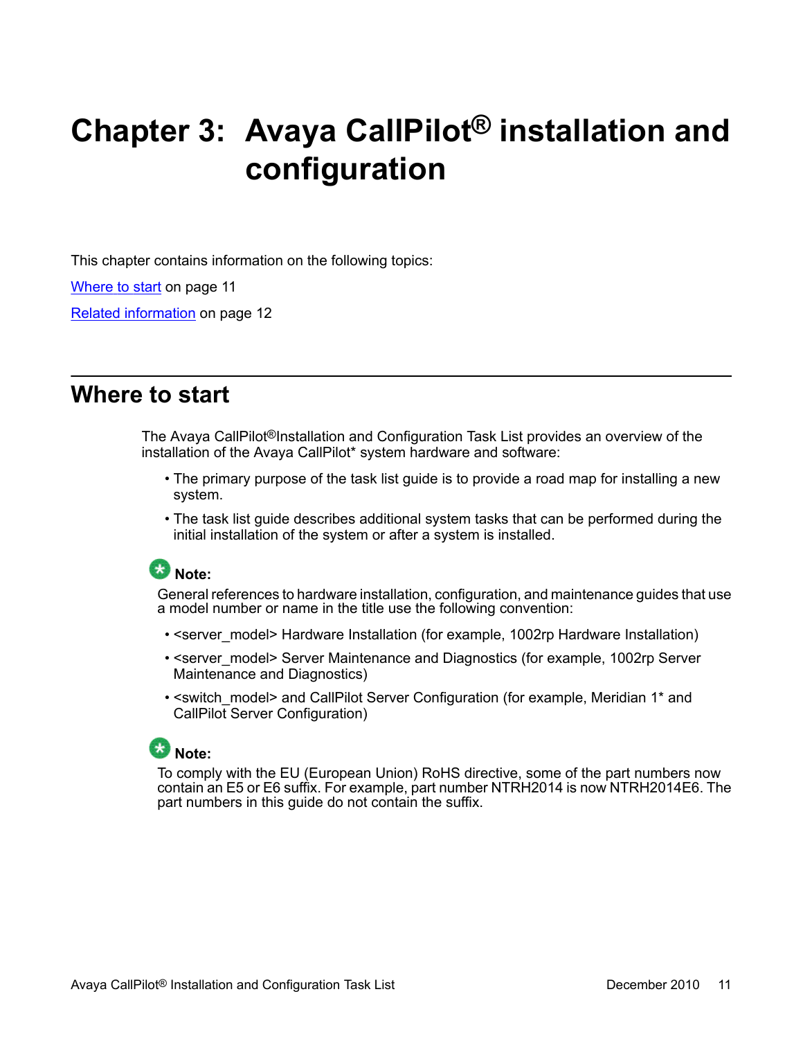# Chapter 3: Avaya CallPilot® installation and configuration

This chapter contains information on the following topics:

Where to start on page 11

Related information on page 12

## Where to start

The Avaya CallPilot®Installation and Configuration Task List provides an overview of the installation of the Avaya CallPilot* system hardware and software:

- The primary purpose of the task list guide is to provide a road map for installing a new system.
- The task list guide describes additional system tasks that can be performed during the initial installation of the system or after a system is installed.

**Note:**

General references to hardware installation, configuration, and maintenance guides that use a model number or name in the title use the following convention:

- <server_model> Hardware Installation (for example, 1002rp Hardware Installation)
- <server_model> Server Maintenance and Diagnostics (for example, 1002rp Server Maintenance and Diagnostics)
- <switch_model> and CallPilot Server Configuration (for example, Meridian 1* and CallPilot Server Configuration)

**Note:**

To comply with the EU (European Union) RoHS directive, some of the part numbers now contain an E5 or E6 suffix. For example, part number NTRH2014 is now NTRH2014E6. The part numbers in this guide do not contain the suffix.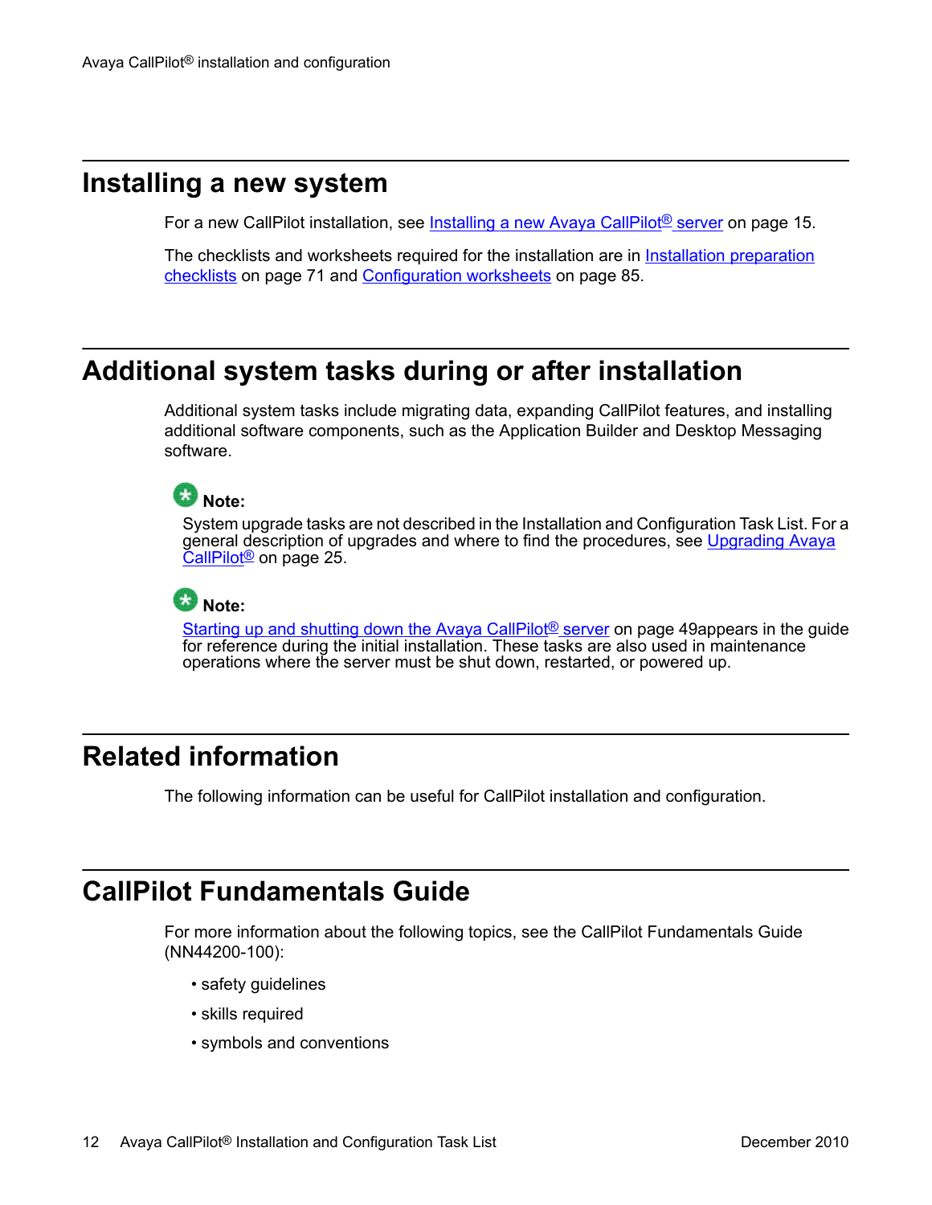## Installing a new system

For a new CallPilot installation, see Installing a new Avaya CallPilot® server on page 15.

The checklists and worksheets required for the installation are in Installation preparation checklists on page 71 and Configuration worksheets on page 85.

## Additional system tasks during or after installation

Additional system tasks include migrating data, expanding CallPilot features, and installing additional software components, such as the Application Builder and Desktop Messaging software.

**Note:**

System upgrade tasks are not described in the Installation and Configuration Task List. For a general description of upgrades and where to find the procedures, see Upgrading Avaya CallPilot® on page 25.

**Note:**

Starting up and shutting down the Avaya CallPilot® server on page 49appears in the guide for reference during the initial installation. These tasks are also used in maintenance operations where the server must be shut down, restarted, or powered up.

## Related information

The following information can be useful for CallPilot installation and configuration.

## CallPilot Fundamentals Guide

For more information about the following topics, see the CallPilot Fundamentals Guide (NN44200-100):

- safety guidelines
- skills required
- symbols and conventions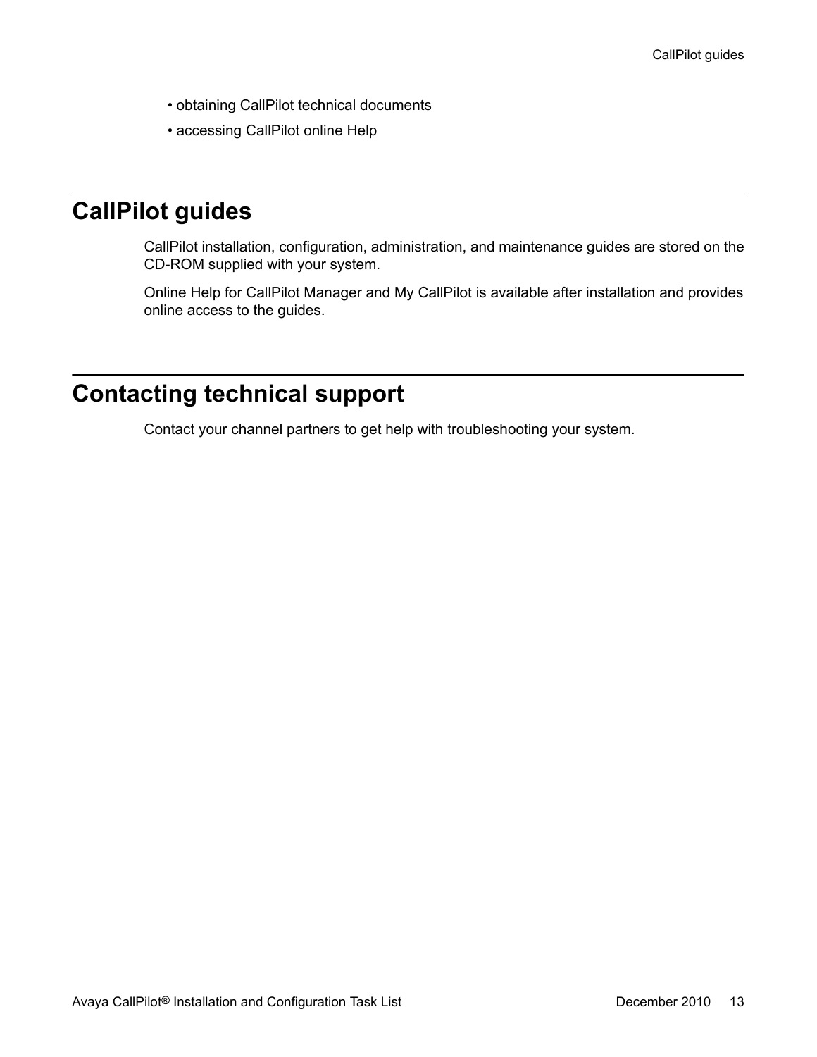- obtaining CallPilot technical documents
- accessing CallPilot online Help

## CallPilot guides

CallPilot installation, configuration, administration, and maintenance guides are stored on the CD-ROM supplied with your system.

Online Help for CallPilot Manager and My CallPilot is available after installation and provides online access to the guides.

## Contacting technical support

Contact your channel partners to get help with troubleshooting your system.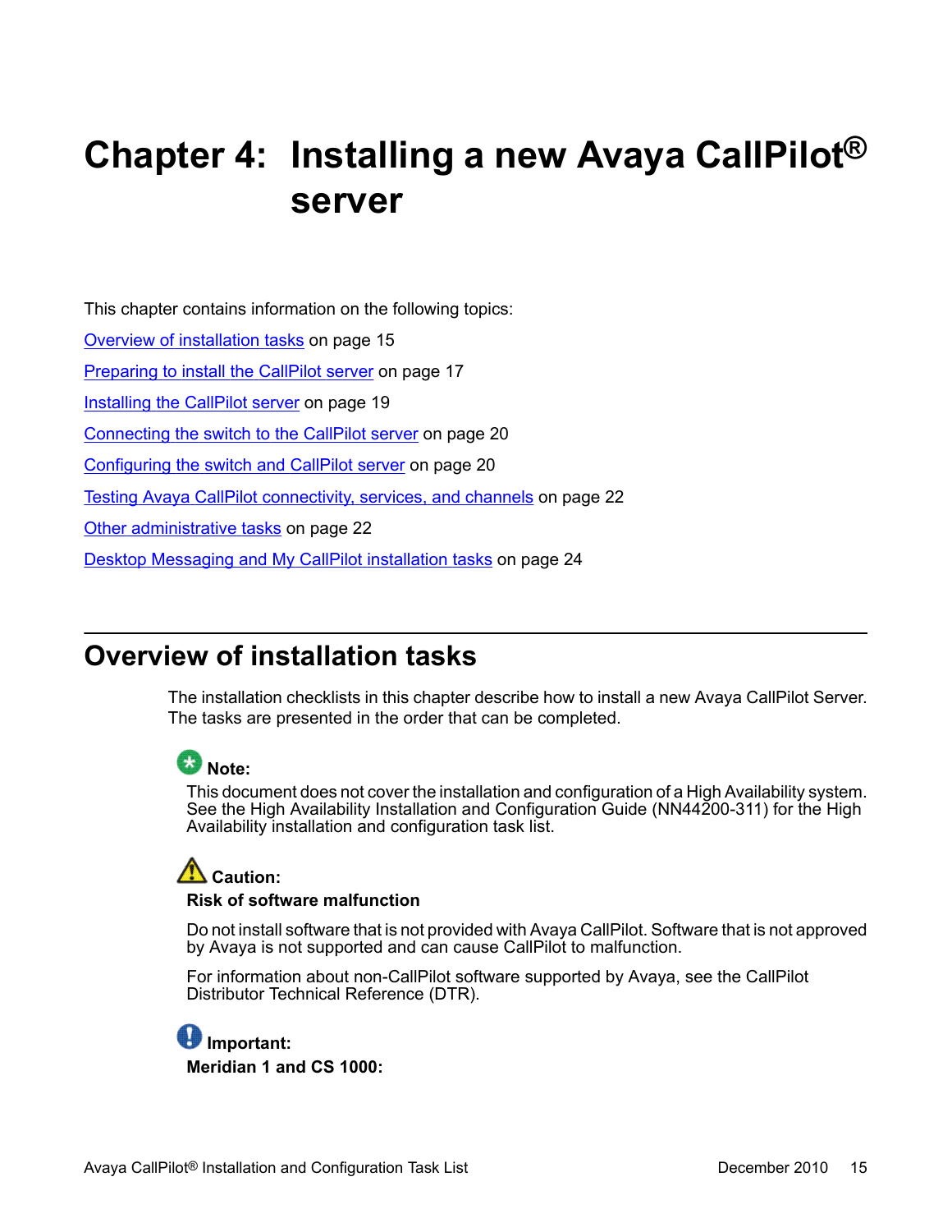# Chapter 4: Installing a new Avaya CallPilot® server

This chapter contains information on the following topics:

Overview of installation tasks on page 15

Preparing to install the CallPilot server on page 17

Installing the CallPilot server on page 19

Connecting the switch to the CallPilot server on page 20

Configuring the switch and CallPilot server on page 20

Testing Avaya CallPilot connectivity, services, and channels on page 22

Other administrative tasks on page 22

Desktop Messaging and My CallPilot installation tasks on page 24

## Overview of installation tasks

The installation checklists in this chapter describe how to install a new Avaya CallPilot Server. The tasks are presented in the order that can be completed.

**Note:**

This document does not cover the installation and configuration of a High Availability system. See the High Availability Installation and Configuration Guide (NN44200-311) for the High Availability installation and configuration task list.

**Caution:**

**Risk of software malfunction**

Do not install software that is not provided with Avaya CallPilot. Software that is not approved by Avaya is not supported and can cause CallPilot to malfunction.

For information about non-CallPilot software supported by Avaya, see the CallPilot Distributor Technical Reference (DTR).

**Important:**

**Meridian 1 and CS 1000:**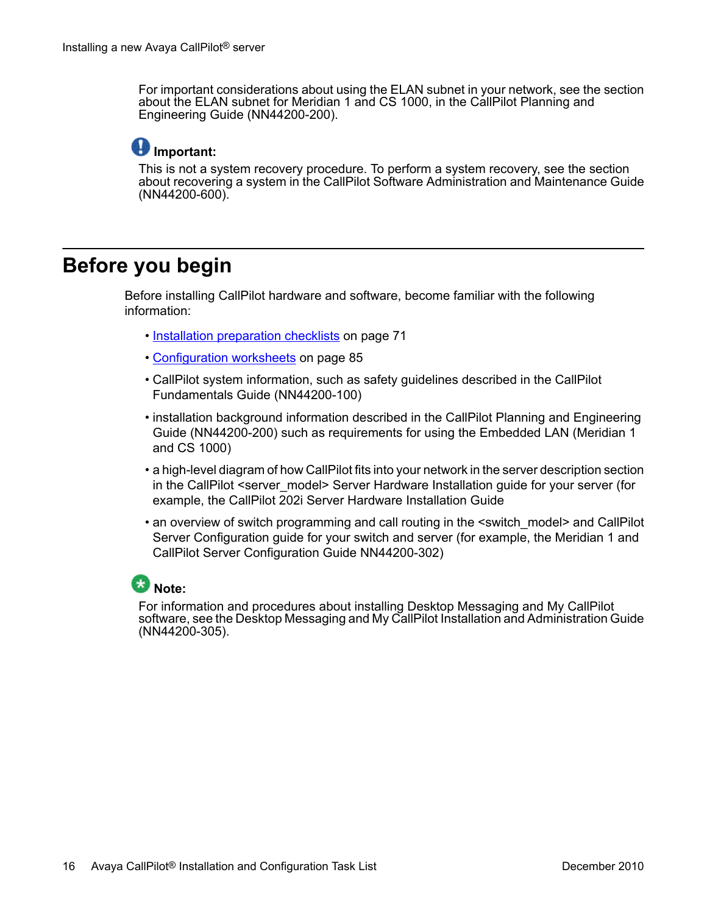For important considerations about using the ELAN subnet in your network, see the section about the ELAN subnet for Meridian 1 and CS 1000, in the CallPilot Planning and Engineering Guide (NN44200-200).

**Important:**

This is not a system recovery procedure. To perform a system recovery, see the section about recovering a system in the CallPilot Software Administration and Maintenance Guide (NN44200-600).

## Before you begin

Before installing CallPilot hardware and software, become familiar with the following information:

- Installation preparation checklists on page 71
- Configuration worksheets on page 85
- CallPilot system information, such as safety guidelines described in the CallPilot Fundamentals Guide (NN44200-100)
- installation background information described in the CallPilot Planning and Engineering Guide (NN44200-200) such as requirements for using the Embedded LAN (Meridian 1 and CS 1000)
- a high-level diagram of how CallPilot fits into your network in the server description section in the CallPilot <server_model> Server Hardware Installation guide for your server (for example, the CallPilot 202i Server Hardware Installation Guide
- an overview of switch programming and call routing in the <switch_model> and CallPilot Server Configuration guide for your switch and server (for example, the Meridian 1 and CallPilot Server Configuration Guide NN44200-302)

**Note:**

For information and procedures about installing Desktop Messaging and My CallPilot software, see the Desktop Messaging and My CallPilot Installation and Administration Guide (NN44200-305).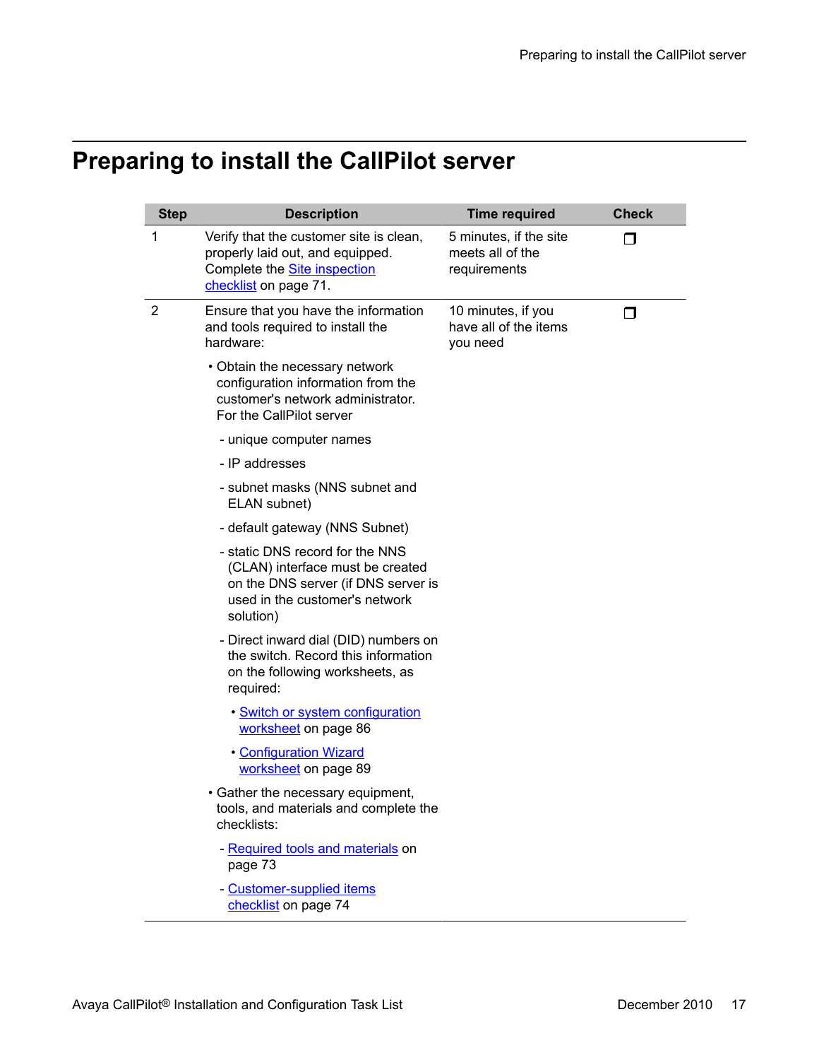# Preparing to install the CallPilot server

| Step | Description | Time required | Check |
|---|---|---|---|
| 1 | Verify that the customer site is clean, properly laid out, and equipped. Complete the Site inspection checklist on page 71. | 5 minutes, if the site meets all of the requirements | ❐ |
| 2 | Ensure that you have the information and tools required to install the hardware:<br>• Obtain the necessary network configuration information from the customer's network administrator. For the CallPilot server<br>- unique computer names<br>- IP addresses<br>- subnet masks (NNS subnet and ELAN subnet)<br>- default gateway (NNS Subnet)<br>- static DNS record for the NNS (CLAN) interface must be created on the DNS server (if DNS server is used in the customer's network solution)<br>- Direct inward dial (DID) numbers on the switch. Record this information on the following worksheets, as required:<br>• Switch or system configuration worksheet on page 86<br>• Configuration Wizard worksheet on page 89<br>• Gather the necessary equipment, tools, and materials and complete the checklists:<br>- Required tools and materials on page 73<br>- Customer-supplied items checklist on page 74 | 10 minutes, if you have all of the items you need | ❐ |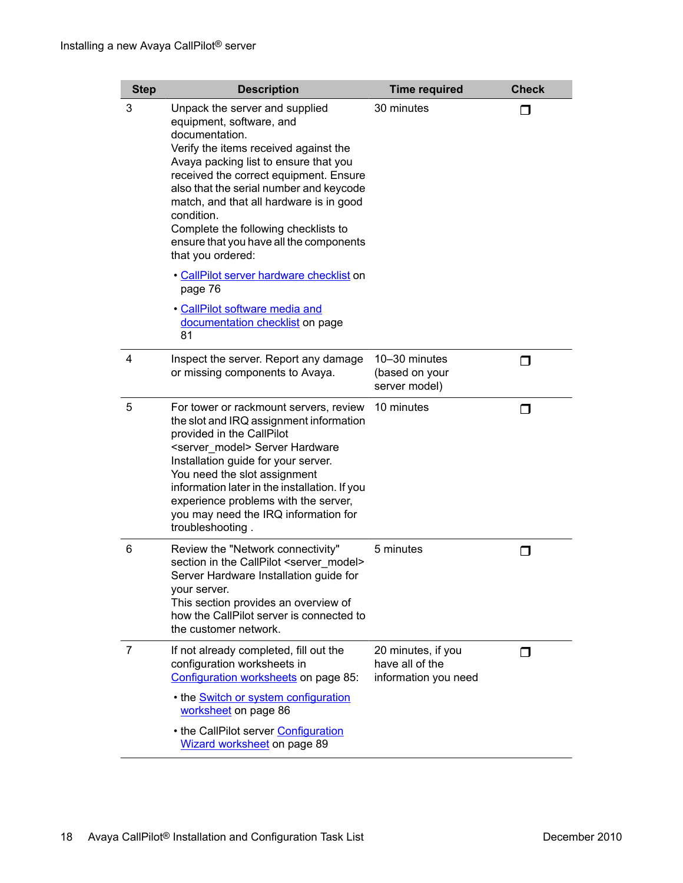| Step | Description | Time required | Check |
| --- | --- | --- | --- |
| 3 | Unpack the server and supplied equipment, software, and documentation.<br>Verify the items received against the Avaya packing list to ensure that you received the correct equipment. Ensure also that the serial number and keycode match, and that all hardware is in good condition.<br>Complete the following checklists to ensure that you have all the components that you ordered:<br>• CallPilot server hardware checklist on page 76<br>• CallPilot software media and documentation checklist on page 81 | 30 minutes | ❐ |
| 4 | Inspect the server. Report any damage or missing components to Avaya. | 10–30 minutes (based on your server model) | ❐ |
| 5 | For tower or rackmount servers, review the slot and IRQ assignment information provided in the CallPilot <server_model> Server Hardware Installation guide for your server.<br>You need the slot assignment information later in the installation. If you experience problems with the server, you may need the IRQ information for troubleshooting . | 10 minutes | ❐ |
| 6 | Review the "Network connectivity" section in the CallPilot <server_model> Server Hardware Installation guide for your server.<br>This section provides an overview of how the CallPilot server is connected to the customer network. | 5 minutes | ❐ |
| 7 | If not already completed, fill out the configuration worksheets in Configuration worksheets on page 85:<br>• the Switch or system configuration worksheet on page 86<br>• the CallPilot server Configuration Wizard worksheet on page 89 | 20 minutes, if you have all of the information you need | ❐ |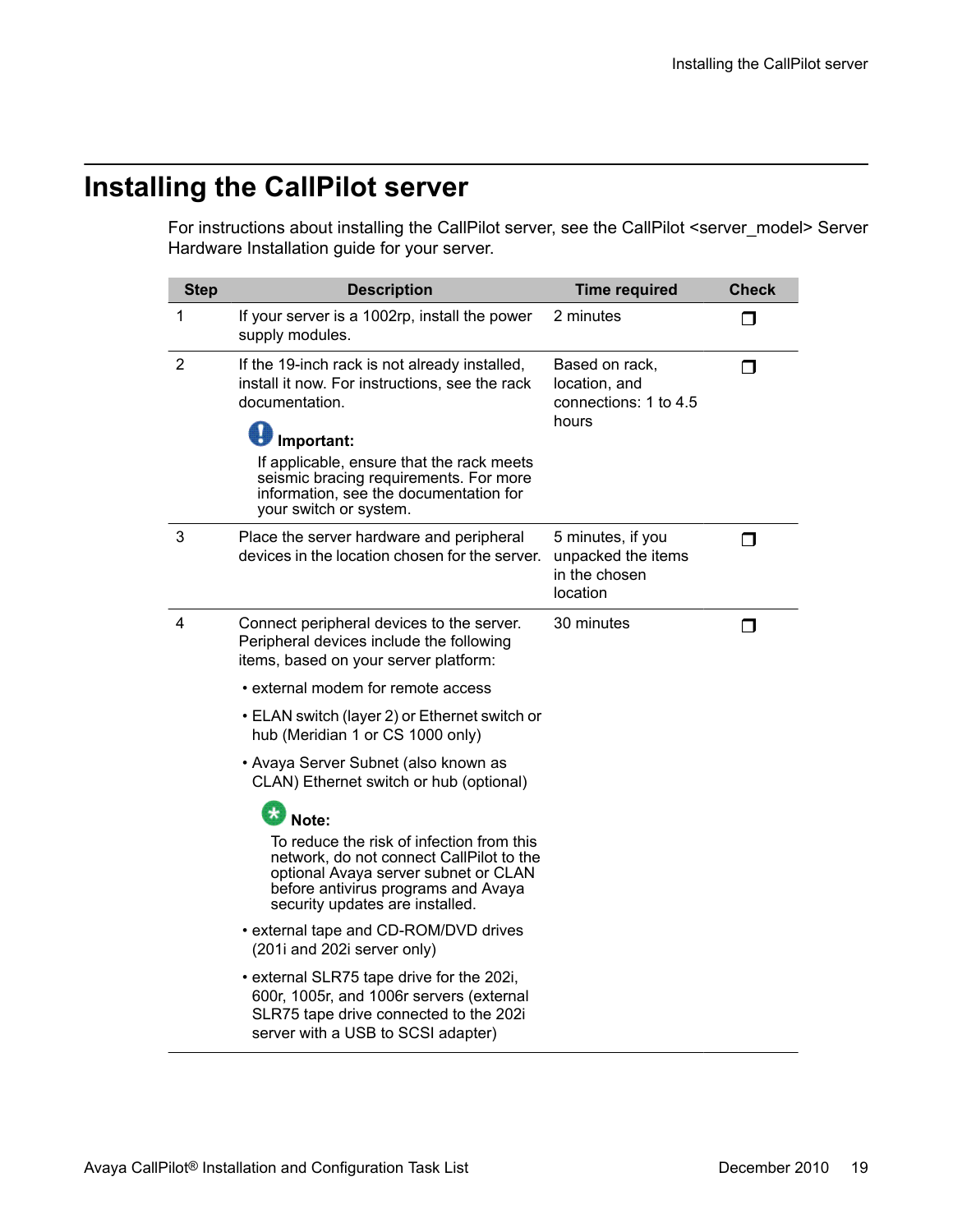# Installing the CallPilot server

For instructions about installing the CallPilot server, see the CallPilot <server_model> Server Hardware Installation guide for your server.

| Step | Description | Time required | Check |
| --- | --- | --- | --- |
| 1 | If your server is a 1002rp, install the power supply modules. | 2 minutes | ❐ |
| 2 | If the 19-inch rack is not already installed, install it now. For instructions, see the rack documentation.<br><br>**Important:**<br>If applicable, ensure that the rack meets seismic bracing requirements. For more information, see the documentation for your switch or system. | Based on rack, location, and connections: 1 to 4.5 hours | ❐ |
| 3 | Place the server hardware and peripheral devices in the location chosen for the server. | 5 minutes, if you unpacked the items in the chosen location | ❐ |
| 4 | Connect peripheral devices to the server. Peripheral devices include the following items, based on your server platform:<br>• external modem for remote access<br>• ELAN switch (layer 2) or Ethernet switch or hub (Meridian 1 or CS 1000 only)<br>• Avaya Server Subnet (also known as CLAN) Ethernet switch or hub (optional)<br><br>**Note:**<br>To reduce the risk of infection from this network, do not connect CallPilot to the optional Avaya server subnet or CLAN before antivirus programs and Avaya security updates are installed.<br><br>• external tape and CD-ROM/DVD drives (201i and 202i server only)<br>• external SLR75 tape drive for the 202i, 600r, 1005r, and 1006r servers (external SLR75 tape drive connected to the 202i server with a USB to SCSI adapter) | 30 minutes | ❐ |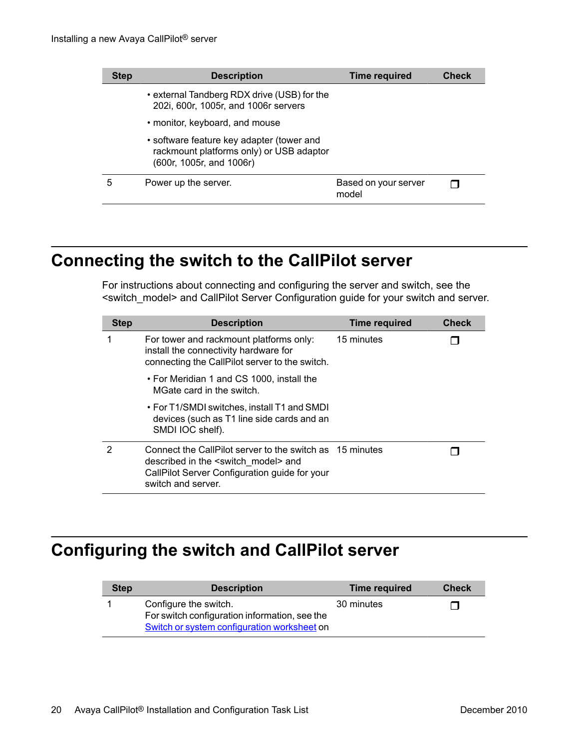| Step | Description | Time required | Check |
|---|---|---|---|
| | • external Tandberg RDX drive (USB) for the 202i, 600r, 1005r, and 1006r servers<br>• monitor, keyboard, and mouse<br>• software feature key adapter (tower and rackmount platforms only) or USB adaptor (600r, 1005r, and 1006r) | | |
| 5 | Power up the server. | Based on your server model | ❐ |

## Connecting the switch to the CallPilot server

For instructions about connecting and configuring the server and switch, see the <switch_model> and CallPilot Server Configuration guide for your switch and server.

| Step | Description | Time required | Check |
|---|---|---|---|
| 1 | For tower and rackmount platforms only: install the connectivity hardware for connecting the CallPilot server to the switch.<br>• For Meridian 1 and CS 1000, install the MGate card in the switch.<br>• For T1/SMDI switches, install T1 and SMDI devices (such as T1 line side cards and an SMDI IOC shelf). | 15 minutes | ❐ |
| 2 | Connect the CallPilot server to the switch as described in the <switch_model> and CallPilot Server Configuration guide for your switch and server. | 15 minutes | ❐ |

## Configuring the switch and CallPilot server

| Step | Description | Time required | Check |
|---|---|---|---|
| 1 | Configure the switch.<br>For switch configuration information, see the Switch or system configuration worksheet on | 30 minutes | ❐ |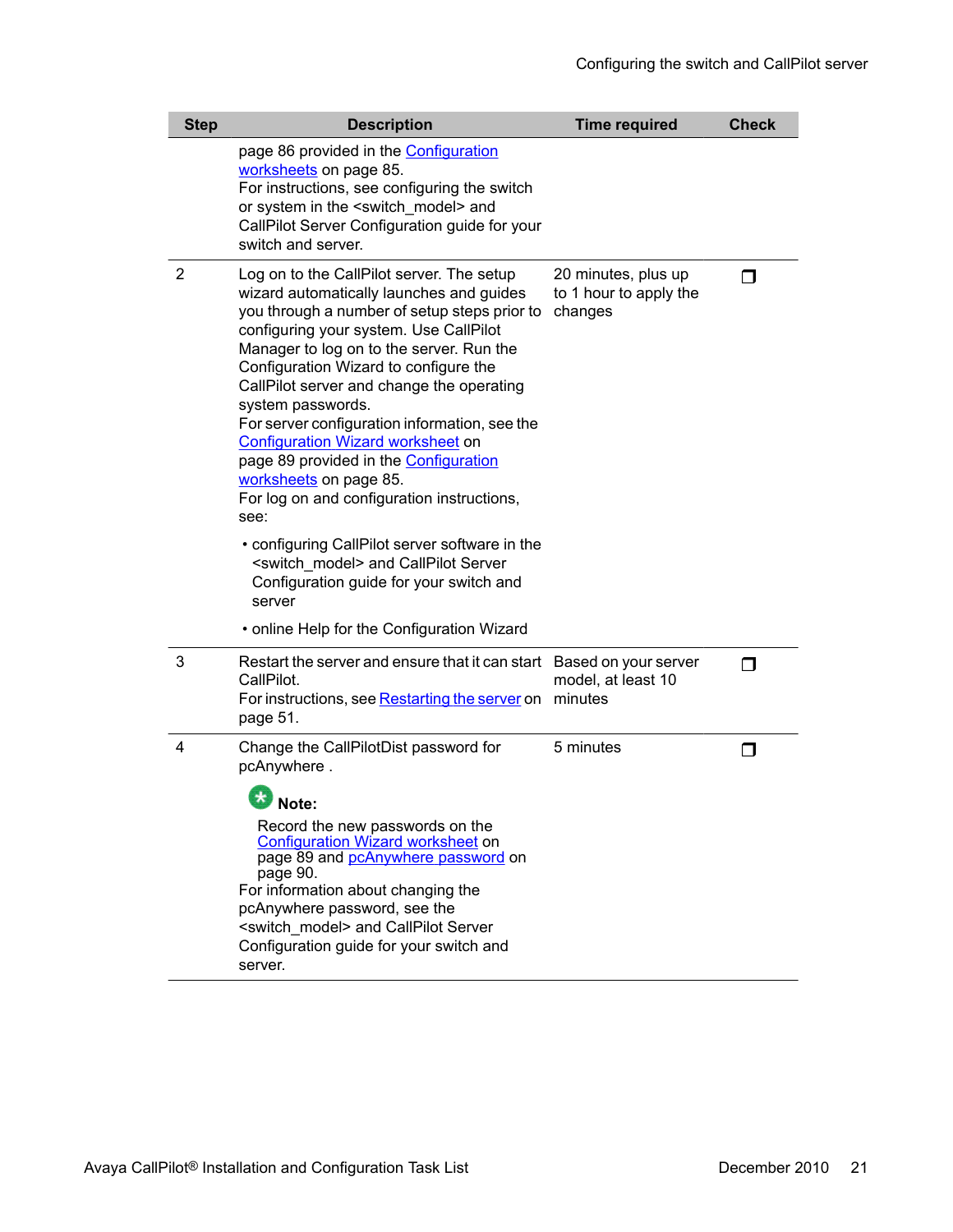| Step | Description | Time required | Check |
|---|---|---|---|
| | page 86 provided in the Configuration worksheets on page 85.<br>For instructions, see configuring the switch or system in the <switch_model> and CallPilot Server Configuration guide for your switch and server. | | |
| 2 | Log on to the CallPilot server. The setup wizard automatically launches and guides you through a number of setup steps prior to configuring your system. Use CallPilot Manager to log on to the server. Run the Configuration Wizard to configure the CallPilot server and change the operating system passwords.<br>For server configuration information, see the Configuration Wizard worksheet on page 89 provided in the Configuration worksheets on page 85.<br>For log on and configuration instructions, see:<br>• configuring CallPilot server software in the <switch_model> and CallPilot Server Configuration guide for your switch and server<br>• online Help for the Configuration Wizard | 20 minutes, plus up to 1 hour to apply the changes | ❐ |
| 3 | Restart the server and ensure that it can start CallPilot.<br>For instructions, see Restarting the server on page 51. | Based on your server model, at least 10 minutes | ❐ |
| 4 | Change the CallPilotDist password for pcAnywhere .<br>**Note:**<br>Record the new passwords on the Configuration Wizard worksheet on page 89 and pcAnywhere password on page 90.<br>For information about changing the pcAnywhere password, see the <switch_model> and CallPilot Server Configuration guide for your switch and server. | 5 minutes | ❐ |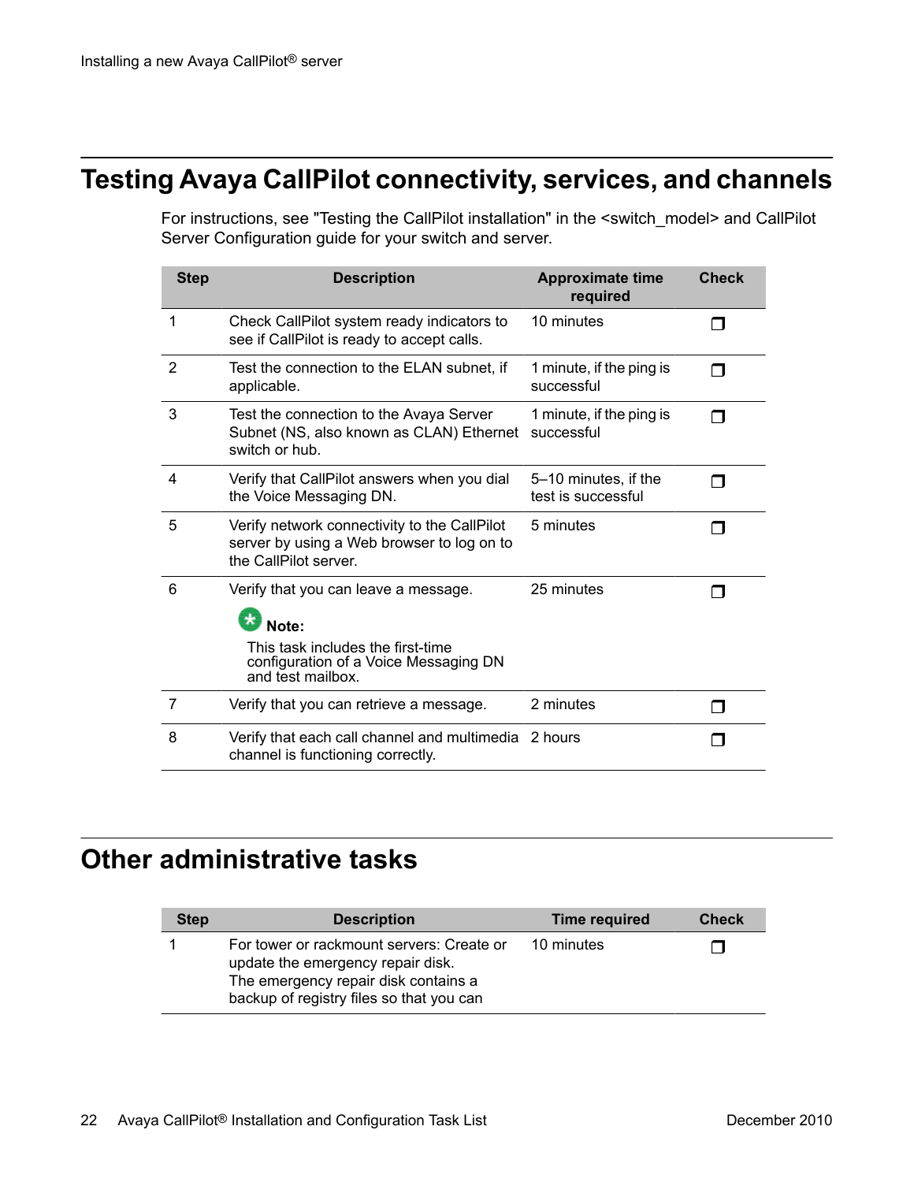## Testing Avaya CallPilot connectivity, services, and channels

For instructions, see "Testing the CallPilot installation" in the <switch_model> and CallPilot Server Configuration guide for your switch and server.

| Step | Description | Approximate time required | Check |
|---|---|---|---|
| 1 | Check CallPilot system ready indicators to see if CallPilot is ready to accept calls. | 10 minutes | ❒ |
| 2 | Test the connection to the ELAN subnet, if applicable. | 1 minute, if the ping is successful | ❒ |
| 3 | Test the connection to the Avaya Server Subnet (NS, also known as CLAN) Ethernet switch or hub. | 1 minute, if the ping is successful | ❒ |
| 4 | Verify that CallPilot answers when you dial the Voice Messaging DN. | 5–10 minutes, if the test is successful | ❒ |
| 5 | Verify network connectivity to the CallPilot server by using a Web browser to log on to the CallPilot server. | 5 minutes | ❒ |
| 6 | Verify that you can leave a message. **Note:** This task includes the first-time configuration of a Voice Messaging DN and test mailbox. | 25 minutes | ❒ |
| 7 | Verify that you can retrieve a message. | 2 minutes | ❒ |
| 8 | Verify that each call channel and multimedia channel is functioning correctly. | 2 hours | ❒ |

## Other administrative tasks

| Step | Description | Time required | Check |
|---|---|---|---|
| 1 | For tower or rackmount servers: Create or update the emergency repair disk. The emergency repair disk contains a backup of registry files so that you can | 10 minutes | ❒ |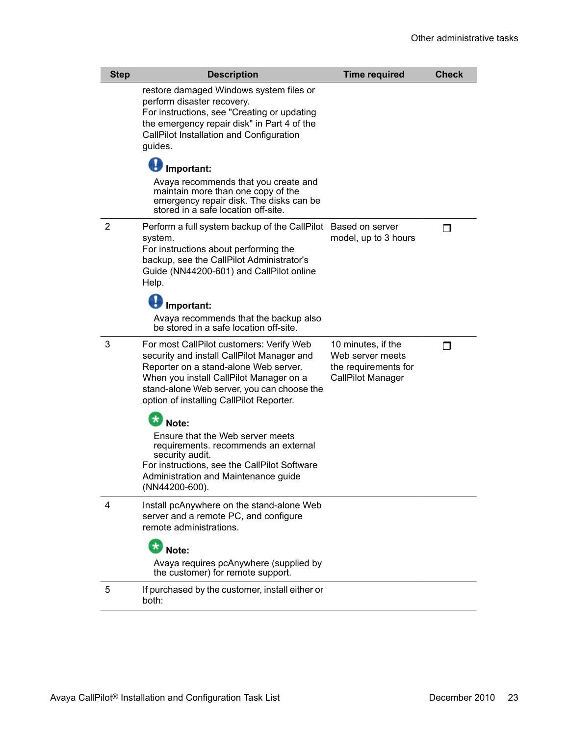| Step | Description | Time required | Check |
|---|---|---|---|
| | restore damaged Windows system files or perform disaster recovery.<br>For instructions, see "Creating or updating the emergency repair disk" in Part 4 of the CallPilot Installation and Configuration guides.<br><br>**Important:**<br>Avaya recommends that you create and maintain more than one copy of the emergency repair disk. The disks can be stored in a safe location off-site. | | |
| 2 | Perform a full system backup of the CallPilot system.<br>For instructions about performing the backup, see the CallPilot Administrator's Guide (NN44200-601) and CallPilot online Help.<br><br>**Important:**<br>Avaya recommends that the backup also be stored in a safe location off-site. | Based on server model, up to 3 hours | ❐ |
| 3 | For most CallPilot customers: Verify Web security and install CallPilot Manager and Reporter on a stand-alone Web server. When you install CallPilot Manager on a stand-alone Web server, you can choose the option of installing CallPilot Reporter.<br><br>**Note:**<br>Ensure that the Web server meets requirements. recommends an external security audit.<br>For instructions, see the CallPilot Software Administration and Maintenance guide (NN44200-600). | 10 minutes, if the Web server meets the requirements for CallPilot Manager | ❐ |
| 4 | Install pcAnywhere on the stand-alone Web server and a remote PC, and configure remote administrations.<br><br>**Note:**<br>Avaya requires pcAnywhere (supplied by the customer) for remote support. | | |
| 5 | If purchased by the customer, install either or both: | | |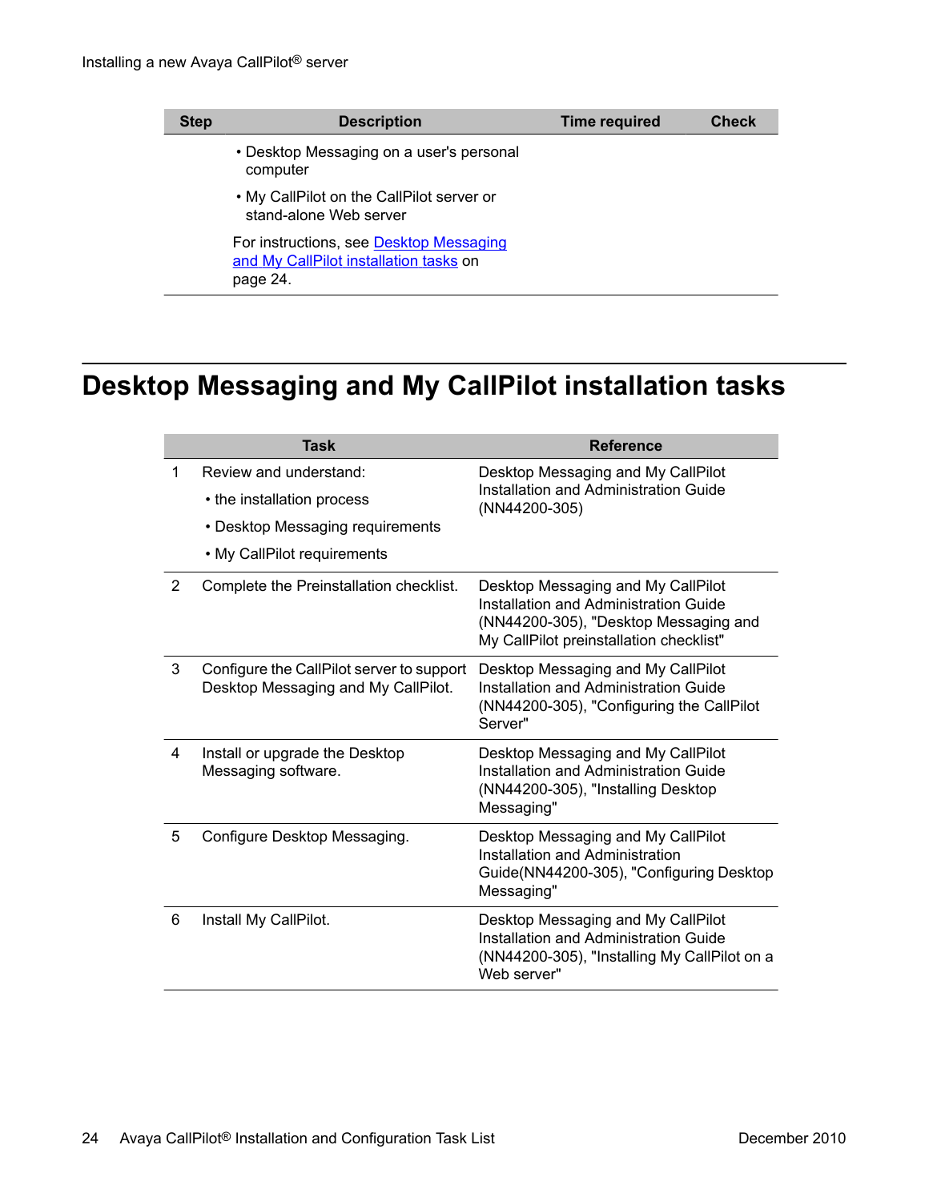| Step | Description | Time required | Check |
| --- | --- | --- | --- |
| | • Desktop Messaging on a user's personal computer<br>• My CallPilot on the CallPilot server or stand-alone Web server<br>For instructions, see Desktop Messaging and My CallPilot installation tasks on page 24. | | |

# Desktop Messaging and My CallPilot installation tasks

| | Task | Reference |
| --- | --- | --- |
| 1 | Review and understand:<br>• the installation process<br>• Desktop Messaging requirements<br>• My CallPilot requirements | Desktop Messaging and My CallPilot Installation and Administration Guide (NN44200-305) |
| 2 | Complete the Preinstallation checklist. | Desktop Messaging and My CallPilot Installation and Administration Guide (NN44200-305), "Desktop Messaging and My CallPilot preinstallation checklist" |
| 3 | Configure the CallPilot server to support Desktop Messaging and My CallPilot. | Desktop Messaging and My CallPilot Installation and Administration Guide (NN44200-305), "Configuring the CallPilot Server" |
| 4 | Install or upgrade the Desktop Messaging software. | Desktop Messaging and My CallPilot Installation and Administration Guide (NN44200-305), "Installing Desktop Messaging" |
| 5 | Configure Desktop Messaging. | Desktop Messaging and My CallPilot Installation and Administration Guide(NN44200-305), "Configuring Desktop Messaging" |
| 6 | Install My CallPilot. | Desktop Messaging and My CallPilot Installation and Administration Guide (NN44200-305), "Installing My CallPilot on a Web server" |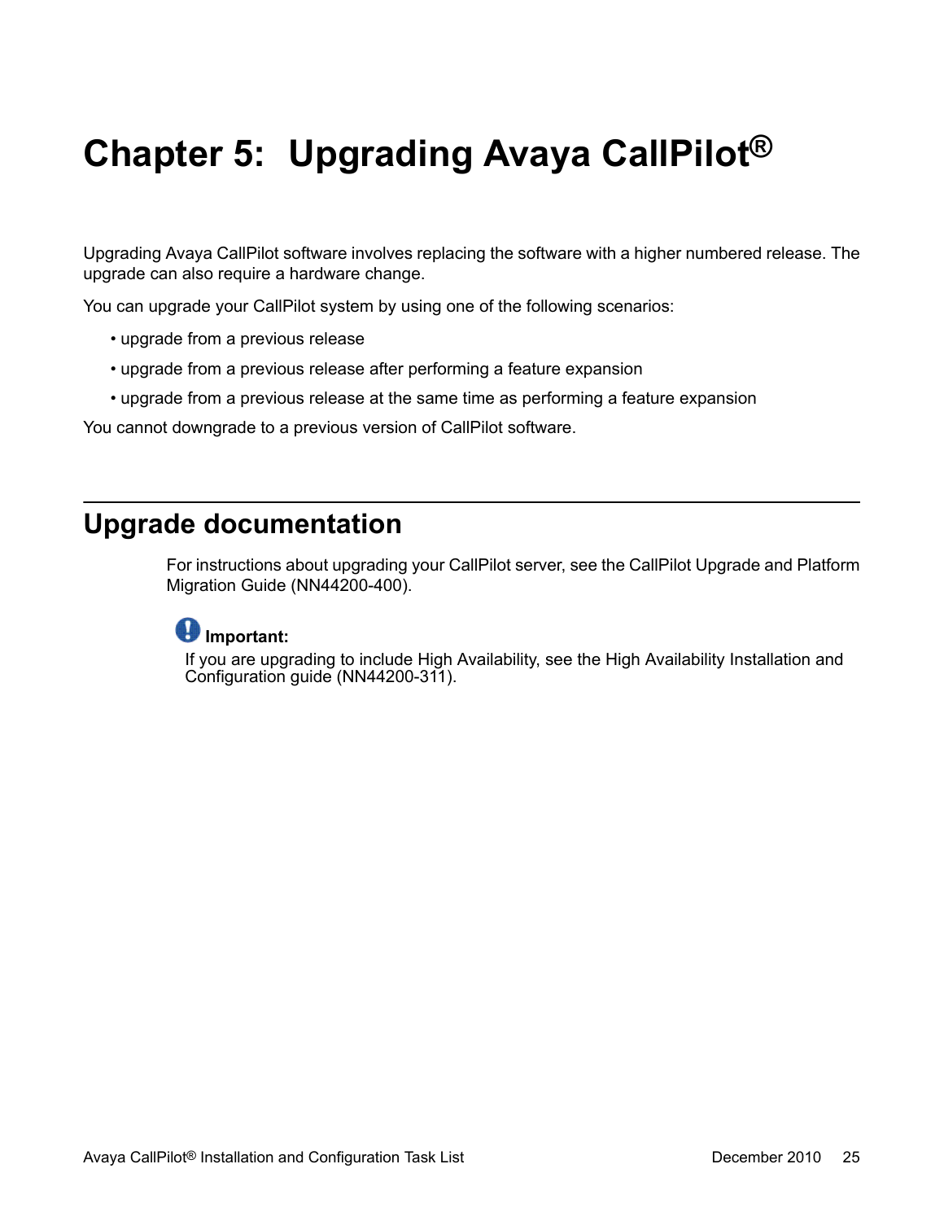# Chapter 5: Upgrading Avaya CallPilot®

Upgrading Avaya CallPilot software involves replacing the software with a higher numbered release. The upgrade can also require a hardware change.

You can upgrade your CallPilot system by using one of the following scenarios:

- upgrade from a previous release
- upgrade from a previous release after performing a feature expansion
- upgrade from a previous release at the same time as performing a feature expansion

You cannot downgrade to a previous version of CallPilot software.

## Upgrade documentation

For instructions about upgrading your CallPilot server, see the CallPilot Upgrade and Platform Migration Guide (NN44200-400).

**Important:**
If you are upgrading to include High Availability, see the High Availability Installation and Configuration guide (NN44200-311).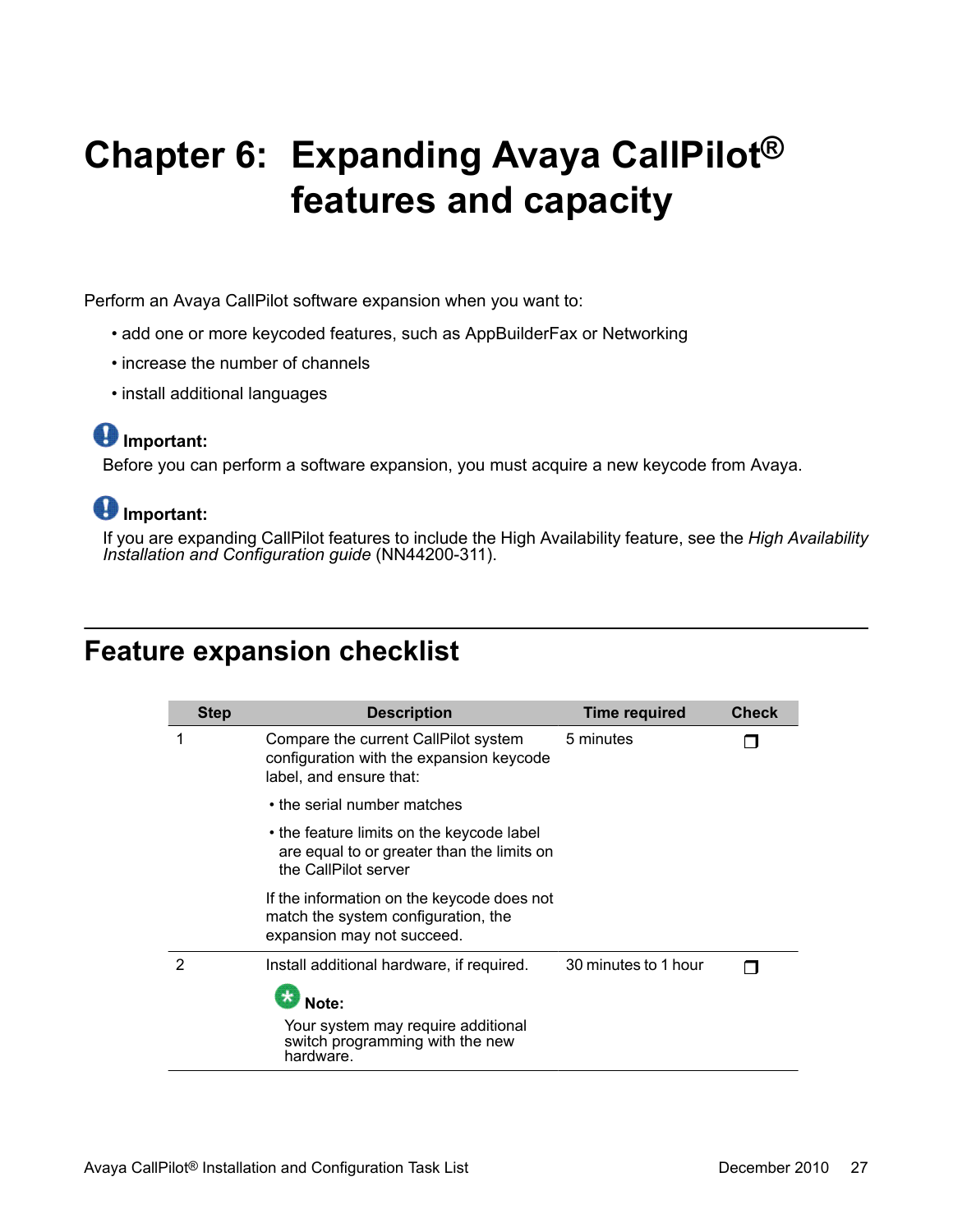# Chapter 6: Expanding Avaya CallPilot® features and capacity

Perform an Avaya CallPilot software expansion when you want to:

- add one or more keycoded features, such as AppBuilderFax or Networking
- increase the number of channels
- install additional languages

**Important:**
Before you can perform a software expansion, you must acquire a new keycode from Avaya.

**Important:**
If you are expanding CallPilot features to include the High Availability feature, see the *High Availability Installation and Configuration guide* (NN44200-311).

## Feature expansion checklist

| Step | Description | Time required | Check |
|---|---|---|---|
| 1 | Compare the current CallPilot system configuration with the expansion keycode label, and ensure that:<br>• the serial number matches<br>• the feature limits on the keycode label are equal to or greater than the limits on the CallPilot server<br>If the information on the keycode does not match the system configuration, the expansion may not succeed. | 5 minutes | ❐ |
| 2 | Install additional hardware, if required.<br>**Note:**<br>Your system may require additional switch programming with the new hardware. | 30 minutes to 1 hour | ❐ |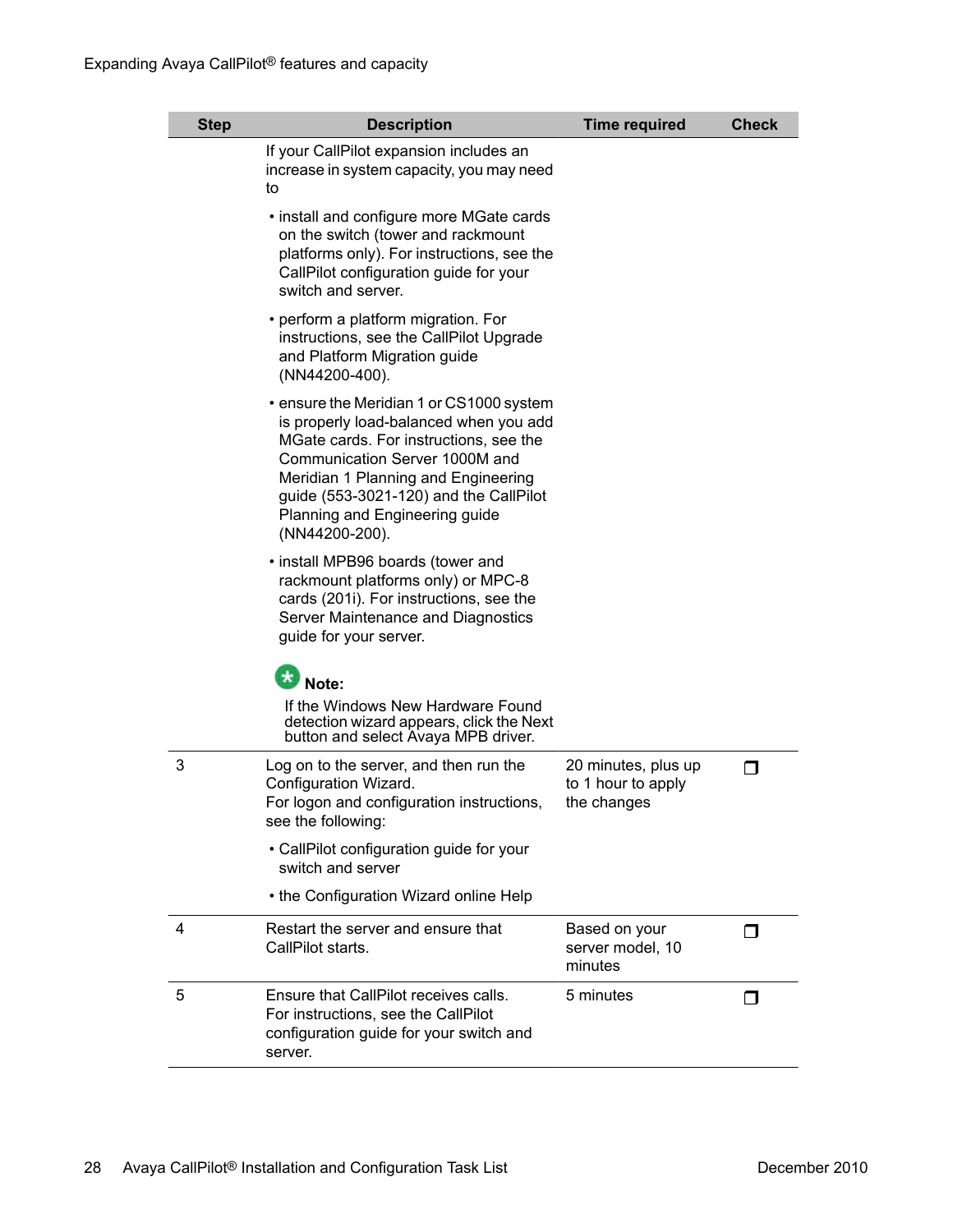| Step | Description | Time required | Check |
|---|---|---|---|
| | If your CallPilot expansion includes an increase in system capacity, you may need to<br><br>• install and configure more MGate cards on the switch (tower and rackmount platforms only). For instructions, see the CallPilot configuration guide for your switch and server.<br><br>• perform a platform migration. For instructions, see the CallPilot Upgrade and Platform Migration guide (NN44200-400).<br><br>• ensure the Meridian 1 or CS1000 system is properly load-balanced when you add MGate cards. For instructions, see the Communication Server 1000M and Meridian 1 Planning and Engineering guide (553-3021-120) and the CallPilot Planning and Engineering guide (NN44200-200).<br><br>• install MPB96 boards (tower and rackmount platforms only) or MPC-8 cards (201i). For instructions, see the Server Maintenance and Diagnostics guide for your server.<br><br>**Note:**<br>If the Windows New Hardware Found detection wizard appears, click the Next button and select Avaya MPB driver. | | |
| 3 | Log on to the server, and then run the Configuration Wizard.<br>For logon and configuration instructions, see the following:<br><br>• CallPilot configuration guide for your switch and server<br><br>• the Configuration Wizard online Help | 20 minutes, plus up to 1 hour to apply the changes | ❐ |
| 4 | Restart the server and ensure that CallPilot starts. | Based on your server model, 10 minutes | ❐ |
| 5 | Ensure that CallPilot receives calls.<br>For instructions, see the CallPilot configuration guide for your switch and server. | 5 minutes | ❐ |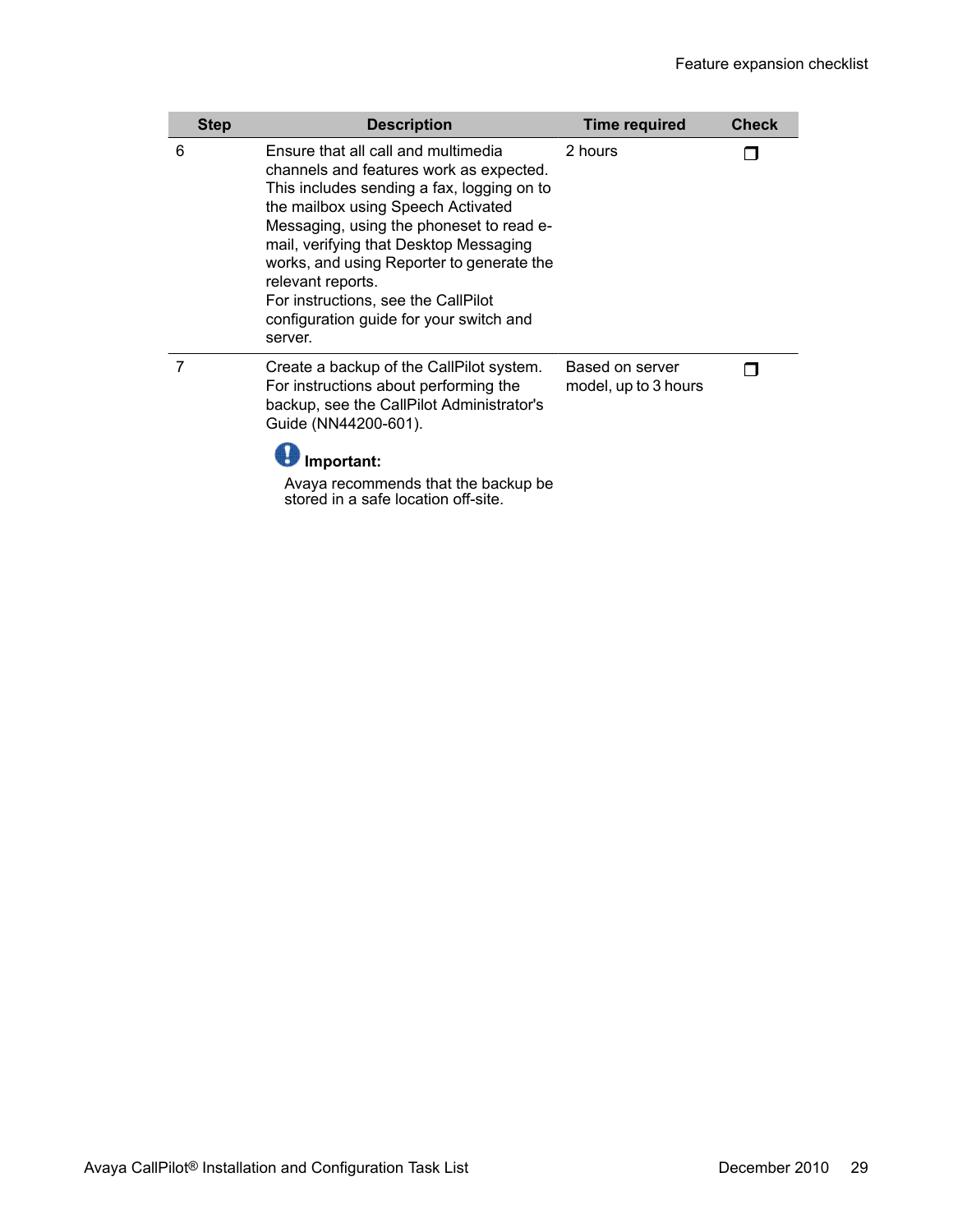| Step | Description | Time required | Check |
| --- | --- | --- | --- |
| 6 | Ensure that all call and multimedia channels and features work as expected. This includes sending a fax, logging on to the mailbox using Speech Activated Messaging, using the phoneset to read e-mail, verifying that Desktop Messaging works, and using Reporter to generate the relevant reports.<br>For instructions, see the CallPilot configuration guide for your switch and server. | 2 hours | ❐ |
| 7 | Create a backup of the CallPilot system. For instructions about performing the backup, see the CallPilot Administrator's Guide (NN44200-601).<br><br>**Important:**<br>Avaya recommends that the backup be stored in a safe location off-site. | Based on server model, up to 3 hours | ❐ |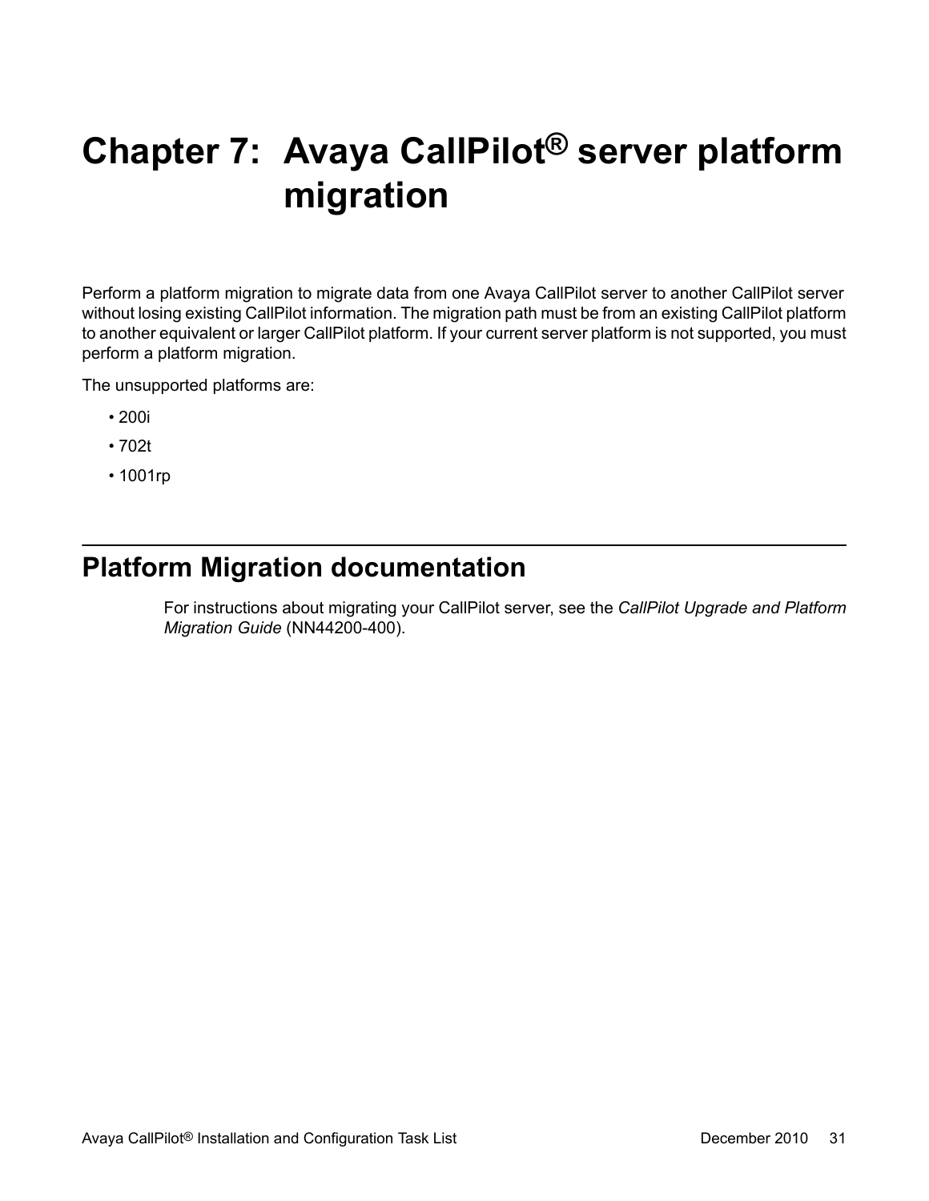# Chapter 7: Avaya CallPilot® server platform migration

Perform a platform migration to migrate data from one Avaya CallPilot server to another CallPilot server without losing existing CallPilot information. The migration path must be from an existing CallPilot platform to another equivalent or larger CallPilot platform. If your current server platform is not supported, you must perform a platform migration.

The unsupported platforms are:

- 200i
- 702t
- 1001rp

## Platform Migration documentation

For instructions about migrating your CallPilot server, see the *CallPilot Upgrade and Platform Migration Guide* (NN44200-400).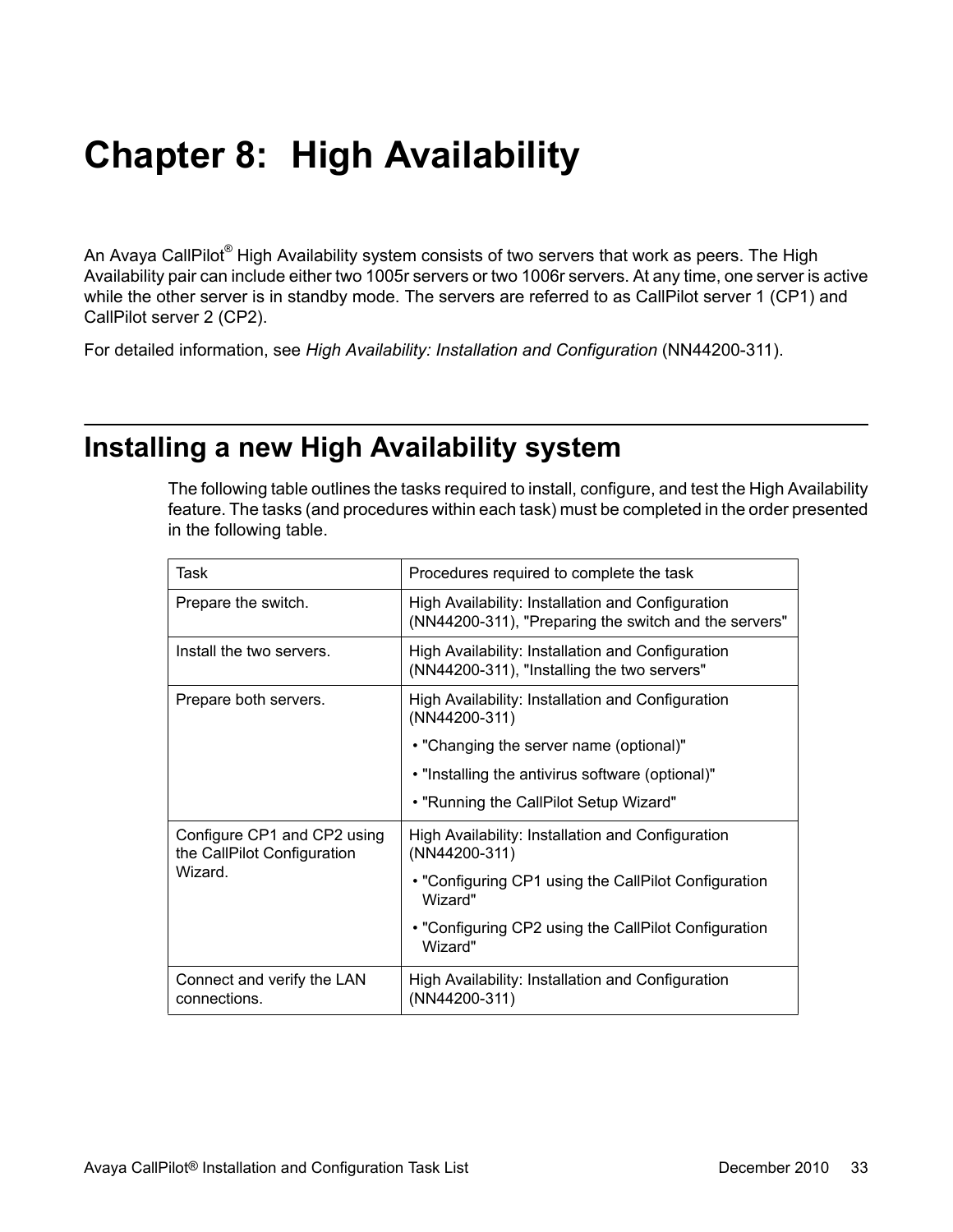# Chapter 8: High Availability

An Avaya CallPilot® High Availability system consists of two servers that work as peers. The High Availability pair can include either two 1005r servers or two 1006r servers. At any time, one server is active while the other server is in standby mode. The servers are referred to as CallPilot server 1 (CP1) and CallPilot server 2 (CP2).

For detailed information, see *High Availability: Installation and Configuration* (NN44200-311).

## Installing a new High Availability system

The following table outlines the tasks required to install, configure, and test the High Availability feature. The tasks (and procedures within each task) must be completed in the order presented in the following table.

| Task | Procedures required to complete the task |
| --- | --- |
| Prepare the switch. | High Availability: Installation and Configuration (NN44200-311), "Preparing the switch and the servers" |
| Install the two servers. | High Availability: Installation and Configuration (NN44200-311), "Installing the two servers" |
| Prepare both servers. | High Availability: Installation and Configuration (NN44200-311)<br>• "Changing the server name (optional)"<br>• "Installing the antivirus software (optional)"<br>• "Running the CallPilot Setup Wizard" |
| Configure CP1 and CP2 using the CallPilot Configuration Wizard. | High Availability: Installation and Configuration (NN44200-311)<br>• "Configuring CP1 using the CallPilot Configuration Wizard"<br>• "Configuring CP2 using the CallPilot Configuration Wizard" |
| Connect and verify the LAN connections. | High Availability: Installation and Configuration (NN44200-311) |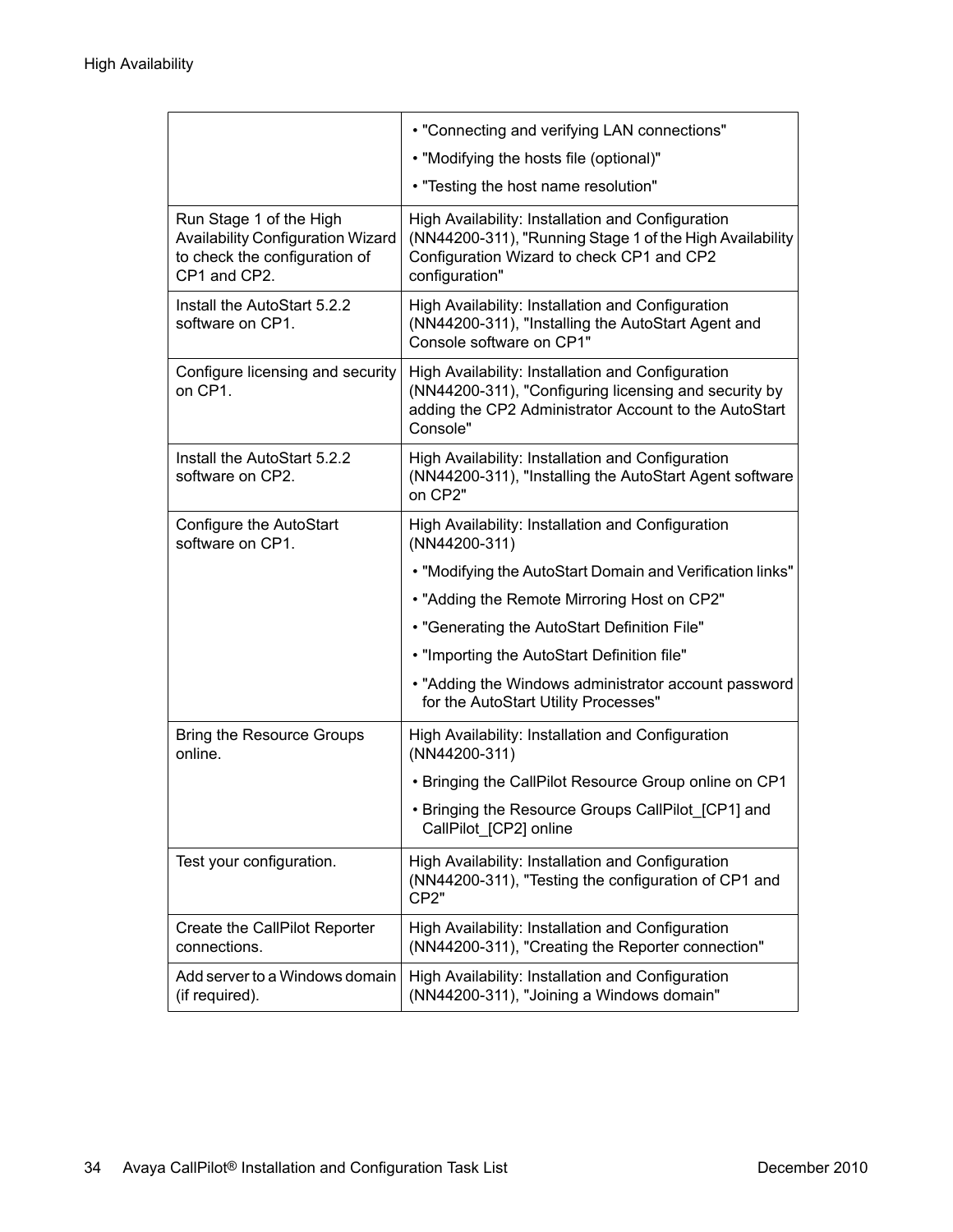| | |
|---|---|
| | • "Connecting and verifying LAN connections"<br>• "Modifying the hosts file (optional)"<br>• "Testing the host name resolution" |
| Run Stage 1 of the High Availability Configuration Wizard to check the configuration of CP1 and CP2. | High Availability: Installation and Configuration (NN44200-311), "Running Stage 1 of the High Availability Configuration Wizard to check CP1 and CP2 configuration" |
| Install the AutoStart 5.2.2 software on CP1. | High Availability: Installation and Configuration (NN44200-311), "Installing the AutoStart Agent and Console software on CP1" |
| Configure licensing and security on CP1. | High Availability: Installation and Configuration (NN44200-311), "Configuring licensing and security by adding the CP2 Administrator Account to the AutoStart Console" |
| Install the AutoStart 5.2.2 software on CP2. | High Availability: Installation and Configuration (NN44200-311), "Installing the AutoStart Agent software on CP2" |
| Configure the AutoStart software on CP1. | High Availability: Installation and Configuration (NN44200-311)<br>• "Modifying the AutoStart Domain and Verification links"<br>• "Adding the Remote Mirroring Host on CP2"<br>• "Generating the AutoStart Definition File"<br>• "Importing the AutoStart Definition file"<br>• "Adding the Windows administrator account password for the AutoStart Utility Processes" |
| Bring the Resource Groups online. | High Availability: Installation and Configuration (NN44200-311)<br>• Bringing the CallPilot Resource Group online on CP1<br>• Bringing the Resource Groups CallPilot_[CP1] and CallPilot_[CP2] online |
| Test your configuration. | High Availability: Installation and Configuration (NN44200-311), "Testing the configuration of CP1 and CP2" |
| Create the CallPilot Reporter connections. | High Availability: Installation and Configuration (NN44200-311), "Creating the Reporter connection" |
| Add server to a Windows domain (if required). | High Availability: Installation and Configuration (NN44200-311), "Joining a Windows domain" |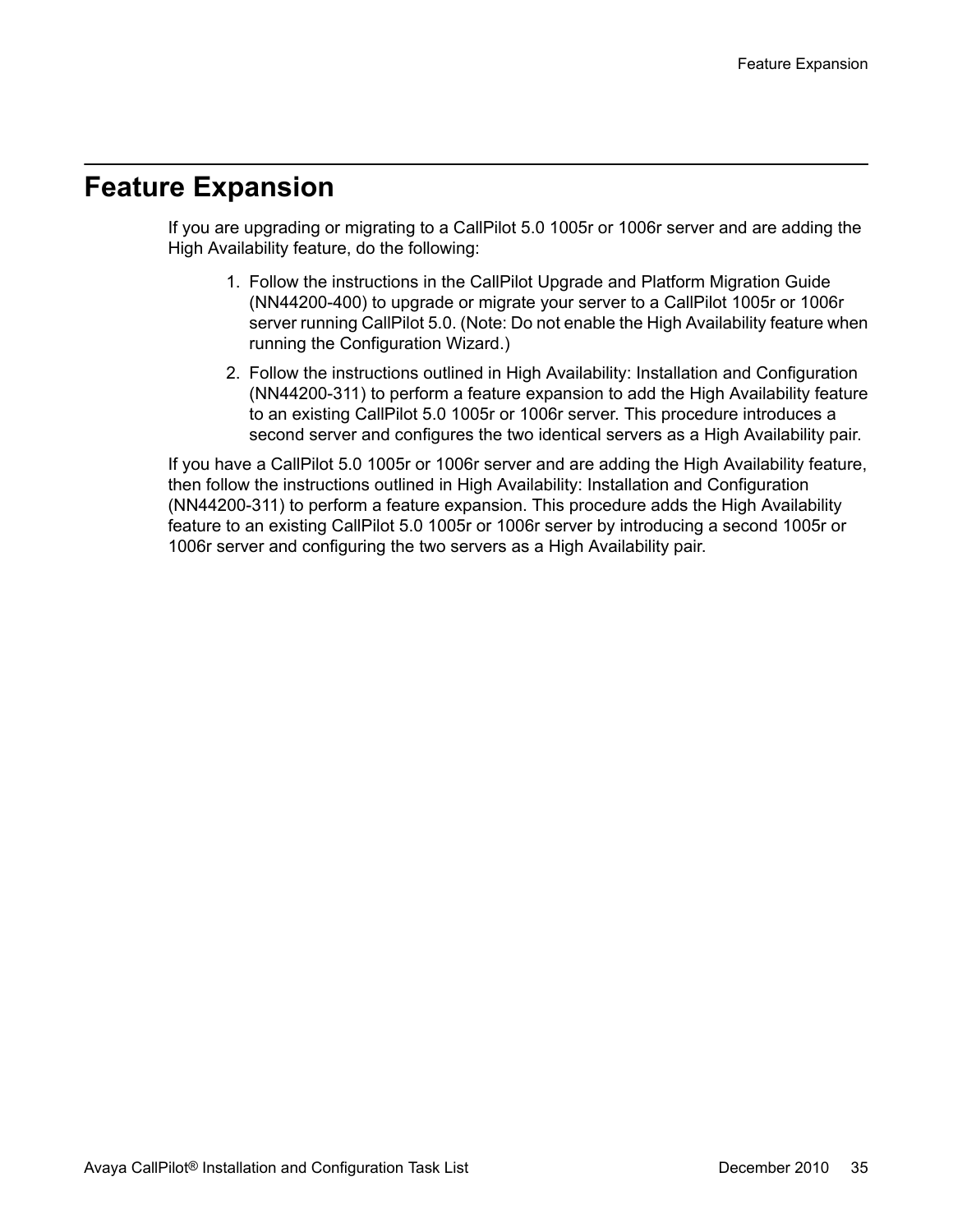# Feature Expansion

If you are upgrading or migrating to a CallPilot 5.0 1005r or 1006r server and are adding the High Availability feature, do the following:

1. Follow the instructions in the CallPilot Upgrade and Platform Migration Guide (NN44200-400) to upgrade or migrate your server to a CallPilot 1005r or 1006r server running CallPilot 5.0. (Note: Do not enable the High Availability feature when running the Configuration Wizard.)
2. Follow the instructions outlined in High Availability: Installation and Configuration (NN44200-311) to perform a feature expansion to add the High Availability feature to an existing CallPilot 5.0 1005r or 1006r server. This procedure introduces a second server and configures the two identical servers as a High Availability pair.

If you have a CallPilot 5.0 1005r or 1006r server and are adding the High Availability feature, then follow the instructions outlined in High Availability: Installation and Configuration (NN44200-311) to perform a feature expansion. This procedure adds the High Availability feature to an existing CallPilot 5.0 1005r or 1006r server by introducing a second 1005r or 1006r server and configuring the two servers as a High Availability pair.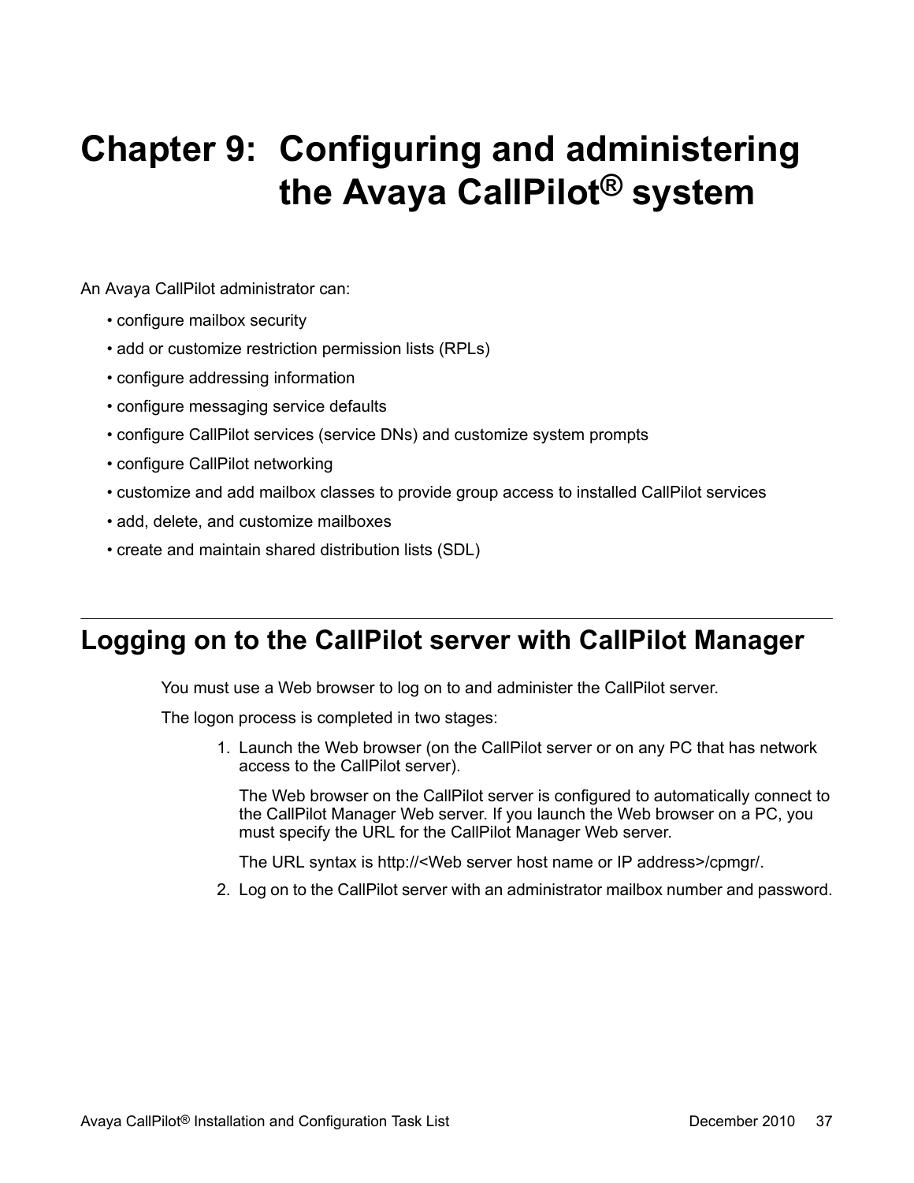# Chapter 9: Configuring and administering the Avaya CallPilot® system

An Avaya CallPilot administrator can:

- configure mailbox security
- add or customize restriction permission lists (RPLs)
- configure addressing information
- configure messaging service defaults
- configure CallPilot services (service DNs) and customize system prompts
- configure CallPilot networking
- customize and add mailbox classes to provide group access to installed CallPilot services
- add, delete, and customize mailboxes
- create and maintain shared distribution lists (SDL)

## Logging on to the CallPilot server with CallPilot Manager

You must use a Web browser to log on to and administer the CallPilot server.

The logon process is completed in two stages:

1. Launch the Web browser (on the CallPilot server or on any PC that has network access to the CallPilot server).

   The Web browser on the CallPilot server is configured to automatically connect to the CallPilot Manager Web server. If you launch the Web browser on a PC, you must specify the URL for the CallPilot Manager Web server.

   The URL syntax is http://<Web server host name or IP address>/cpmgr/.

2. Log on to the CallPilot server with an administrator mailbox number and password.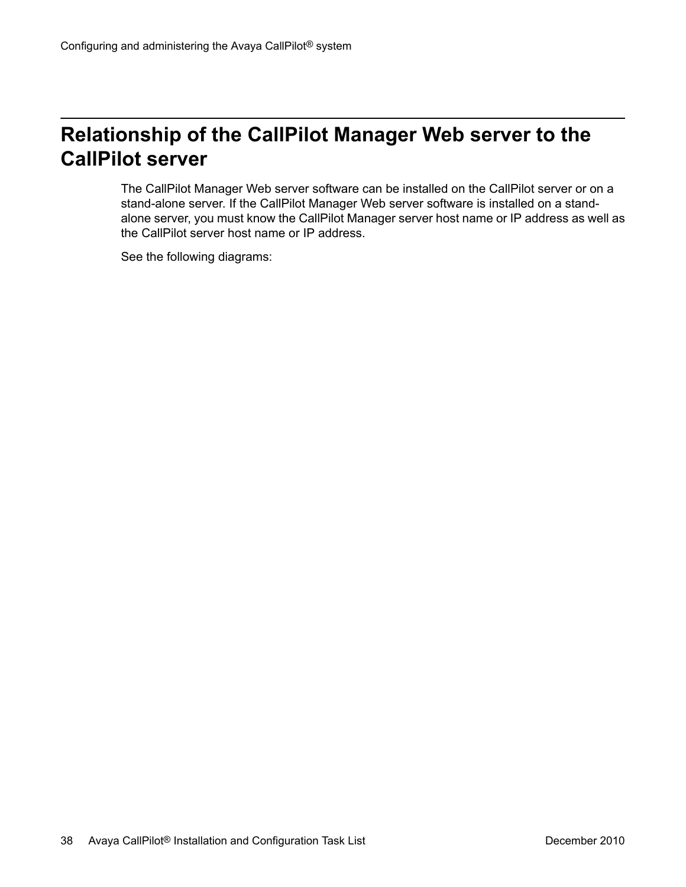## Relationship of the CallPilot Manager Web server to the CallPilot server

The CallPilot Manager Web server software can be installed on the CallPilot server or on a stand-alone server. If the CallPilot Manager Web server software is installed on a stand-alone server, you must know the CallPilot Manager server host name or IP address as well as the CallPilot server host name or IP address.

See the following diagrams: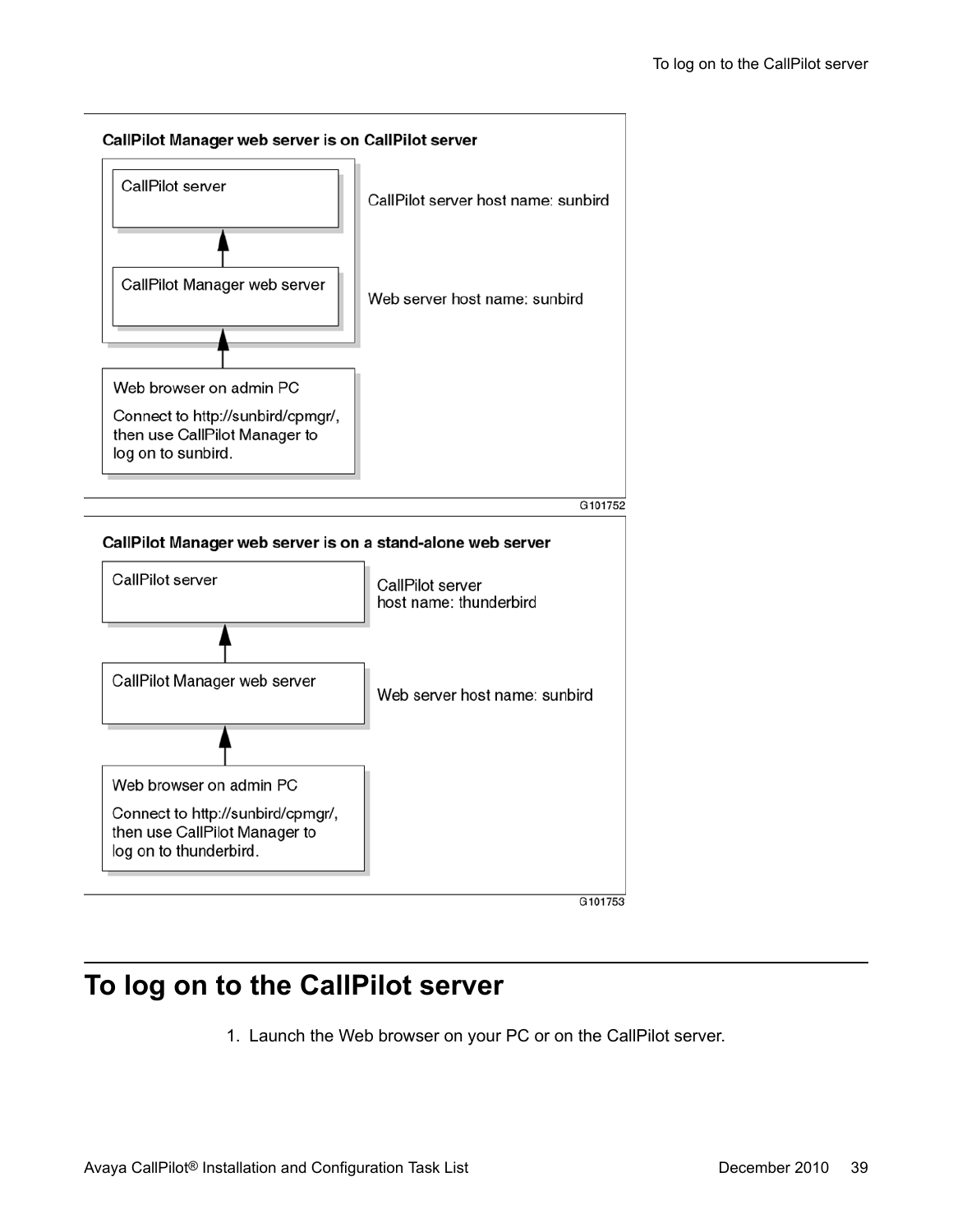**CallPilot Manager web server is on CallPilot server**

CallPilot server

CallPilot server host name: sunbird

CallPilot Manager web server

Web server host name: sunbird

Web browser on admin PC

Connect to http://sunbird/cpmgr/, then use CallPilot Manager to log on to sunbird.

G101752

**CallPilot Manager web server is on a stand-alone web server**

CallPilot server

CallPilot server host name: thunderbird

CallPilot Manager web server

Web server host name: sunbird

Web browser on admin PC

Connect to http://sunbird/cpmgr/, then use CallPilot Manager to log on to thunderbird.

G101753

# To log on to the CallPilot server

1. Launch the Web browser on your PC or on the CallPilot server.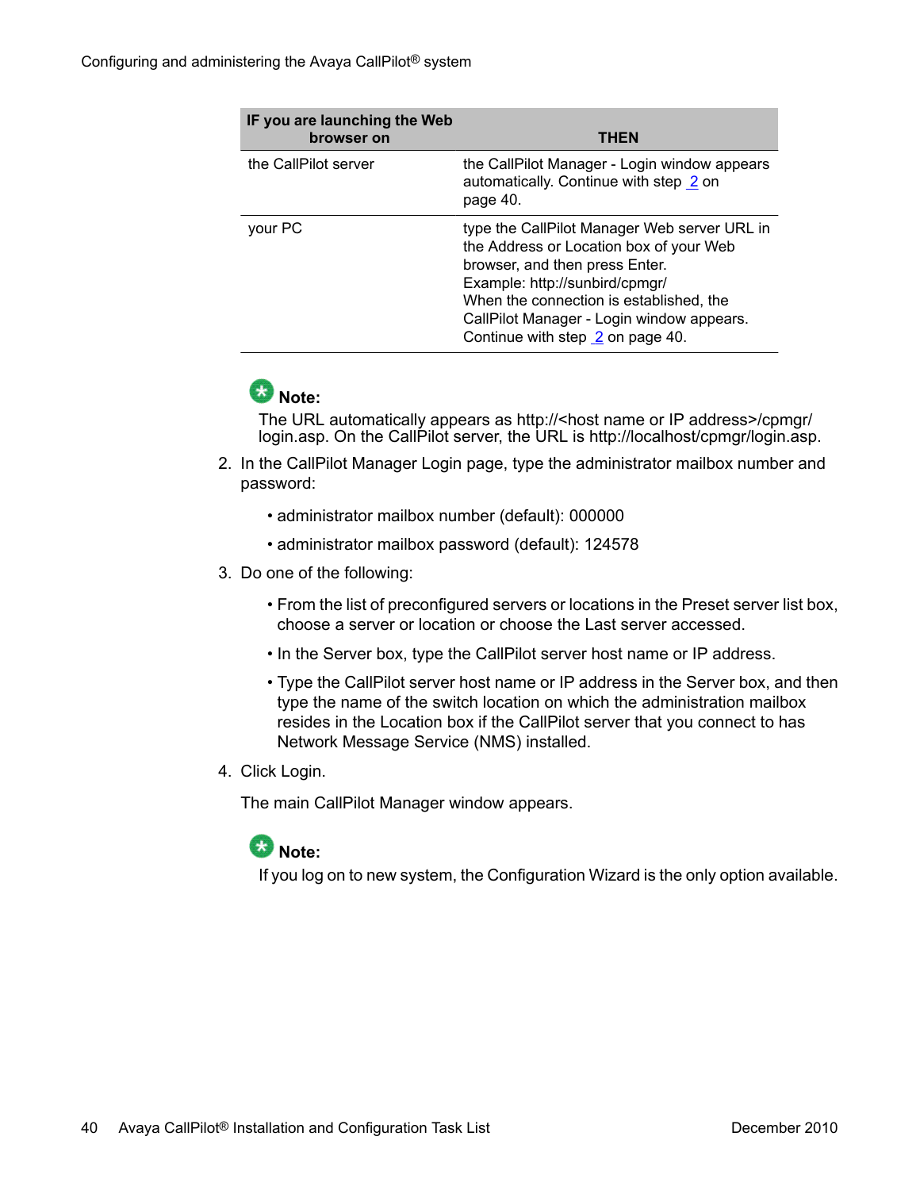| IF you are launching the Web browser on | THEN |
| --- | --- |
| the CallPilot server | the CallPilot Manager - Login window appears automatically. Continue with step 2 on page 40. |
| your PC | type the CallPilot Manager Web server URL in the Address or Location box of your Web browser, and then press Enter.<br>Example: http://sunbird/cpmgr/<br>When the connection is established, the CallPilot Manager - Login window appears. Continue with step 2 on page 40. |

**Note:**

The URL automatically appears as http://<host name or IP address>/cpmgr/login.asp. On the CallPilot server, the URL is http://localhost/cpmgr/login.asp.

2. In the CallPilot Manager Login page, type the administrator mailbox number and password:
   - administrator mailbox number (default): 000000
   - administrator mailbox password (default): 124578
3. Do one of the following:
   - From the list of preconfigured servers or locations in the Preset server list box, choose a server or location or choose the Last server accessed.
   - In the Server box, type the CallPilot server host name or IP address.
   - Type the CallPilot server host name or IP address in the Server box, and then type the name of the switch location on which the administration mailbox resides in the Location box if the CallPilot server that you connect to has Network Message Service (NMS) installed.
4. Click Login.

   The main CallPilot Manager window appears.

   **Note:**

   If you log on to new system, the Configuration Wizard is the only option available.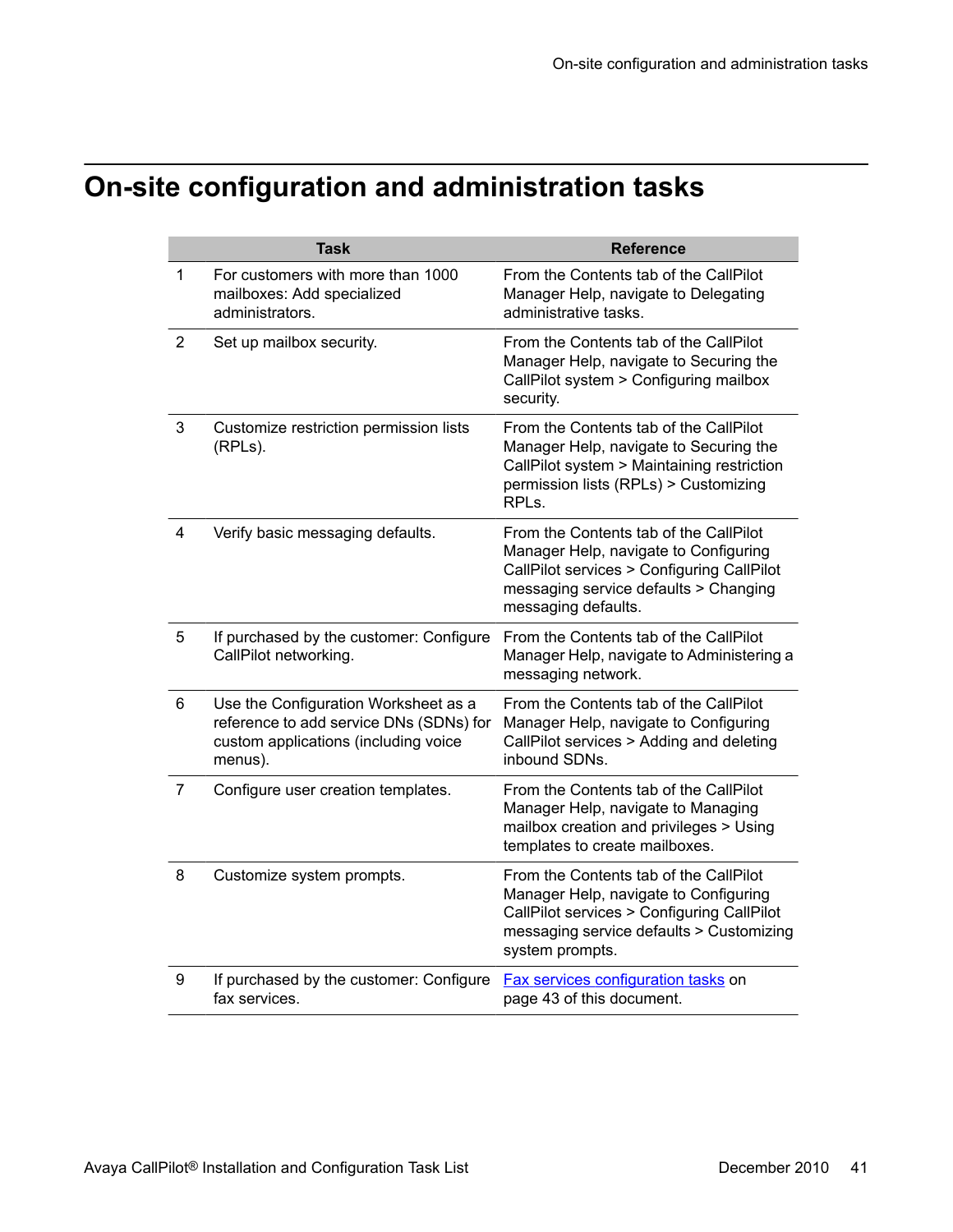# On-site configuration and administration tasks

| | Task | Reference |
|---|---|---|
| 1 | For customers with more than 1000 mailboxes: Add specialized administrators. | From the Contents tab of the CallPilot Manager Help, navigate to Delegating administrative tasks. |
| 2 | Set up mailbox security. | From the Contents tab of the CallPilot Manager Help, navigate to Securing the CallPilot system > Configuring mailbox security. |
| 3 | Customize restriction permission lists (RPLs). | From the Contents tab of the CallPilot Manager Help, navigate to Securing the CallPilot system > Maintaining restriction permission lists (RPLs) > Customizing RPLs. |
| 4 | Verify basic messaging defaults. | From the Contents tab of the CallPilot Manager Help, navigate to Configuring CallPilot services > Configuring CallPilot messaging service defaults > Changing messaging defaults. |
| 5 | If purchased by the customer: Configure CallPilot networking. | From the Contents tab of the CallPilot Manager Help, navigate to Administering a messaging network. |
| 6 | Use the Configuration Worksheet as a reference to add service DNs (SDNs) for custom applications (including voice menus). | From the Contents tab of the CallPilot Manager Help, navigate to Configuring CallPilot services > Adding and deleting inbound SDNs. |
| 7 | Configure user creation templates. | From the Contents tab of the CallPilot Manager Help, navigate to Managing mailbox creation and privileges > Using templates to create mailboxes. |
| 8 | Customize system prompts. | From the Contents tab of the CallPilot Manager Help, navigate to Configuring CallPilot services > Configuring CallPilot messaging service defaults > Customizing system prompts. |
| 9 | If purchased by the customer: Configure fax services. | Fax services configuration tasks on page 43 of this document. |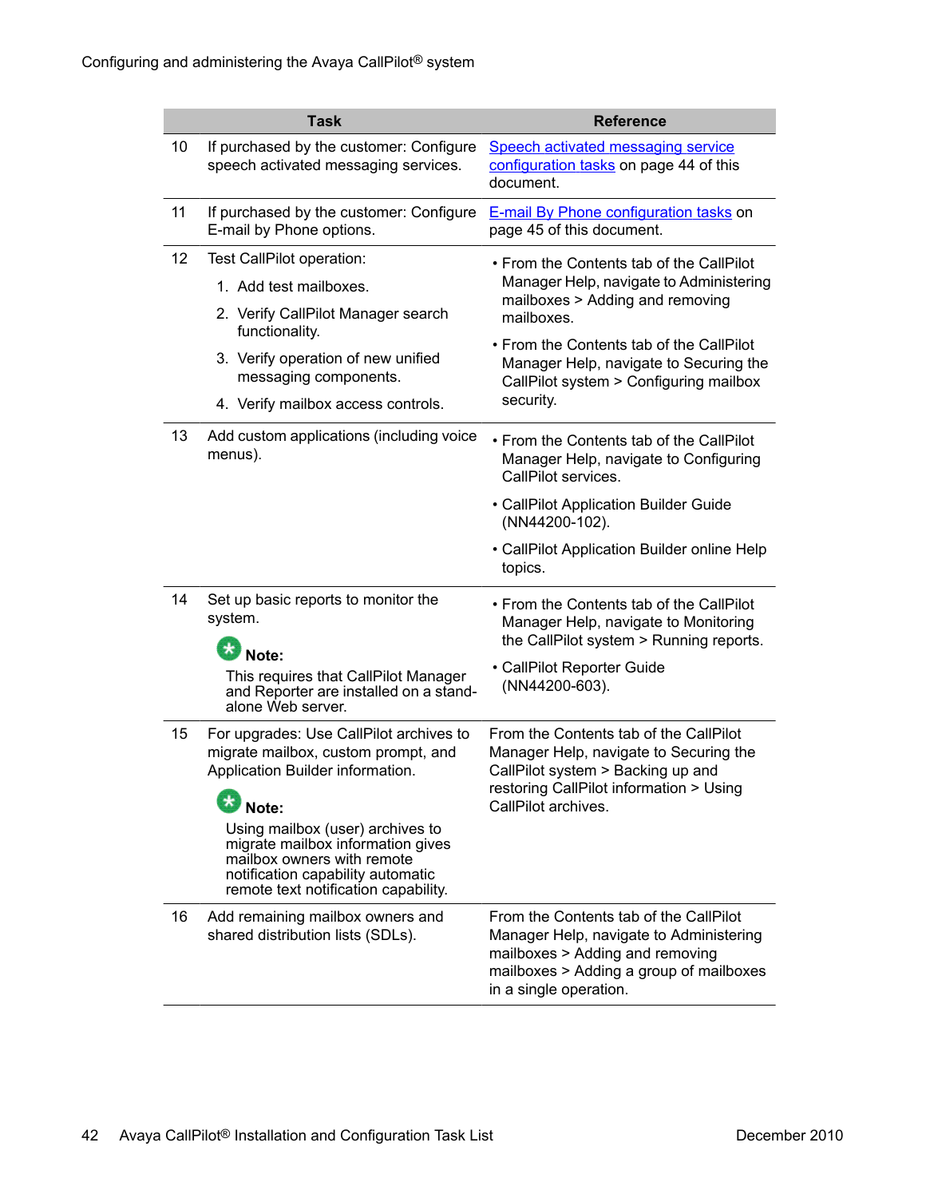| | Task | Reference |
|---|---|---|
| 10 | If purchased by the customer: Configure speech activated messaging services. | Speech activated messaging service configuration tasks on page 44 of this document. |
| 11 | If purchased by the customer: Configure E-mail by Phone options. | E-mail By Phone configuration tasks on page 45 of this document. |
| 12 | Test CallPilot operation:<br>1. Add test mailboxes.<br>2. Verify CallPilot Manager search functionality.<br>3. Verify operation of new unified messaging components.<br>4. Verify mailbox access controls. | • From the Contents tab of the CallPilot Manager Help, navigate to Administering mailboxes > Adding and removing mailboxes.<br>• From the Contents tab of the CallPilot Manager Help, navigate to Securing the CallPilot system > Configuring mailbox security. |
| 13 | Add custom applications (including voice menus). | • From the Contents tab of the CallPilot Manager Help, navigate to Configuring CallPilot services.<br>• CallPilot Application Builder Guide (NN44200-102).<br>• CallPilot Application Builder online Help topics. |
| 14 | Set up basic reports to monitor the system.<br>**Note:**<br>This requires that CallPilot Manager and Reporter are installed on a stand-alone Web server. | • From the Contents tab of the CallPilot Manager Help, navigate to Monitoring the CallPilot system > Running reports.<br>• CallPilot Reporter Guide (NN44200-603). |
| 15 | For upgrades: Use CallPilot archives to migrate mailbox, custom prompt, and Application Builder information.<br>**Note:**<br>Using mailbox (user) archives to migrate mailbox information gives mailbox owners with remote notification capability automatic remote text notification capability. | From the Contents tab of the CallPilot Manager Help, navigate to Securing the CallPilot system > Backing up and restoring CallPilot information > Using CallPilot archives. |
| 16 | Add remaining mailbox owners and shared distribution lists (SDLs). | From the Contents tab of the CallPilot Manager Help, navigate to Administering mailboxes > Adding and removing mailboxes > Adding a group of mailboxes in a single operation. |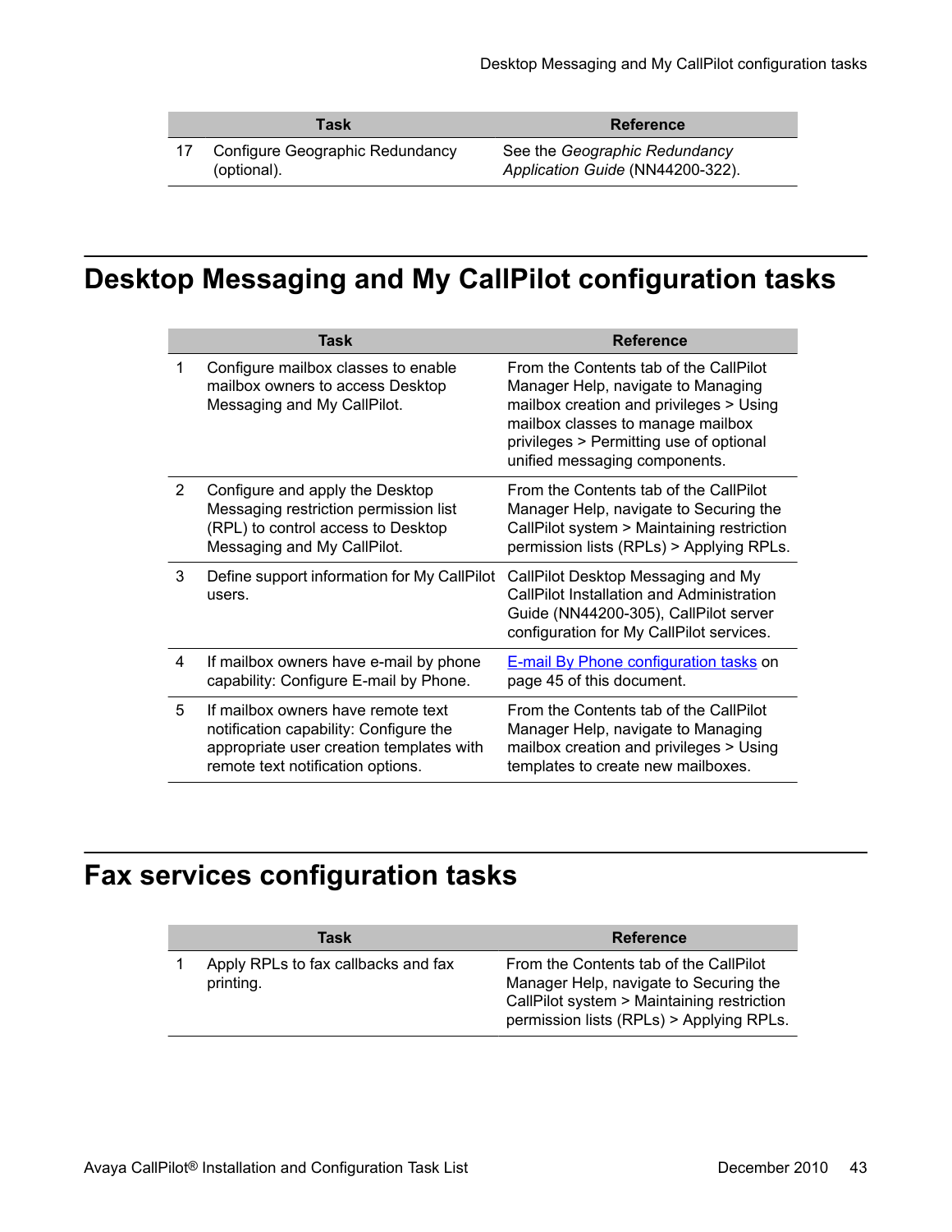| | Task | Reference |
|---|---|---|
| 17 | Configure Geographic Redundancy (optional). | See the *Geographic Redundancy Application Guide* (NN44200-322). |

## Desktop Messaging and My CallPilot configuration tasks

| | Task | Reference |
|---|---|---|
| 1 | Configure mailbox classes to enable mailbox owners to access Desktop Messaging and My CallPilot. | From the Contents tab of the CallPilot Manager Help, navigate to Managing mailbox creation and privileges > Using mailbox classes to manage mailbox privileges > Permitting use of optional unified messaging components. |
| 2 | Configure and apply the Desktop Messaging restriction permission list (RPL) to control access to Desktop Messaging and My CallPilot. | From the Contents tab of the CallPilot Manager Help, navigate to Securing the CallPilot system > Maintaining restriction permission lists (RPLs) > Applying RPLs. |
| 3 | Define support information for My CallPilot users. | CallPilot Desktop Messaging and My CallPilot Installation and Administration Guide (NN44200-305), CallPilot server configuration for My CallPilot services. |
| 4 | If mailbox owners have e-mail by phone capability: Configure E-mail by Phone. | E-mail By Phone configuration tasks on page 45 of this document. |
| 5 | If mailbox owners have remote text notification capability: Configure the appropriate user creation templates with remote text notification options. | From the Contents tab of the CallPilot Manager Help, navigate to Managing mailbox creation and privileges > Using templates to create new mailboxes. |

## Fax services configuration tasks

| | Task | Reference |
|---|---|---|
| 1 | Apply RPLs to fax callbacks and fax printing. | From the Contents tab of the CallPilot Manager Help, navigate to Securing the CallPilot system > Maintaining restriction permission lists (RPLs) > Applying RPLs. |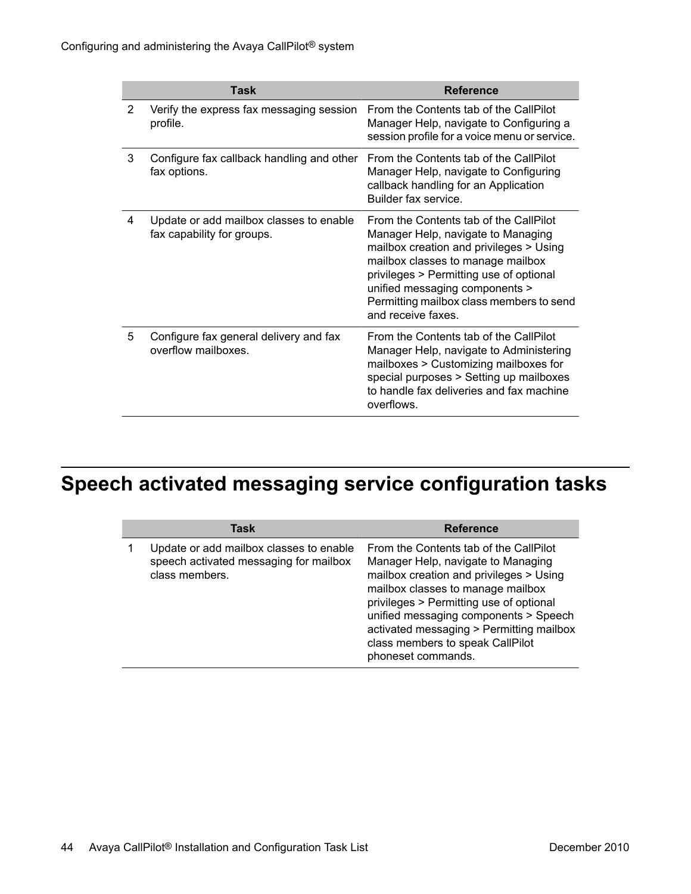| | Task | Reference |
|---|---|---|
| 2 | Verify the express fax messaging session profile. | From the Contents tab of the CallPilot Manager Help, navigate to Configuring a session profile for a voice menu or service. |
| 3 | Configure fax callback handling and other fax options. | From the Contents tab of the CallPilot Manager Help, navigate to Configuring callback handling for an Application Builder fax service. |
| 4 | Update or add mailbox classes to enable fax capability for groups. | From the Contents tab of the CallPilot Manager Help, navigate to Managing mailbox creation and privileges > Using mailbox classes to manage mailbox privileges > Permitting use of optional unified messaging components > Permitting mailbox class members to send and receive faxes. |
| 5 | Configure fax general delivery and fax overflow mailboxes. | From the Contents tab of the CallPilot Manager Help, navigate to Administering mailboxes > Customizing mailboxes for special purposes > Setting up mailboxes to handle fax deliveries and fax machine overflows. |

# Speech activated messaging service configuration tasks

| | Task | Reference |
|---|---|---|
| 1 | Update or add mailbox classes to enable speech activated messaging for mailbox class members. | From the Contents tab of the CallPilot Manager Help, navigate to Managing mailbox creation and privileges > Using mailbox classes to manage mailbox privileges > Permitting use of optional unified messaging components > Speech activated messaging > Permitting mailbox class members to speak CallPilot phoneset commands. |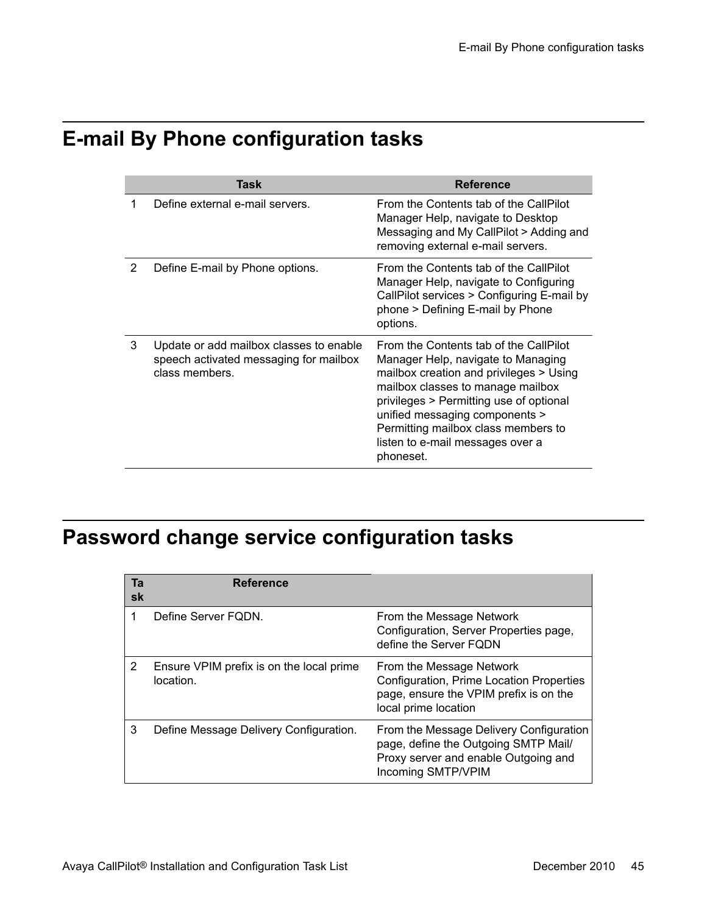# E-mail By Phone configuration tasks

| | Task | Reference |
|---|---|---|
| 1 | Define external e-mail servers. | From the Contents tab of the CallPilot Manager Help, navigate to Desktop Messaging and My CallPilot > Adding and removing external e-mail servers. |
| 2 | Define E-mail by Phone options. | From the Contents tab of the CallPilot Manager Help, navigate to Configuring CallPilot services > Configuring E-mail by phone > Defining E-mail by Phone options. |
| 3 | Update or add mailbox classes to enable speech activated messaging for mailbox class members. | From the Contents tab of the CallPilot Manager Help, navigate to Managing mailbox creation and privileges > Using mailbox classes to manage mailbox privileges > Permitting use of optional unified messaging components > Permitting mailbox class members to listen to e-mail messages over a phoneset. |

# Password change service configuration tasks

| Task | Reference | |
|---|---|---|
| 1 | Define Server FQDN. | From the Message Network Configuration, Server Properties page, define the Server FQDN |
| 2 | Ensure VPIM prefix is on the local prime location. | From the Message Network Configuration, Prime Location Properties page, ensure the VPIM prefix is on the local prime location |
| 3 | Define Message Delivery Configuration. | From the Message Delivery Configuration page, define the Outgoing SMTP Mail/ Proxy server and enable Outgoing and Incoming SMTP/VPIM |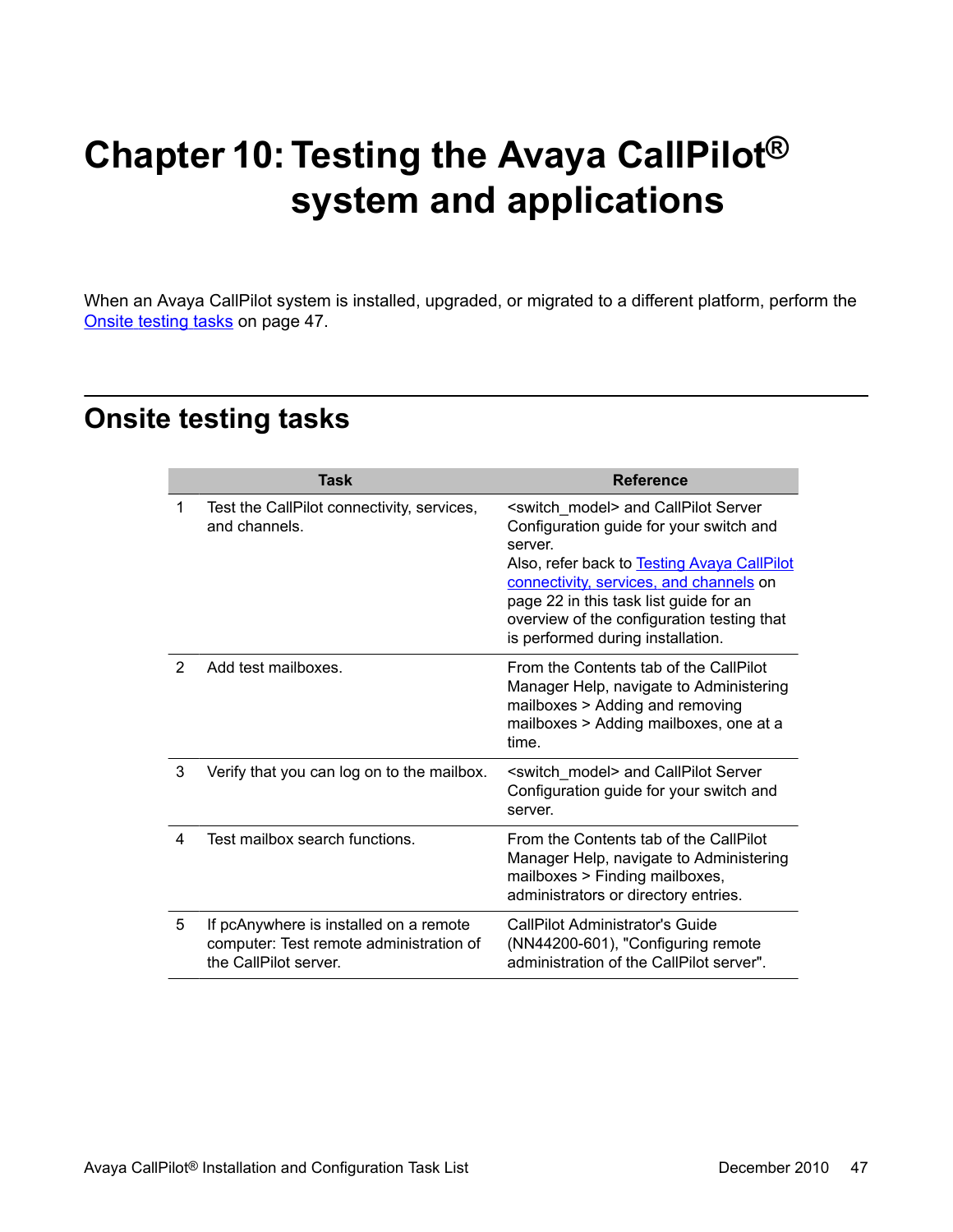# Chapter 10: Testing the Avaya CallPilot® system and applications

When an Avaya CallPilot system is installed, upgraded, or migrated to a different platform, perform the Onsite testing tasks on page 47.

## Onsite testing tasks

| | Task | Reference |
|---|---|---|
| 1 | Test the CallPilot connectivity, services, and channels. | <switch_model> and CallPilot Server Configuration guide for your switch and server.<br>Also, refer back to Testing Avaya CallPilot connectivity, services, and channels on page 22 in this task list guide for an overview of the configuration testing that is performed during installation. |
| 2 | Add test mailboxes. | From the Contents tab of the CallPilot Manager Help, navigate to Administering mailboxes > Adding and removing mailboxes > Adding mailboxes, one at a time. |
| 3 | Verify that you can log on to the mailbox. | <switch_model> and CallPilot Server Configuration guide for your switch and server. |
| 4 | Test mailbox search functions. | From the Contents tab of the CallPilot Manager Help, navigate to Administering mailboxes > Finding mailboxes, administrators or directory entries. |
| 5 | If pcAnywhere is installed on a remote computer: Test remote administration of the CallPilot server. | CallPilot Administrator's Guide (NN44200-601), "Configuring remote administration of the CallPilot server". |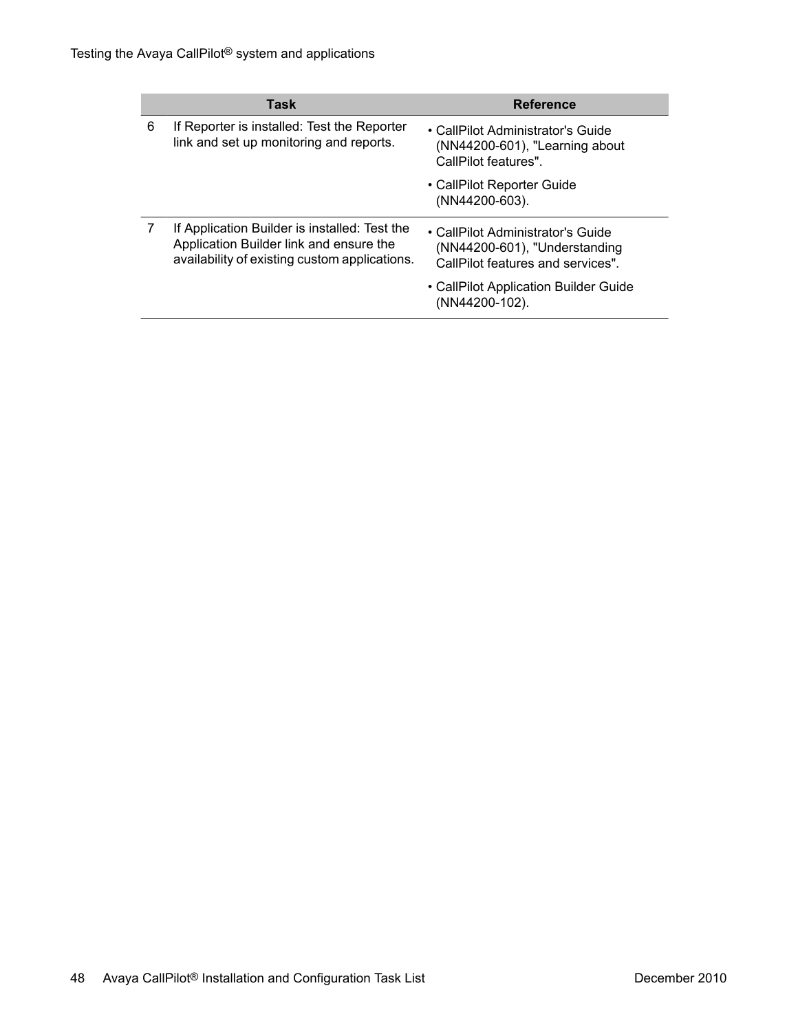| | Task | Reference |
|---|---|---|
| 6 | If Reporter is installed: Test the Reporter link and set up monitoring and reports. | • CallPilot Administrator's Guide (NN44200-601), "Learning about CallPilot features".<br>• CallPilot Reporter Guide (NN44200-603). |
| 7 | If Application Builder is installed: Test the Application Builder link and ensure the availability of existing custom applications. | • CallPilot Administrator's Guide (NN44200-601), "Understanding CallPilot features and services".<br>• CallPilot Application Builder Guide (NN44200-102). |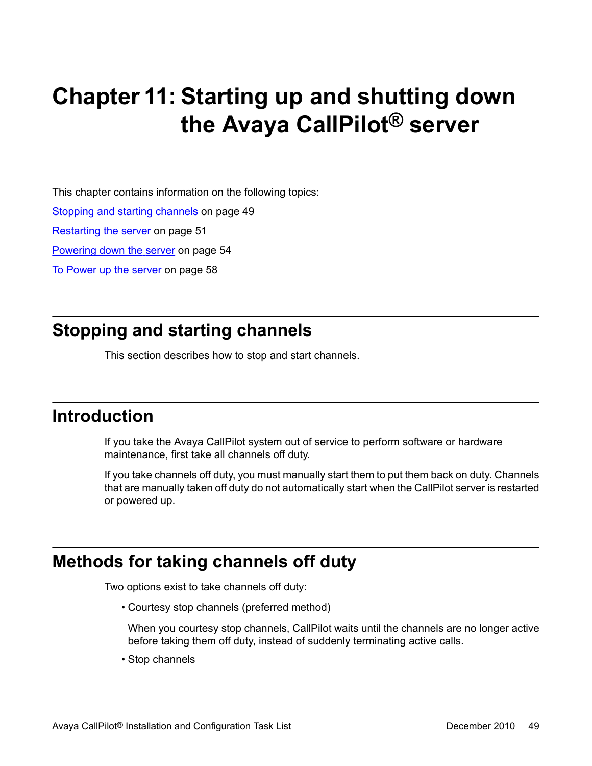# Chapter 11: Starting up and shutting down the Avaya CallPilot® server

This chapter contains information on the following topics:

Stopping and starting channels on page 49

Restarting the server on page 51

Powering down the server on page 54

To Power up the server on page 58

## Stopping and starting channels

This section describes how to stop and start channels.

## Introduction

If you take the Avaya CallPilot system out of service to perform software or hardware maintenance, first take all channels off duty.

If you take channels off duty, you must manually start them to put them back on duty. Channels that are manually taken off duty do not automatically start when the CallPilot server is restarted or powered up.

## Methods for taking channels off duty

Two options exist to take channels off duty:

- Courtesy stop channels (preferred method)

  When you courtesy stop channels, CallPilot waits until the channels are no longer active before taking them off duty, instead of suddenly terminating active calls.

- Stop channels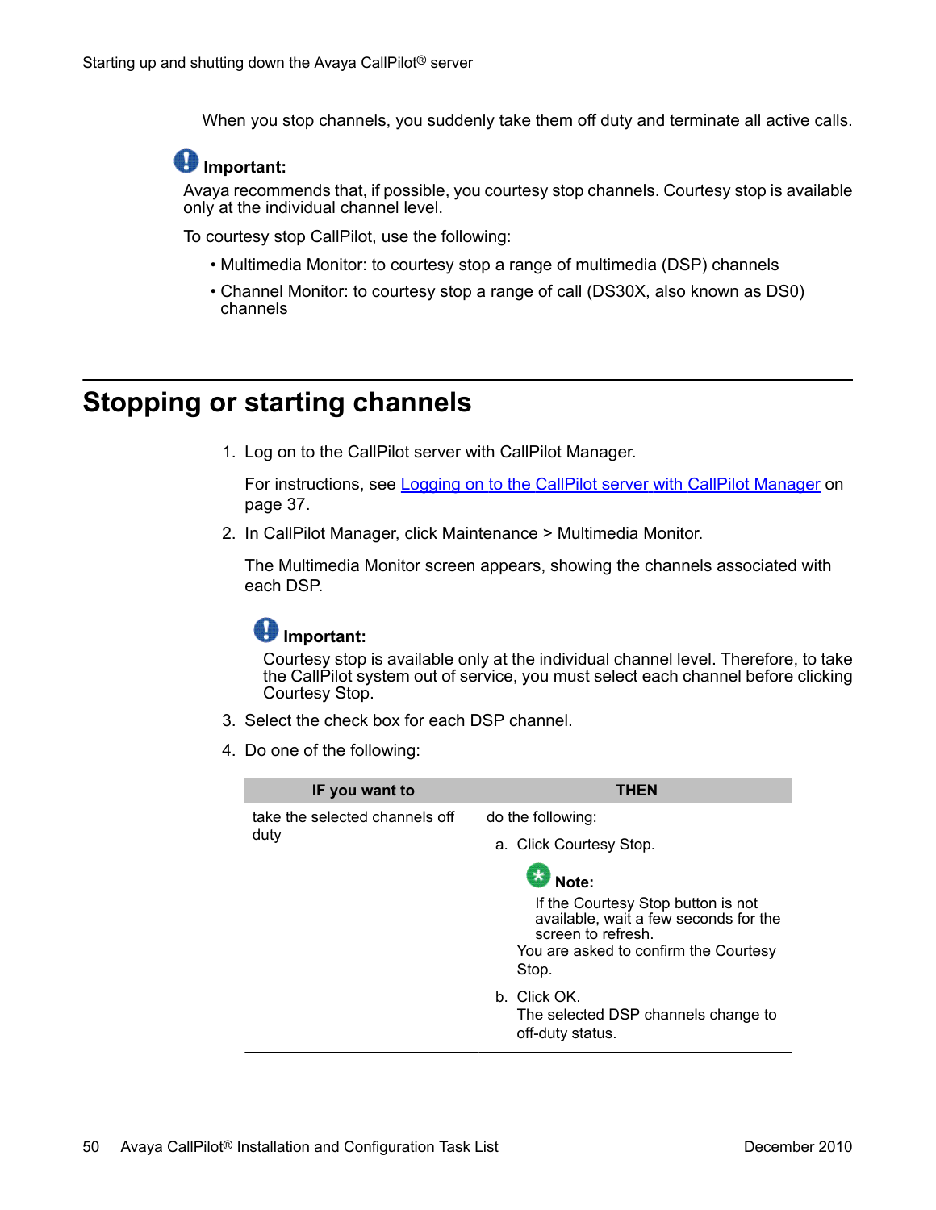When you stop channels, you suddenly take them off duty and terminate all active calls.

**Important:**

Avaya recommends that, if possible, you courtesy stop channels. Courtesy stop is available only at the individual channel level.

To courtesy stop CallPilot, use the following:

- Multimedia Monitor: to courtesy stop a range of multimedia (DSP) channels
- Channel Monitor: to courtesy stop a range of call (DS30X, also known as DS0) channels

## Stopping or starting channels

1. Log on to the CallPilot server with CallPilot Manager.

   For instructions, see Logging on to the CallPilot server with CallPilot Manager on page 37.

2. In CallPilot Manager, click Maintenance > Multimedia Monitor.

   The Multimedia Monitor screen appears, showing the channels associated with each DSP.

   **Important:**

   Courtesy stop is available only at the individual channel level. Therefore, to take the CallPilot system out of service, you must select each channel before clicking Courtesy Stop.

3. Select the check box for each DSP channel.

4. Do one of the following:

| IF you want to | THEN |
|---|---|
| take the selected channels off duty | do the following:<br>a. Click Courtesy Stop.<br>**Note:** If the Courtesy Stop button is not available, wait a few seconds for the screen to refresh.<br>You are asked to confirm the Courtesy Stop.<br>b. Click OK.<br>The selected DSP channels change to off-duty status. |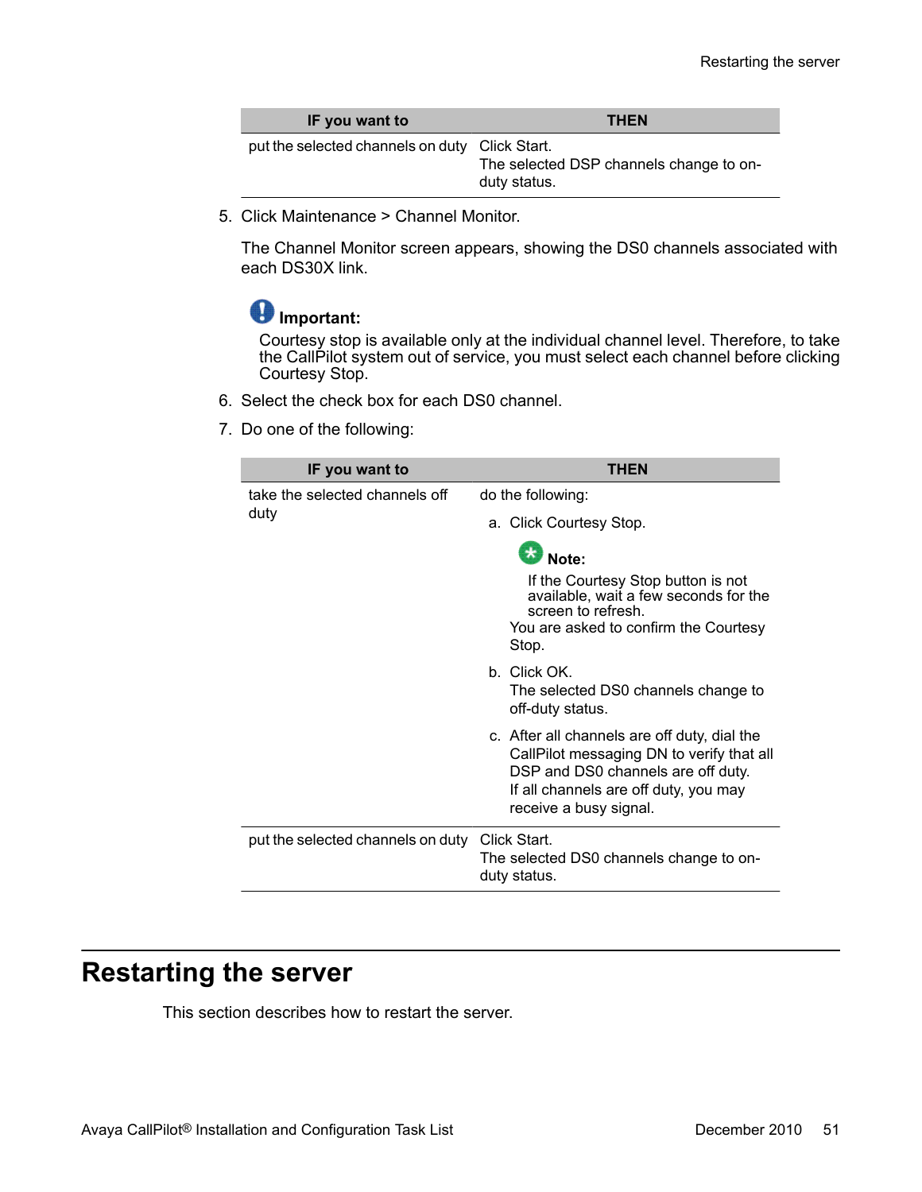| IF you want to | THEN |
|---|---|
| put the selected channels on duty | Click Start.<br>The selected DSP channels change to on-duty status. |

5. Click Maintenance > Channel Monitor.

   The Channel Monitor screen appears, showing the DS0 channels associated with each DS30X link.

   **Important:**
   Courtesy stop is available only at the individual channel level. Therefore, to take the CallPilot system out of service, you must select each channel before clicking Courtesy Stop.

6. Select the check box for each DS0 channel.

7. Do one of the following:

| IF you want to | THEN |
|---|---|
| take the selected channels off duty | do the following:<br>a. Click Courtesy Stop.<br>**Note:** If the Courtesy Stop button is not available, wait a few seconds for the screen to refresh.<br>You are asked to confirm the Courtesy Stop.<br>b. Click OK.<br>The selected DS0 channels change to off-duty status.<br>c. After all channels are off duty, dial the CallPilot messaging DN to verify that all DSP and DS0 channels are off duty.<br>If all channels are off duty, you may receive a busy signal. |
| put the selected channels on duty | Click Start.<br>The selected DS0 channels change to on-duty status. |

# Restarting the server

This section describes how to restart the server.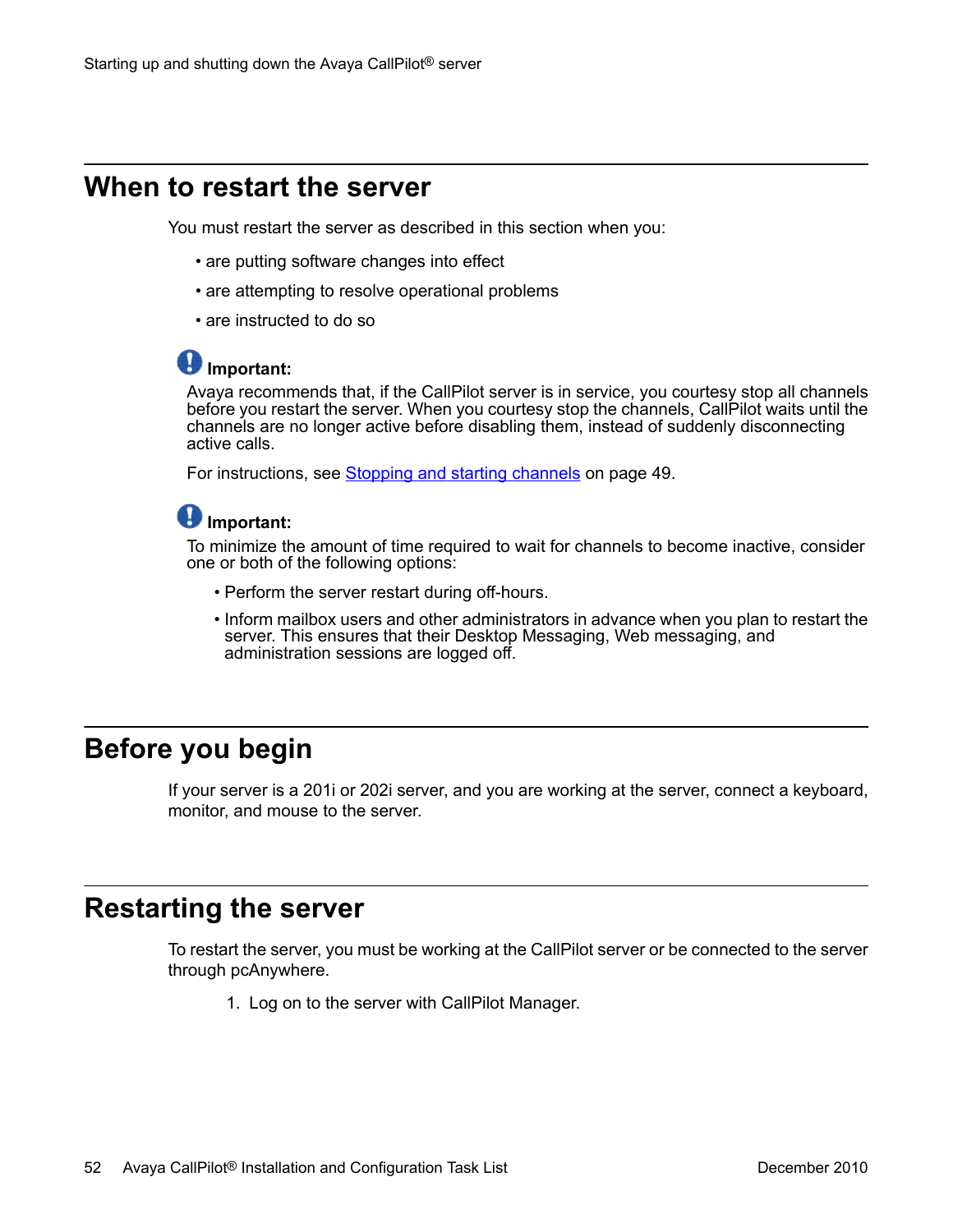## When to restart the server

You must restart the server as described in this section when you:

- are putting software changes into effect
- are attempting to resolve operational problems
- are instructed to do so

**Important:**

Avaya recommends that, if the CallPilot server is in service, you courtesy stop all channels before you restart the server. When you courtesy stop the channels, CallPilot waits until the channels are no longer active before disabling them, instead of suddenly disconnecting active calls.

For instructions, see Stopping and starting channels on page 49.

**Important:**

To minimize the amount of time required to wait for channels to become inactive, consider one or both of the following options:

- Perform the server restart during off-hours.
- Inform mailbox users and other administrators in advance when you plan to restart the server. This ensures that their Desktop Messaging, Web messaging, and administration sessions are logged off.

## Before you begin

If your server is a 201i or 202i server, and you are working at the server, connect a keyboard, monitor, and mouse to the server.

## Restarting the server

To restart the server, you must be working at the CallPilot server or be connected to the server through pcAnywhere.

1. Log on to the server with CallPilot Manager.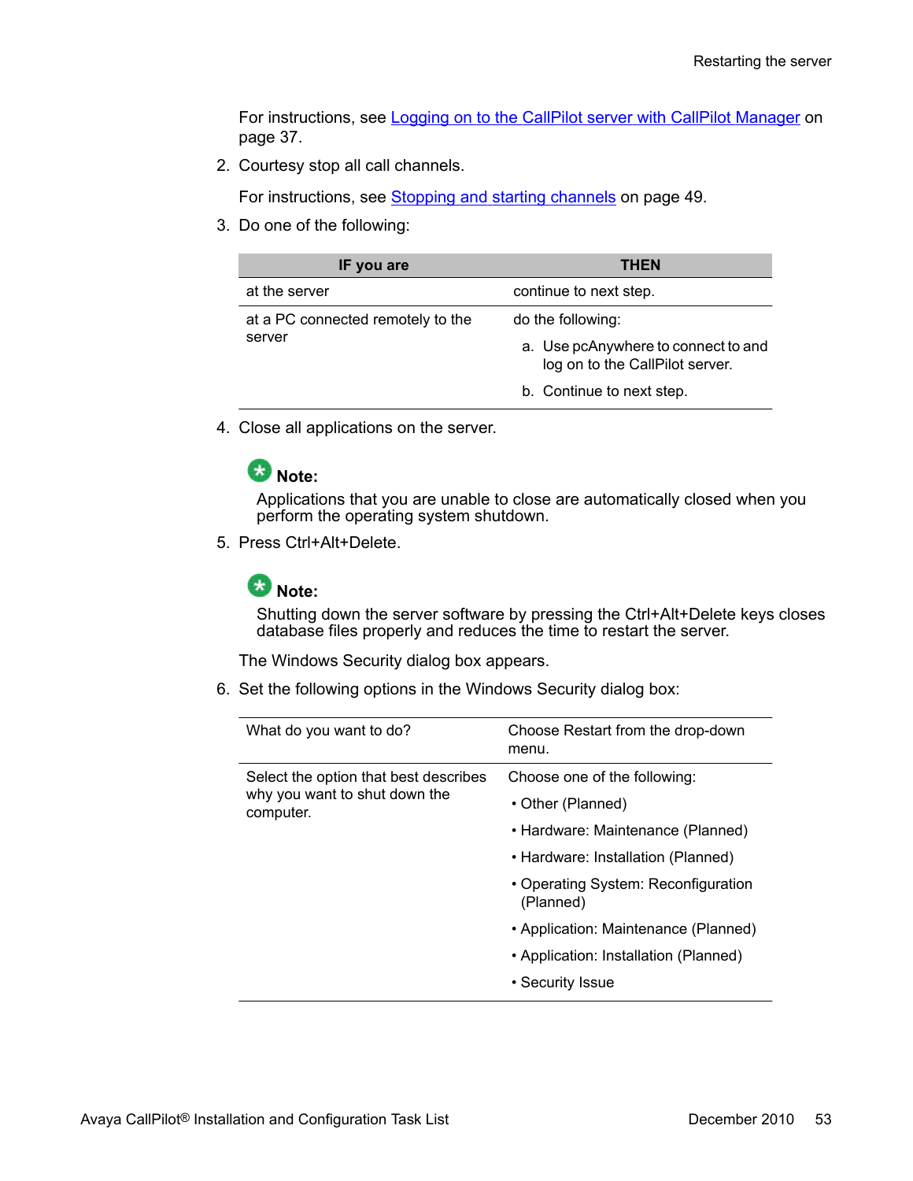For instructions, see Logging on to the CallPilot server with CallPilot Manager on page 37.

2. Courtesy stop all call channels.

   For instructions, see Stopping and starting channels on page 49.

3. Do one of the following:

| IF you are | THEN |
|---|---|
| at the server | continue to next step. |
| at a PC connected remotely to the server | do the following:<br>a. Use pcAnywhere to connect to and log on to the CallPilot server.<br>b. Continue to next step. |

4. Close all applications on the server.

   **Note:**
   Applications that you are unable to close are automatically closed when you perform the operating system shutdown.

5. Press Ctrl+Alt+Delete.

   **Note:**
   Shutting down the server software by pressing the Ctrl+Alt+Delete keys closes database files properly and reduces the time to restart the server.

   The Windows Security dialog box appears.

6. Set the following options in the Windows Security dialog box:

| What do you want to do? | Choose Restart from the drop-down menu. |
|---|---|
| Select the option that best describes why you want to shut down the computer. | Choose one of the following:<br>• Other (Planned)<br>• Hardware: Maintenance (Planned)<br>• Hardware: Installation (Planned)<br>• Operating System: Reconfiguration (Planned)<br>• Application: Maintenance (Planned)<br>• Application: Installation (Planned)<br>• Security Issue |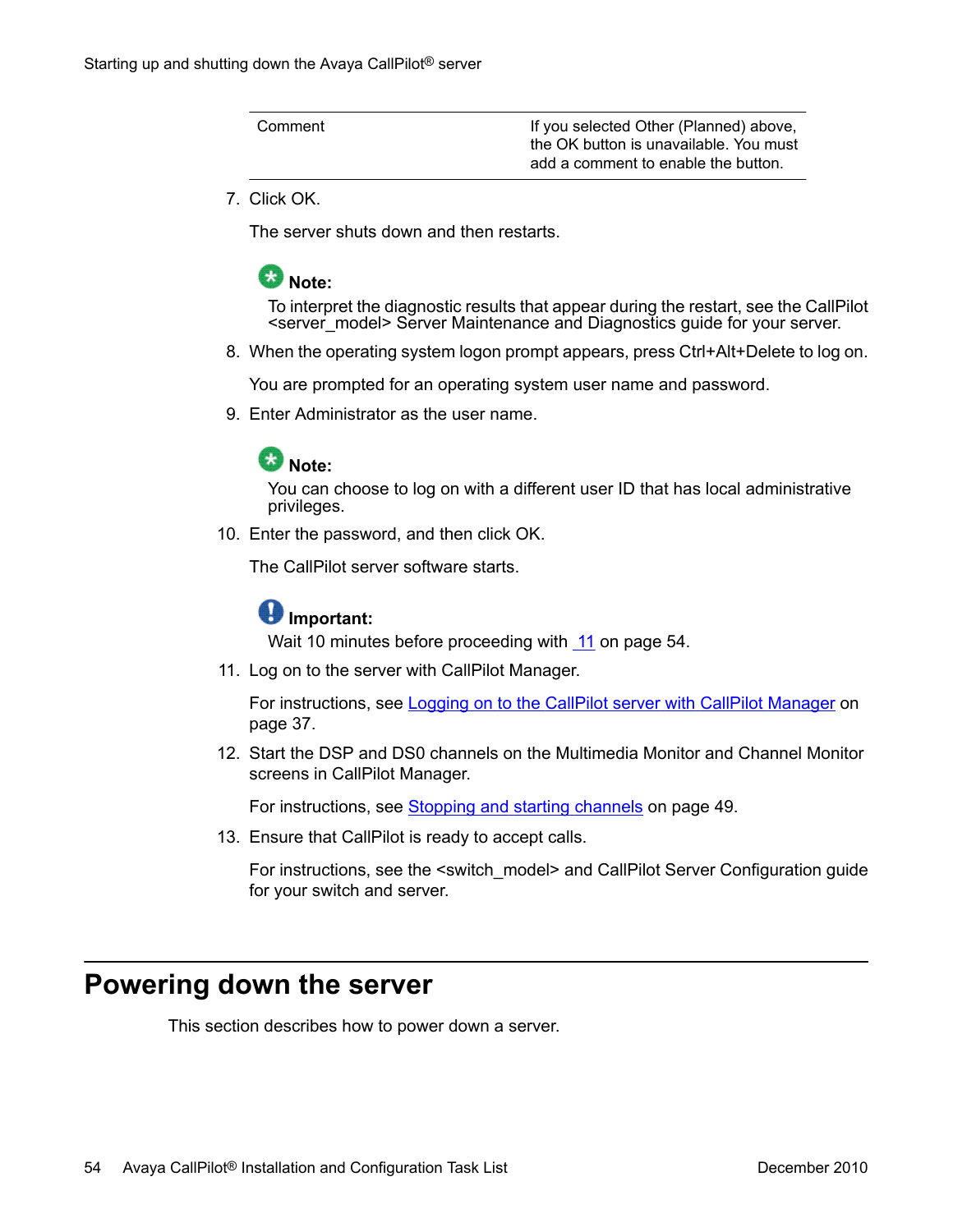| Comment | If you selected Other (Planned) above, the OK button is unavailable. You must add a comment to enable the button. |
| --- | --- |

7. Click OK.

   The server shuts down and then restarts.

   **Note:**
   To interpret the diagnostic results that appear during the restart, see the CallPilot <server_model> Server Maintenance and Diagnostics guide for your server.

8. When the operating system logon prompt appears, press Ctrl+Alt+Delete to log on.

   You are prompted for an operating system user name and password.

9. Enter Administrator as the user name.

   **Note:**
   You can choose to log on with a different user ID that has local administrative privileges.

10. Enter the password, and then click OK.

    The CallPilot server software starts.

    **Important:**
    Wait 10 minutes before proceeding with 11 on page 54.

11. Log on to the server with CallPilot Manager.

    For instructions, see Logging on to the CallPilot server with CallPilot Manager on page 37.

12. Start the DSP and DS0 channels on the Multimedia Monitor and Channel Monitor screens in CallPilot Manager.

    For instructions, see Stopping and starting channels on page 49.

13. Ensure that CallPilot is ready to accept calls.

    For instructions, see the <switch_model> and CallPilot Server Configuration guide for your switch and server.

# Powering down the server

This section describes how to power down a server.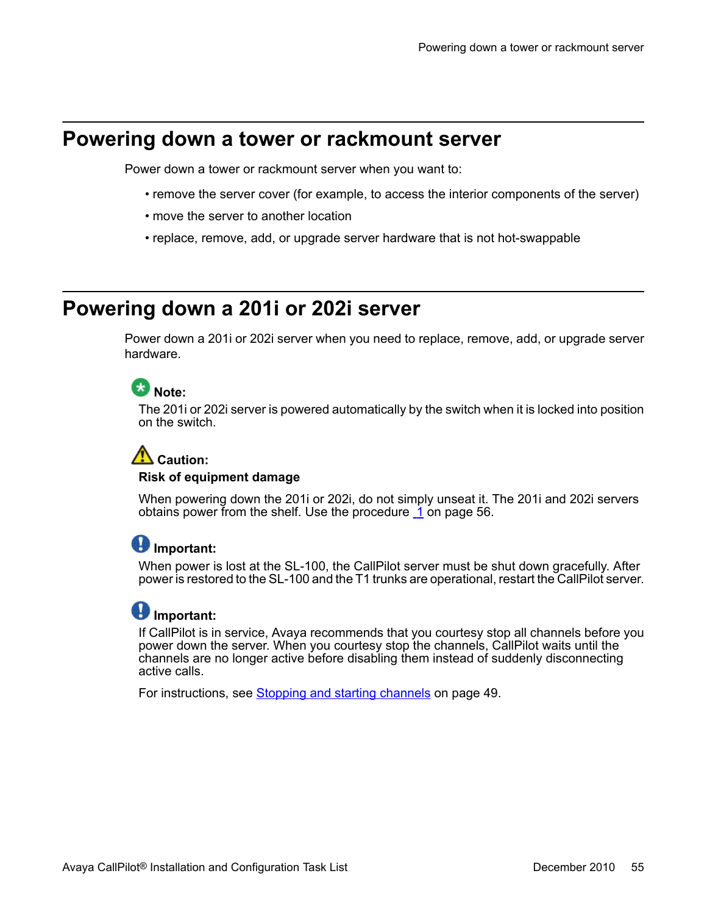# Powering down a tower or rackmount server

Power down a tower or rackmount server when you want to:

- remove the server cover (for example, to access the interior components of the server)
- move the server to another location
- replace, remove, add, or upgrade server hardware that is not hot-swappable

# Powering down a 201i or 202i server

Power down a 201i or 202i server when you need to replace, remove, add, or upgrade server hardware.

**Note:**
The 201i or 202i server is powered automatically by the switch when it is locked into position on the switch.

**Caution:**
**Risk of equipment damage**

When powering down the 201i or 202i, do not simply unseat it. The 201i and 202i servers obtains power from the shelf. Use the procedure 1 on page 56.

**Important:**
When power is lost at the SL-100, the CallPilot server must be shut down gracefully. After power is restored to the SL-100 and the T1 trunks are operational, restart the CallPilot server.

**Important:**
If CallPilot is in service, Avaya recommends that you courtesy stop all channels before you power down the server. When you courtesy stop the channels, CallPilot waits until the channels are no longer active before disabling them instead of suddenly disconnecting active calls.

For instructions, see Stopping and starting channels on page 49.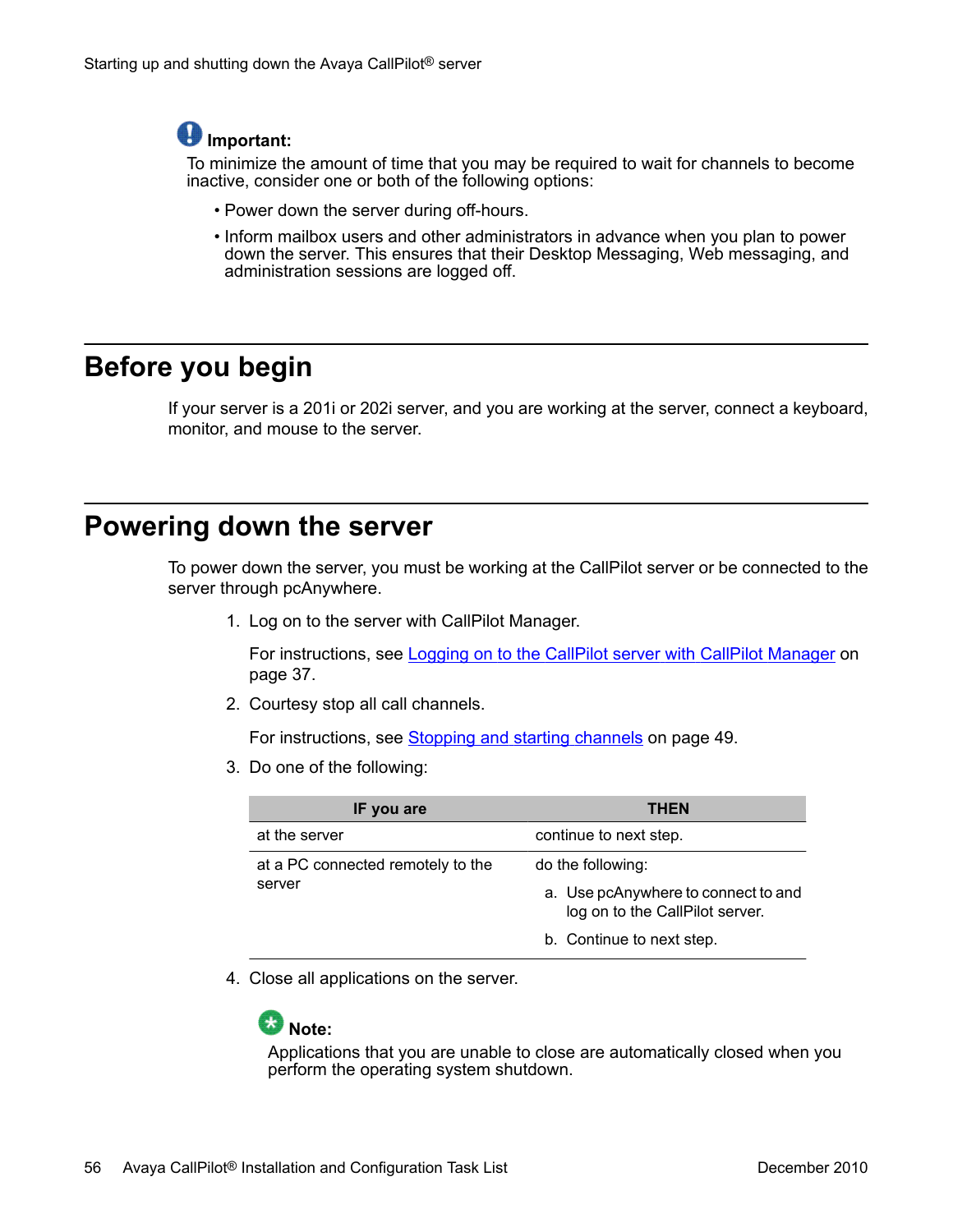**Important:**

To minimize the amount of time that you may be required to wait for channels to become inactive, consider one or both of the following options:

- Power down the server during off-hours.
- Inform mailbox users and other administrators in advance when you plan to power down the server. This ensures that their Desktop Messaging, Web messaging, and administration sessions are logged off.

## Before you begin

If your server is a 201i or 202i server, and you are working at the server, connect a keyboard, monitor, and mouse to the server.

## Powering down the server

To power down the server, you must be working at the CallPilot server or be connected to the server through pcAnywhere.

1. Log on to the server with CallPilot Manager.

   For instructions, see Logging on to the CallPilot server with CallPilot Manager on page 37.

2. Courtesy stop all call channels.

   For instructions, see Stopping and starting channels on page 49.

3. Do one of the following:

| IF you are | THEN |
| --- | --- |
| at the server | continue to next step. |
| at a PC connected remotely to the server | do the following:<br>a. Use pcAnywhere to connect to and log on to the CallPilot server.<br>b. Continue to next step. |

4. Close all applications on the server.

   **Note:**

   Applications that you are unable to close are automatically closed when you perform the operating system shutdown.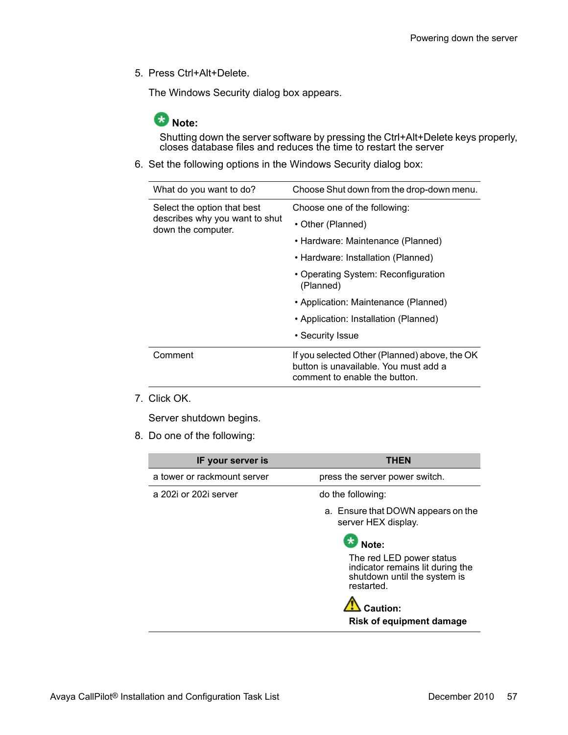5. Press Ctrl+Alt+Delete.

   The Windows Security dialog box appears.

   **Note:**

   Shutting down the server software by pressing the Ctrl+Alt+Delete keys properly, closes database files and reduces the time to restart the server

6. Set the following options in the Windows Security dialog box:

| What do you want to do? | Choose Shut down from the drop-down menu. |
| --- | --- |
| Select the option that best describes why you want to shut down the computer. | Choose one of the following:<br>• Other (Planned)<br>• Hardware: Maintenance (Planned)<br>• Hardware: Installation (Planned)<br>• Operating System: Reconfiguration (Planned)<br>• Application: Maintenance (Planned)<br>• Application: Installation (Planned)<br>• Security Issue |
| Comment | If you selected Other (Planned) above, the OK button is unavailable. You must add a comment to enable the button. |

7. Click OK.

   Server shutdown begins.

8. Do one of the following:

| IF your server is | THEN |
| --- | --- |
| a tower or rackmount server | press the server power switch. |
| a 202i or 202i server | do the following:<br>a. Ensure that DOWN appears on the server HEX display.<br>**Note:**<br>The red LED power status indicator remains lit during the shutdown until the system is restarted.<br>**Caution:**<br>**Risk of equipment damage** |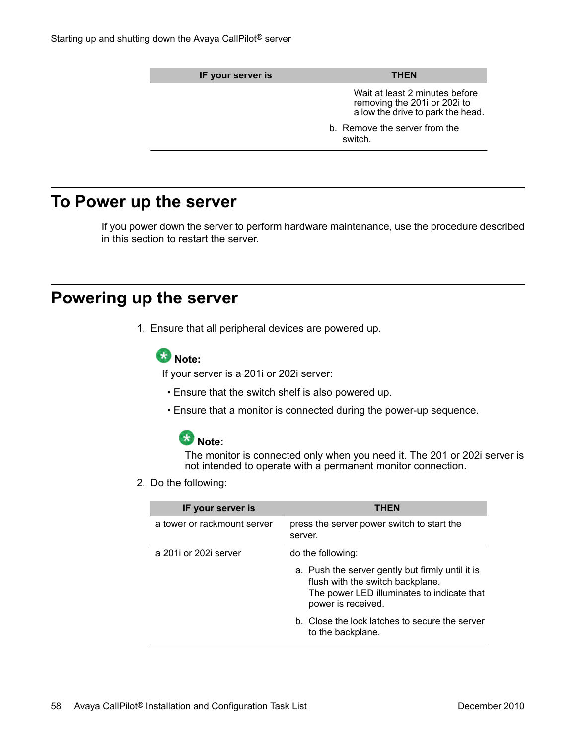| IF your server is | THEN |
|---|---|
| | Wait at least 2 minutes before removing the 201i or 202i to allow the drive to park the head.<br>b. Remove the server from the switch. |

## To Power up the server

If you power down the server to perform hardware maintenance, use the procedure described in this section to restart the server.

## Powering up the server

1. Ensure that all peripheral devices are powered up.

   **Note:**
   If your server is a 201i or 202i server:

   - Ensure that the switch shelf is also powered up.
   - Ensure that a monitor is connected during the power-up sequence.

     **Note:**
     The monitor is connected only when you need it. The 201 or 202i server is not intended to operate with a permanent monitor connection.

2. Do the following:

| IF your server is | THEN |
|---|---|
| a tower or rackmount server | press the server power switch to start the server. |
| a 201i or 202i server | do the following:<br>a. Push the server gently but firmly until it is flush with the switch backplane.<br>The power LED illuminates to indicate that power is received.<br>b. Close the lock latches to secure the server to the backplane. |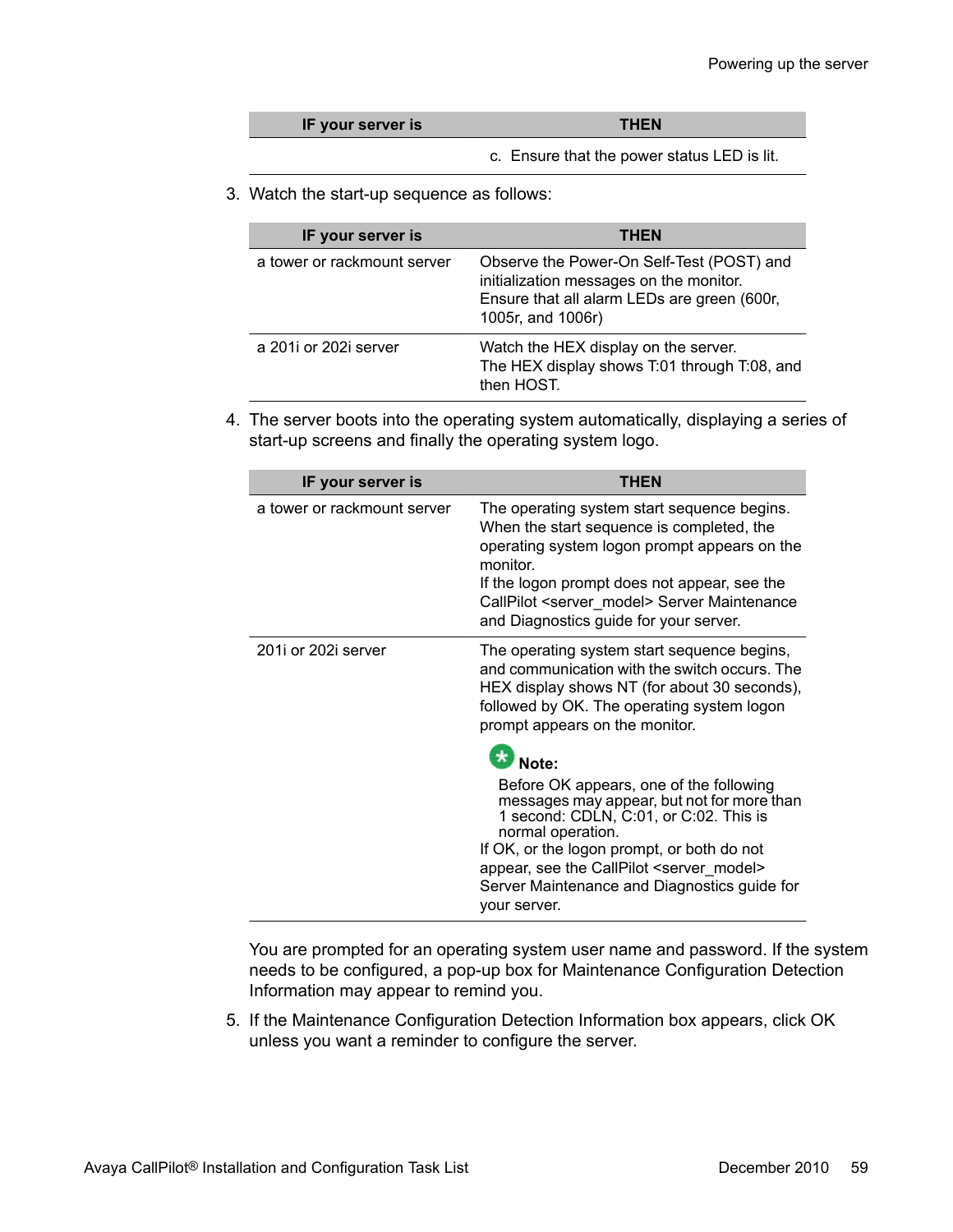| IF your server is | THEN |
| --- | --- |
| | c. Ensure that the power status LED is lit. |

3. Watch the start-up sequence as follows:

| IF your server is | THEN |
| --- | --- |
| a tower or rackmount server | Observe the Power-On Self-Test (POST) and initialization messages on the monitor.<br>Ensure that all alarm LEDs are green (600r, 1005r, and 1006r) |
| a 201i or 202i server | Watch the HEX display on the server.<br>The HEX display shows T:01 through T:08, and then HOST. |

4. The server boots into the operating system automatically, displaying a series of start-up screens and finally the operating system logo.

| IF your server is | THEN |
| --- | --- |
| a tower or rackmount server | The operating system start sequence begins. When the start sequence is completed, the operating system logon prompt appears on the monitor.<br>If the logon prompt does not appear, see the CallPilot <server_model> Server Maintenance and Diagnostics guide for your server. |
| 201i or 202i server | The operating system start sequence begins, and communication with the switch occurs. The HEX display shows NT (for about 30 seconds), followed by OK. The operating system logon prompt appears on the monitor.<br>**Note:**<br>Before OK appears, one of the following messages may appear, but not for more than 1 second: CDLN, C:01, or C:02. This is normal operation.<br>If OK, or the logon prompt, or both do not appear, see the CallPilot <server_model> Server Maintenance and Diagnostics guide for your server. |

You are prompted for an operating system user name and password. If the system needs to be configured, a pop-up box for Maintenance Configuration Detection Information may appear to remind you.

5. If the Maintenance Configuration Detection Information box appears, click OK unless you want a reminder to configure the server.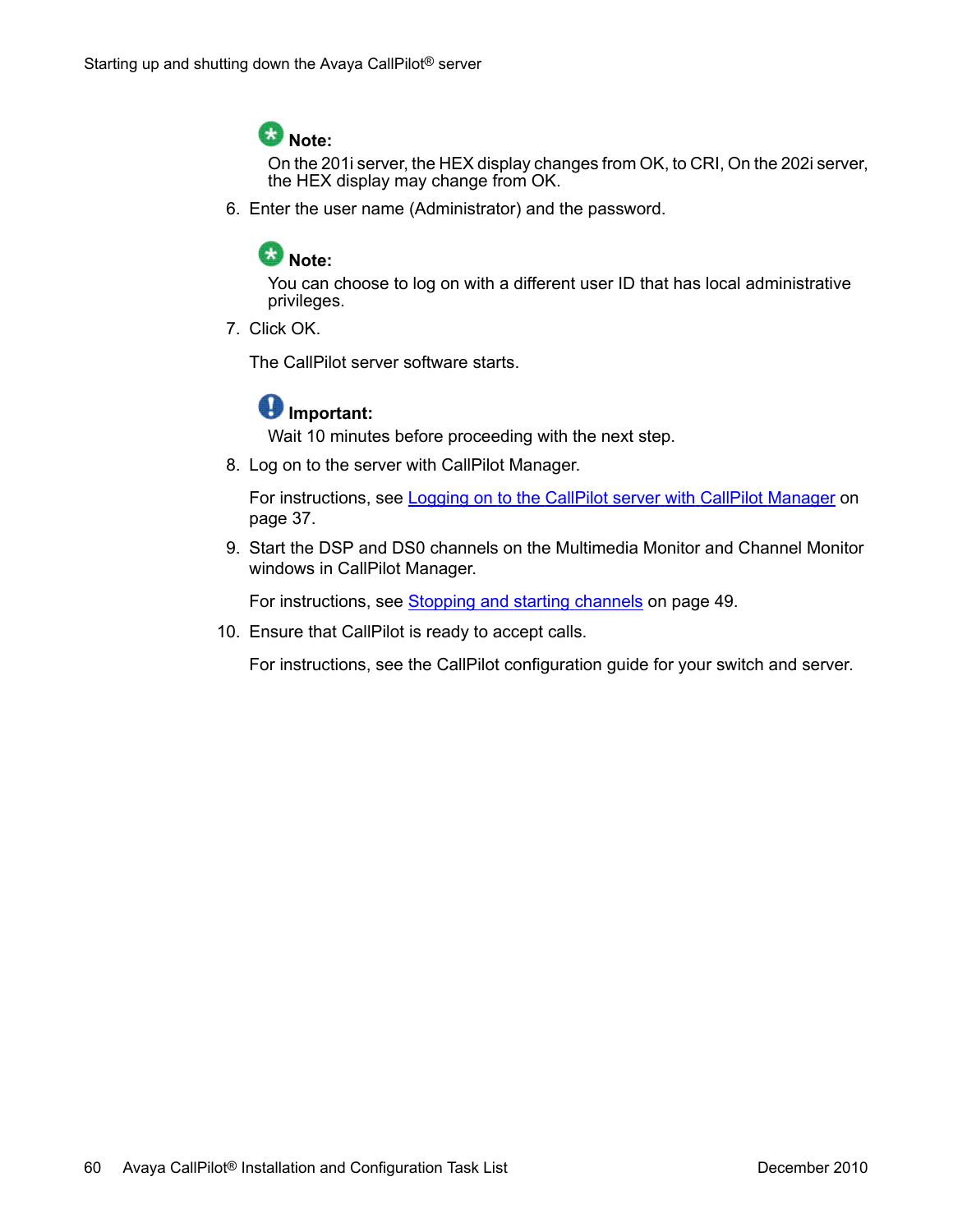**Note:**

On the 201i server, the HEX display changes from OK, to CRI, On the 202i server, the HEX display may change from OK.

6. Enter the user name (Administrator) and the password.

   **Note:**

   You can choose to log on with a different user ID that has local administrative privileges.

7. Click OK.

   The CallPilot server software starts.

   **Important:**

   Wait 10 minutes before proceeding with the next step.

8. Log on to the server with CallPilot Manager.

   For instructions, see Logging on to the CallPilot server with CallPilot Manager on page 37.

9. Start the DSP and DS0 channels on the Multimedia Monitor and Channel Monitor windows in CallPilot Manager.

   For instructions, see Stopping and starting channels on page 49.

10. Ensure that CallPilot is ready to accept calls.

    For instructions, see the CallPilot configuration guide for your switch and server.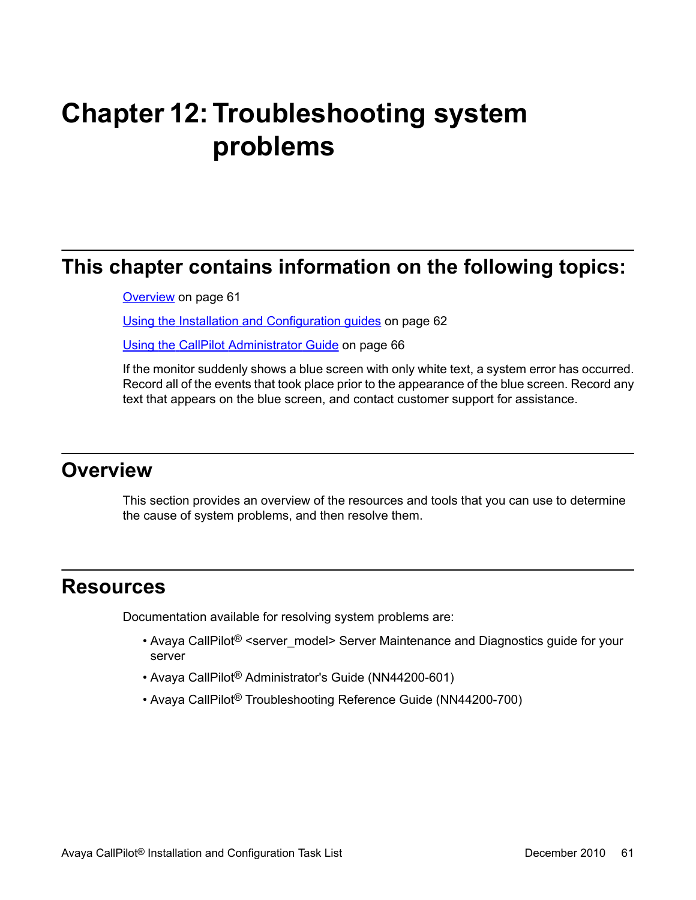# Chapter 12: Troubleshooting system problems

## This chapter contains information on the following topics:

Overview on page 61

Using the Installation and Configuration guides on page 62

Using the CallPilot Administrator Guide on page 66

If the monitor suddenly shows a blue screen with only white text, a system error has occurred. Record all of the events that took place prior to the appearance of the blue screen. Record any text that appears on the blue screen, and contact customer support for assistance.

## Overview

This section provides an overview of the resources and tools that you can use to determine the cause of system problems, and then resolve them.

## Resources

Documentation available for resolving system problems are:

- Avaya CallPilot® <server_model> Server Maintenance and Diagnostics guide for your server
- Avaya CallPilot® Administrator's Guide (NN44200-601)
- Avaya CallPilot® Troubleshooting Reference Guide (NN44200-700)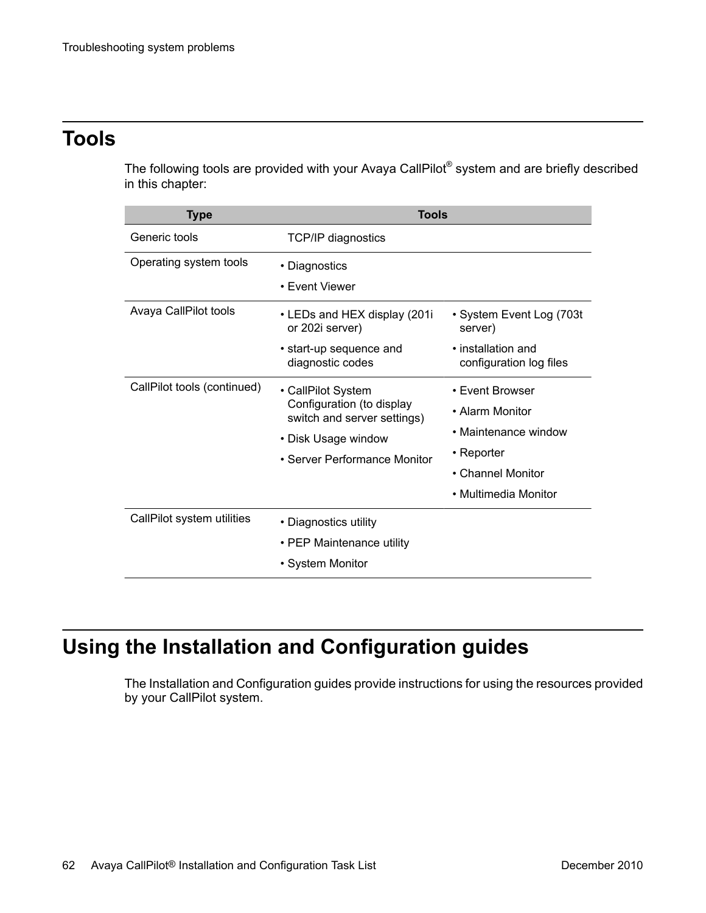# Tools

The following tools are provided with your Avaya CallPilot® system and are briefly described in this chapter:

| Type | Tools | |
| --- | --- | --- |
| Generic tools | TCP/IP diagnostics | |
| Operating system tools | • Diagnostics<br>• Event Viewer | |
| Avaya CallPilot tools | • LEDs and HEX display (201i or 202i server)<br>• start-up sequence and diagnostic codes | • System Event Log (703t server)<br>• installation and configuration log files |
| CallPilot tools (continued) | • CallPilot System Configuration (to display switch and server settings)<br>• Disk Usage window<br>• Server Performance Monitor | • Event Browser<br>• Alarm Monitor<br>• Maintenance window<br>• Reporter<br>• Channel Monitor<br>• Multimedia Monitor |
| CallPilot system utilities | • Diagnostics utility<br>• PEP Maintenance utility<br>• System Monitor | |

# Using the Installation and Configuration guides

The Installation and Configuration guides provide instructions for using the resources provided by your CallPilot system.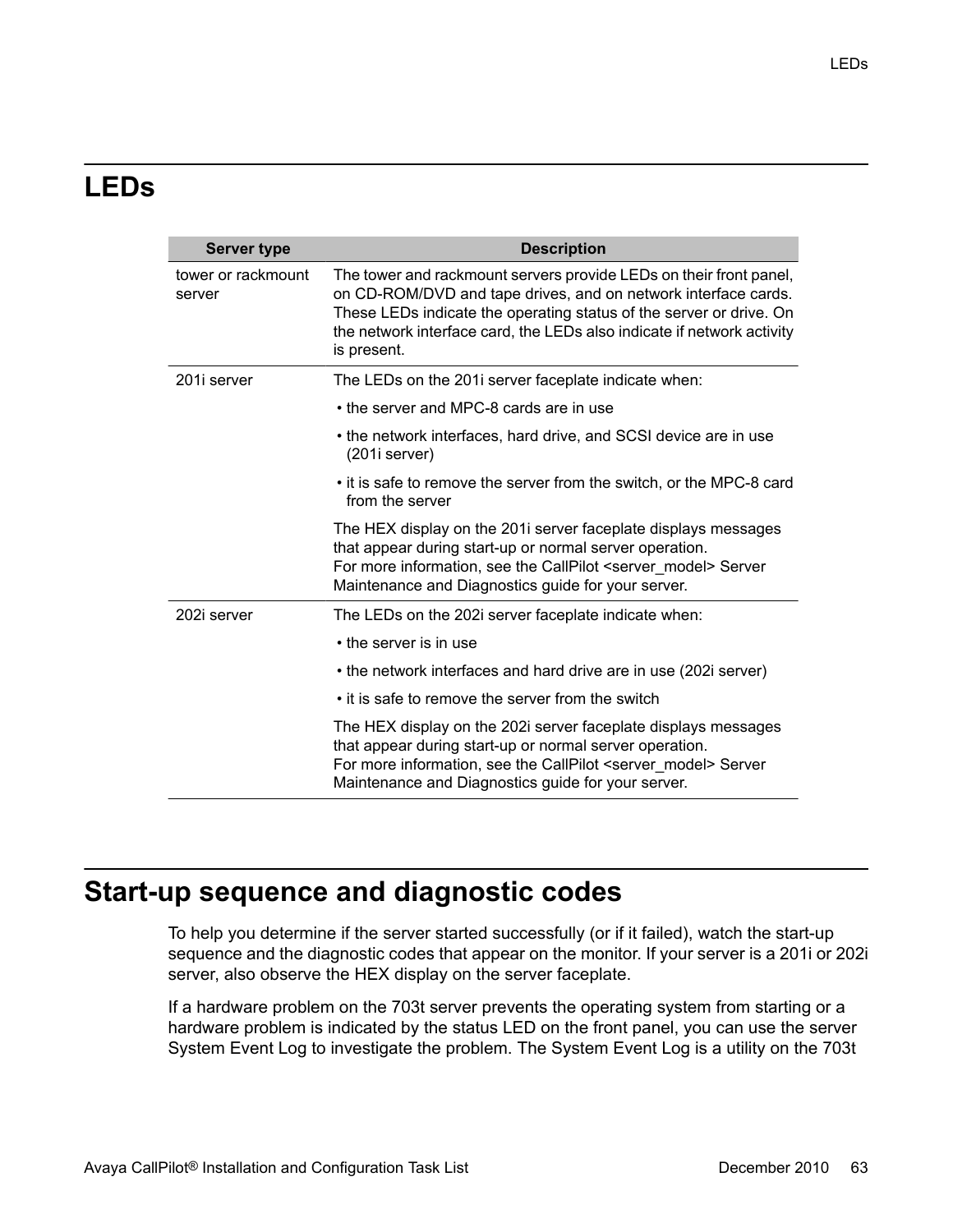## LEDs

| Server type | Description |
| --- | --- |
| tower or rackmount server | The tower and rackmount servers provide LEDs on their front panel, on CD-ROM/DVD and tape drives, and on network interface cards. These LEDs indicate the operating status of the server or drive. On the network interface card, the LEDs also indicate if network activity is present. |
| 201i server | The LEDs on the 201i server faceplate indicate when:<br>• the server and MPC-8 cards are in use<br>• the network interfaces, hard drive, and SCSI device are in use (201i server)<br>• it is safe to remove the server from the switch, or the MPC-8 card from the server<br>The HEX display on the 201i server faceplate displays messages that appear during start-up or normal server operation. For more information, see the CallPilot <server_model> Server Maintenance and Diagnostics guide for your server. |
| 202i server | The LEDs on the 202i server faceplate indicate when:<br>• the server is in use<br>• the network interfaces and hard drive are in use (202i server)<br>• it is safe to remove the server from the switch<br>The HEX display on the 202i server faceplate displays messages that appear during start-up or normal server operation. For more information, see the CallPilot <server_model> Server Maintenance and Diagnostics guide for your server. |

## Start-up sequence and diagnostic codes

To help you determine if the server started successfully (or if it failed), watch the start-up sequence and the diagnostic codes that appear on the monitor. If your server is a 201i or 202i server, also observe the HEX display on the server faceplate.

If a hardware problem on the 703t server prevents the operating system from starting or a hardware problem is indicated by the status LED on the front panel, you can use the server System Event Log to investigate the problem. The System Event Log is a utility on the 703t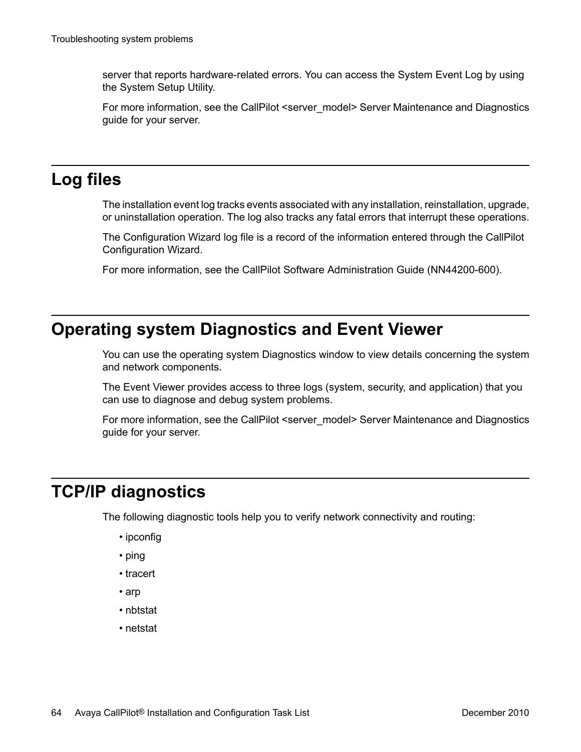server that reports hardware-related errors. You can access the System Event Log by using the System Setup Utility.

For more information, see the CallPilot <server_model> Server Maintenance and Diagnostics guide for your server.

# Log files

The installation event log tracks events associated with any installation, reinstallation, upgrade, or uninstallation operation. The log also tracks any fatal errors that interrupt these operations.

The Configuration Wizard log file is a record of the information entered through the CallPilot Configuration Wizard.

For more information, see the CallPilot Software Administration Guide (NN44200-600).

# Operating system Diagnostics and Event Viewer

You can use the operating system Diagnostics window to view details concerning the system and network components.

The Event Viewer provides access to three logs (system, security, and application) that you can use to diagnose and debug system problems.

For more information, see the CallPilot <server_model> Server Maintenance and Diagnostics guide for your server.

# TCP/IP diagnostics

The following diagnostic tools help you to verify network connectivity and routing:

- ipconfig
- ping
- tracert
- arp
- nbtstat
- netstat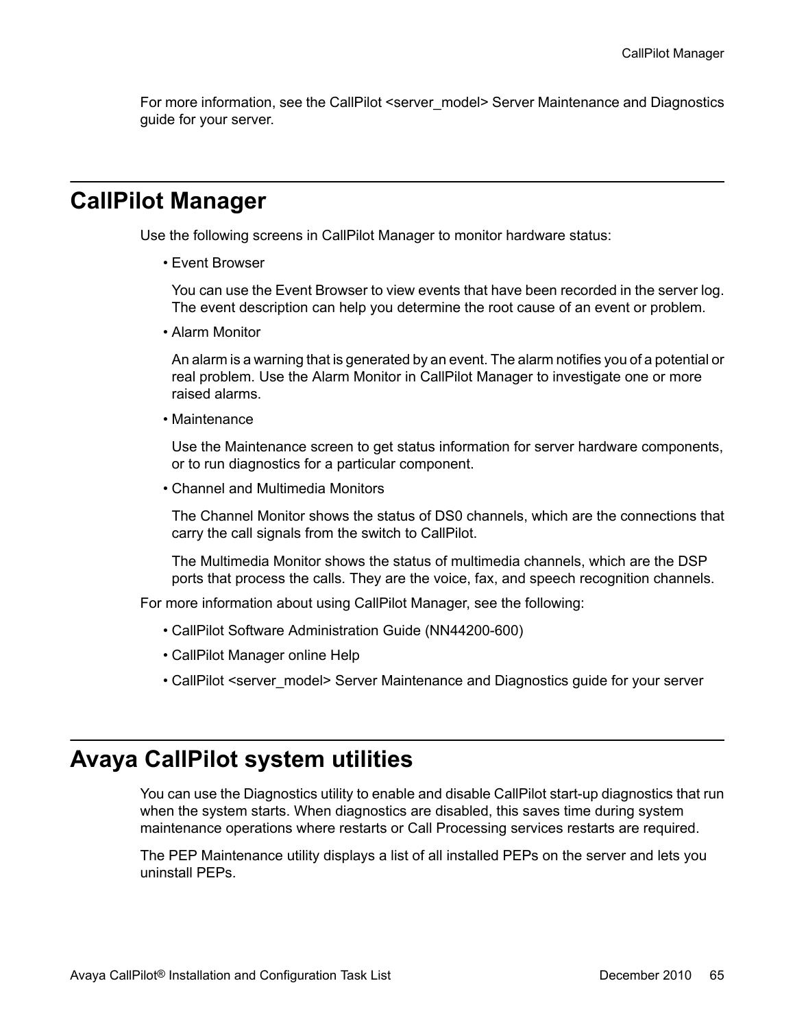For more information, see the CallPilot <server_model> Server Maintenance and Diagnostics guide for your server.

## CallPilot Manager

Use the following screens in CallPilot Manager to monitor hardware status:

- Event Browser

  You can use the Event Browser to view events that have been recorded in the server log. The event description can help you determine the root cause of an event or problem.

- Alarm Monitor

  An alarm is a warning that is generated by an event. The alarm notifies you of a potential or real problem. Use the Alarm Monitor in CallPilot Manager to investigate one or more raised alarms.

- Maintenance

  Use the Maintenance screen to get status information for server hardware components, or to run diagnostics for a particular component.

- Channel and Multimedia Monitors

  The Channel Monitor shows the status of DS0 channels, which are the connections that carry the call signals from the switch to CallPilot.

  The Multimedia Monitor shows the status of multimedia channels, which are the DSP ports that process the calls. They are the voice, fax, and speech recognition channels.

For more information about using CallPilot Manager, see the following:

- CallPilot Software Administration Guide (NN44200-600)
- CallPilot Manager online Help
- CallPilot <server_model> Server Maintenance and Diagnostics guide for your server

## Avaya CallPilot system utilities

You can use the Diagnostics utility to enable and disable CallPilot start-up diagnostics that run when the system starts. When diagnostics are disabled, this saves time during system maintenance operations where restarts or Call Processing services restarts are required.

The PEP Maintenance utility displays a list of all installed PEPs on the server and lets you uninstall PEPs.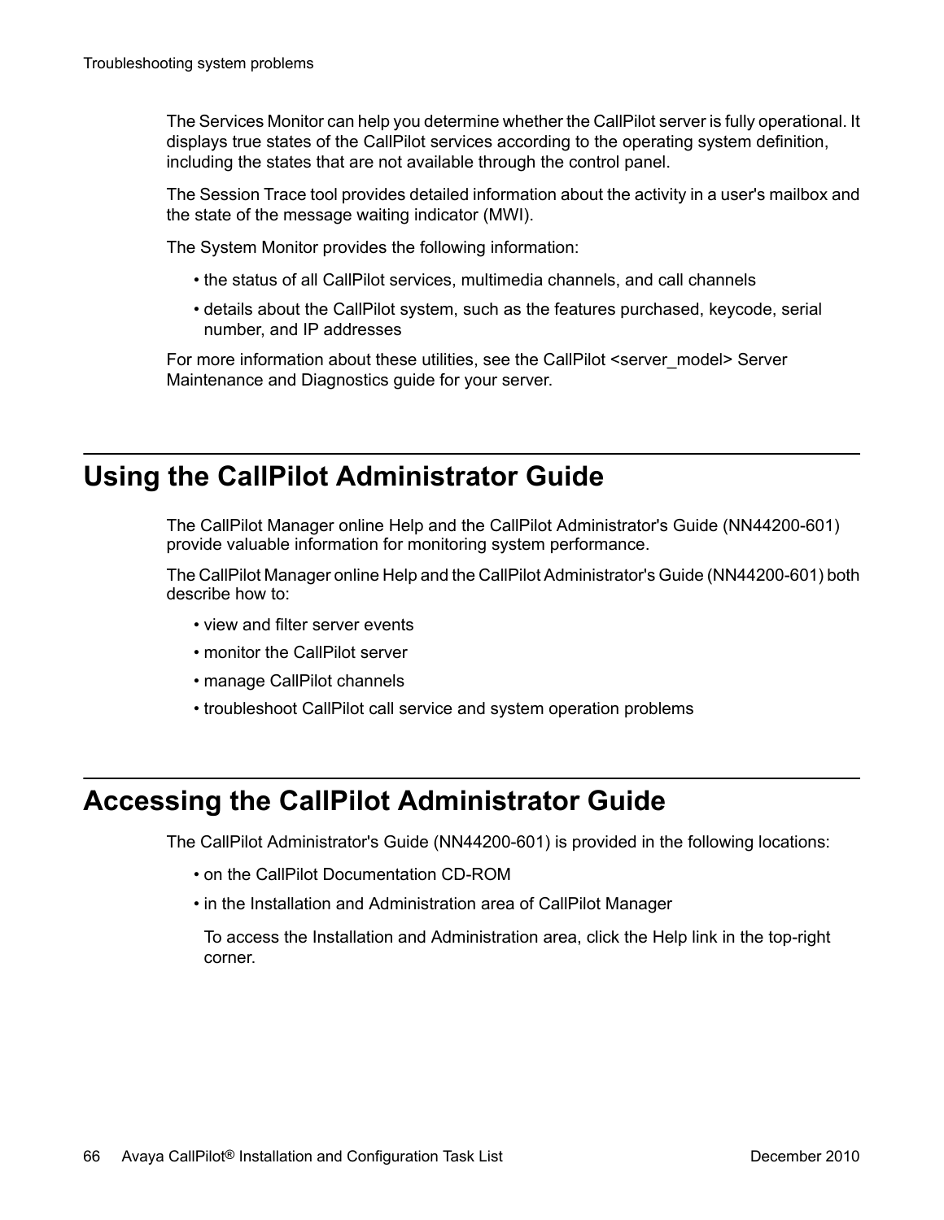The Services Monitor can help you determine whether the CallPilot server is fully operational. It displays true states of the CallPilot services according to the operating system definition, including the states that are not available through the control panel.

The Session Trace tool provides detailed information about the activity in a user's mailbox and the state of the message waiting indicator (MWI).

The System Monitor provides the following information:

- the status of all CallPilot services, multimedia channels, and call channels
- details about the CallPilot system, such as the features purchased, keycode, serial number, and IP addresses

For more information about these utilities, see the CallPilot <server_model> Server Maintenance and Diagnostics guide for your server.

# Using the CallPilot Administrator Guide

The CallPilot Manager online Help and the CallPilot Administrator's Guide (NN44200-601) provide valuable information for monitoring system performance.

The CallPilot Manager online Help and the CallPilot Administrator's Guide (NN44200-601) both describe how to:

- view and filter server events
- monitor the CallPilot server
- manage CallPilot channels
- troubleshoot CallPilot call service and system operation problems

# Accessing the CallPilot Administrator Guide

The CallPilot Administrator's Guide (NN44200-601) is provided in the following locations:

- on the CallPilot Documentation CD-ROM
- in the Installation and Administration area of CallPilot Manager

  To access the Installation and Administration area, click the Help link in the top-right corner.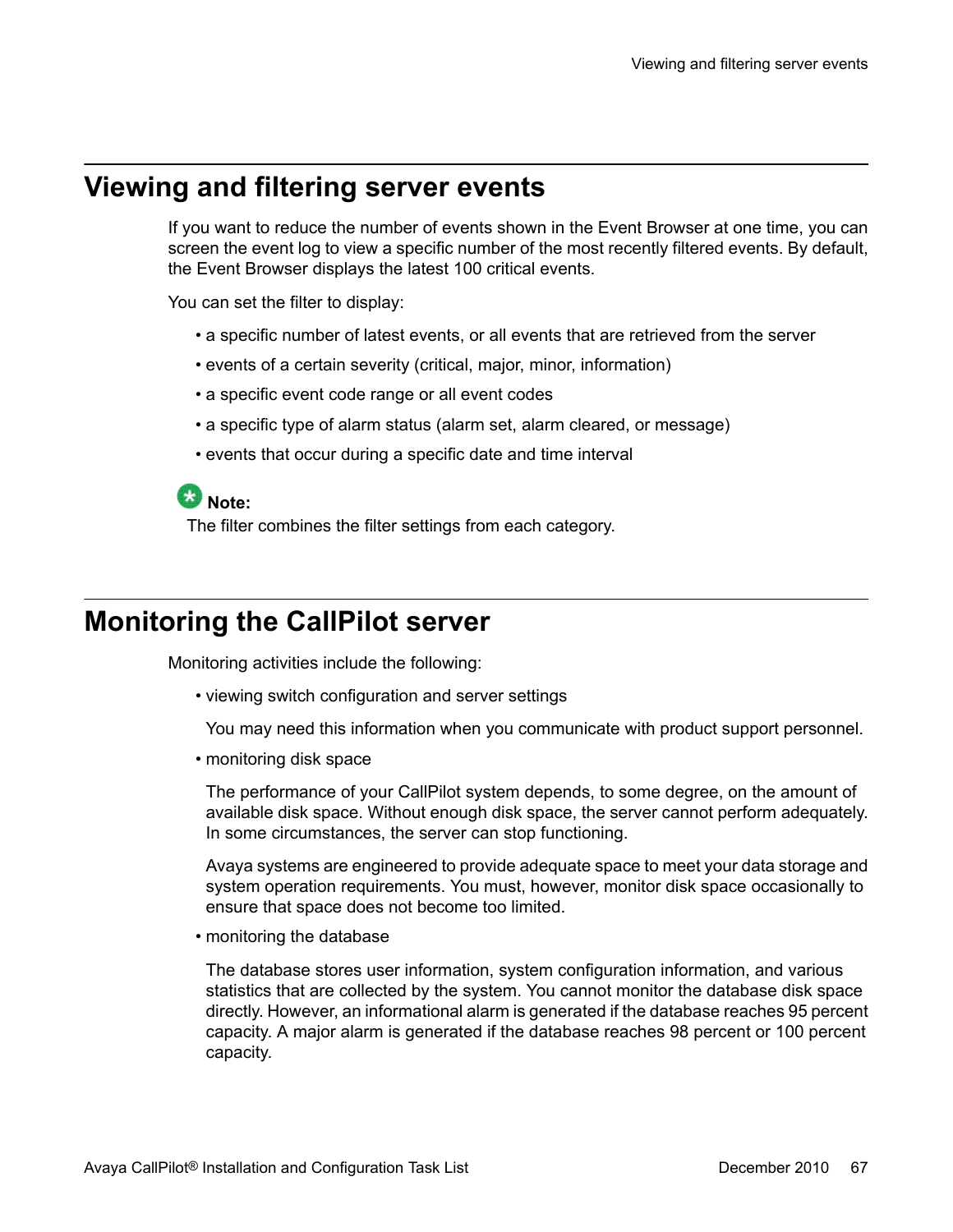## Viewing and filtering server events

If you want to reduce the number of events shown in the Event Browser at one time, you can screen the event log to view a specific number of the most recently filtered events. By default, the Event Browser displays the latest 100 critical events.

You can set the filter to display:

- a specific number of latest events, or all events that are retrieved from the server
- events of a certain severity (critical, major, minor, information)
- a specific event code range or all event codes
- a specific type of alarm status (alarm set, alarm cleared, or message)
- events that occur during a specific date and time interval

**Note:**
The filter combines the filter settings from each category.

## Monitoring the CallPilot server

Monitoring activities include the following:

- viewing switch configuration and server settings

  You may need this information when you communicate with product support personnel.

- monitoring disk space

  The performance of your CallPilot system depends, to some degree, on the amount of available disk space. Without enough disk space, the server cannot perform adequately. In some circumstances, the server can stop functioning.

  Avaya systems are engineered to provide adequate space to meet your data storage and system operation requirements. You must, however, monitor disk space occasionally to ensure that space does not become too limited.

- monitoring the database

  The database stores user information, system configuration information, and various statistics that are collected by the system. You cannot monitor the database disk space directly. However, an informational alarm is generated if the database reaches 95 percent capacity. A major alarm is generated if the database reaches 98 percent or 100 percent capacity.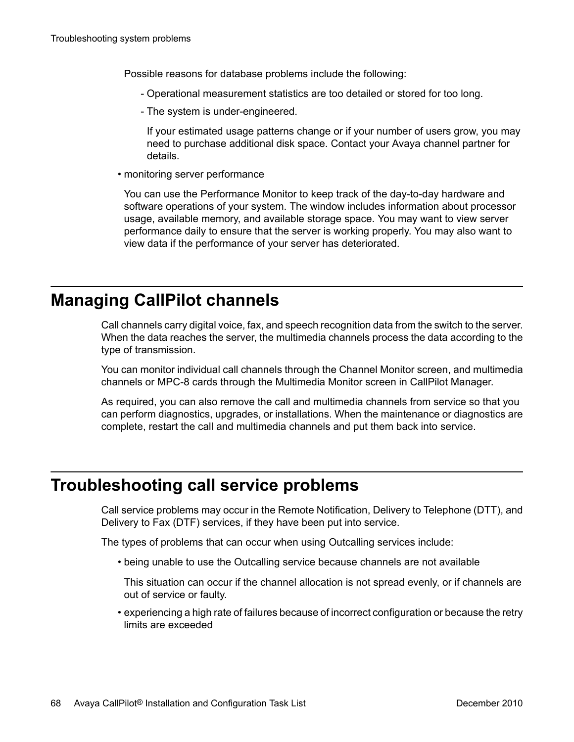Possible reasons for database problems include the following:

- Operational measurement statistics are too detailed or stored for too long.
- The system is under-engineered.

  If your estimated usage patterns change or if your number of users grow, you may need to purchase additional disk space. Contact your Avaya channel partner for details.

• monitoring server performance

  You can use the Performance Monitor to keep track of the day-to-day hardware and software operations of your system. The window includes information about processor usage, available memory, and available storage space. You may want to view server performance daily to ensure that the server is working properly. You may also want to view data if the performance of your server has deteriorated.

## Managing CallPilot channels

Call channels carry digital voice, fax, and speech recognition data from the switch to the server. When the data reaches the server, the multimedia channels process the data according to the type of transmission.

You can monitor individual call channels through the Channel Monitor screen, and multimedia channels or MPC-8 cards through the Multimedia Monitor screen in CallPilot Manager.

As required, you can also remove the call and multimedia channels from service so that you can perform diagnostics, upgrades, or installations. When the maintenance or diagnostics are complete, restart the call and multimedia channels and put them back into service.

## Troubleshooting call service problems

Call service problems may occur in the Remote Notification, Delivery to Telephone (DTT), and Delivery to Fax (DTF) services, if they have been put into service.

The types of problems that can occur when using Outcalling services include:

• being unable to use the Outcalling service because channels are not available

  This situation can occur if the channel allocation is not spread evenly, or if channels are out of service or faulty.

• experiencing a high rate of failures because of incorrect configuration or because the retry limits are exceeded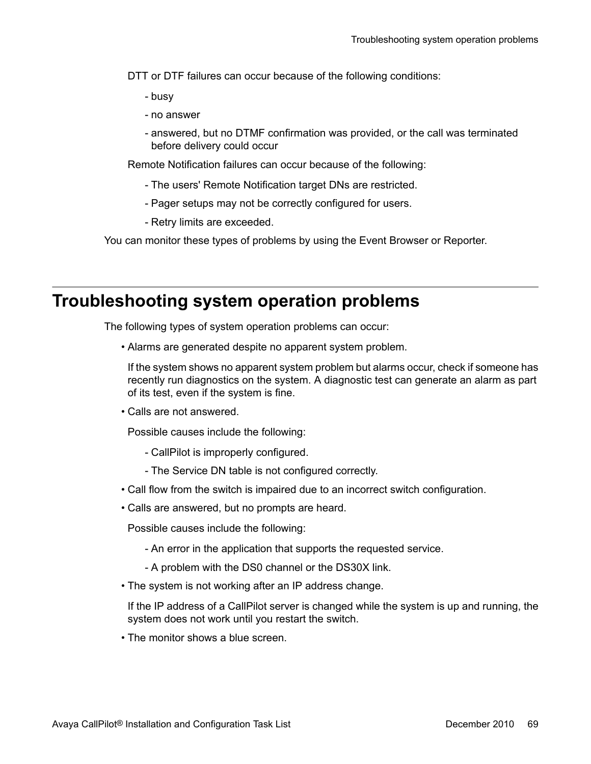DTT or DTF failures can occur because of the following conditions:

- busy
- no answer
- answered, but no DTMF confirmation was provided, or the call was terminated before delivery could occur

Remote Notification failures can occur because of the following:

- The users' Remote Notification target DNs are restricted.
- Pager setups may not be correctly configured for users.
- Retry limits are exceeded.

You can monitor these types of problems by using the Event Browser or Reporter.

## Troubleshooting system operation problems

The following types of system operation problems can occur:

- Alarms are generated despite no apparent system problem.

  If the system shows no apparent system problem but alarms occur, check if someone has recently run diagnostics on the system. A diagnostic test can generate an alarm as part of its test, even if the system is fine.

- Calls are not answered.

  Possible causes include the following:

  - CallPilot is improperly configured.
  - The Service DN table is not configured correctly.

- Call flow from the switch is impaired due to an incorrect switch configuration.
- Calls are answered, but no prompts are heard.

  Possible causes include the following:

  - An error in the application that supports the requested service.
  - A problem with the DS0 channel or the DS30X link.

- The system is not working after an IP address change.

  If the IP address of a CallPilot server is changed while the system is up and running, the system does not work until you restart the switch.

- The monitor shows a blue screen.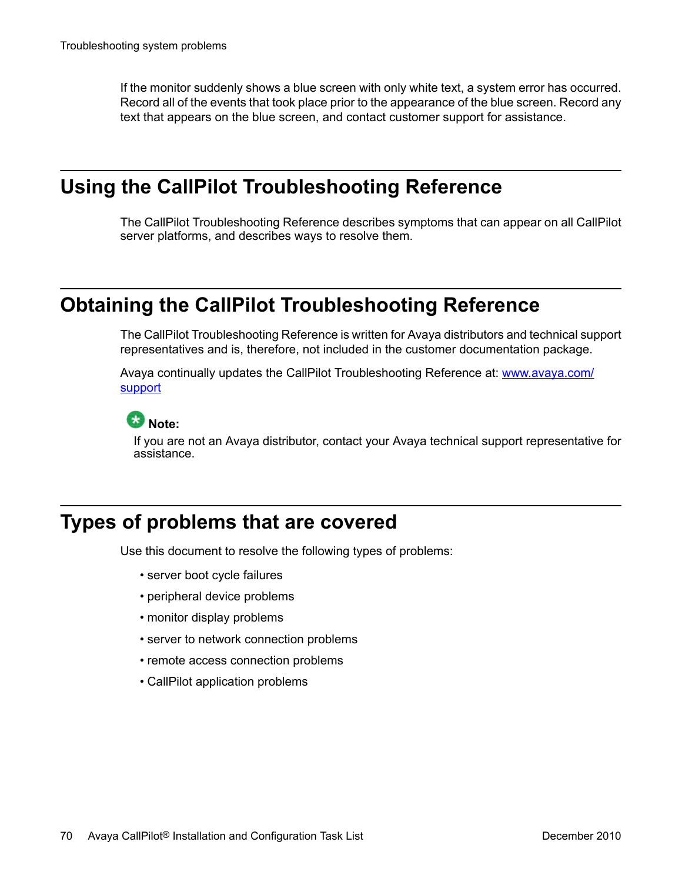If the monitor suddenly shows a blue screen with only white text, a system error has occurred. Record all of the events that took place prior to the appearance of the blue screen. Record any text that appears on the blue screen, and contact customer support for assistance.

## Using the CallPilot Troubleshooting Reference

The CallPilot Troubleshooting Reference describes symptoms that can appear on all CallPilot server platforms, and describes ways to resolve them.

## Obtaining the CallPilot Troubleshooting Reference

The CallPilot Troubleshooting Reference is written for Avaya distributors and technical support representatives and is, therefore, not included in the customer documentation package.

Avaya continually updates the CallPilot Troubleshooting Reference at: [www.avaya.com/support](http://www.avaya.com/support)

**Note:**

If you are not an Avaya distributor, contact your Avaya technical support representative for assistance.

## Types of problems that are covered

Use this document to resolve the following types of problems:

- server boot cycle failures
- peripheral device problems
- monitor display problems
- server to network connection problems
- remote access connection problems
- CallPilot application problems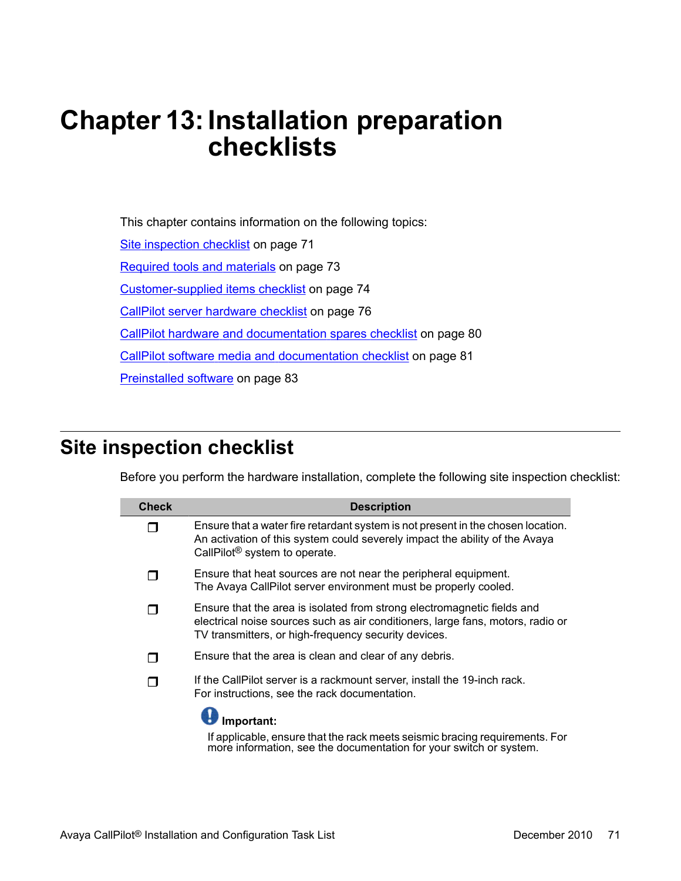# Chapter 13: Installation preparation checklists

This chapter contains information on the following topics:

Site inspection checklist on page 71

Required tools and materials on page 73

Customer-supplied items checklist on page 74

CallPilot server hardware checklist on page 76

CallPilot hardware and documentation spares checklist on page 80

CallPilot software media and documentation checklist on page 81

Preinstalled software on page 83

## Site inspection checklist

Before you perform the hardware installation, complete the following site inspection checklist:

| Check | Description |
|---|---|
| ❒ | Ensure that a water fire retardant system is not present in the chosen location. An activation of this system could severely impact the ability of the Avaya CallPilot® system to operate. |
| ❒ | Ensure that heat sources are not near the peripheral equipment. The Avaya CallPilot server environment must be properly cooled. |
| ❒ | Ensure that the area is isolated from strong electromagnetic fields and electrical noise sources such as air conditioners, large fans, motors, radio or TV transmitters, or high-frequency security devices. |
| ❒ | Ensure that the area is clean and clear of any debris. |
| ❒ | If the CallPilot server is a rackmount server, install the 19-inch rack. For instructions, see the rack documentation. **Important:** If applicable, ensure that the rack meets seismic bracing requirements. For more information, see the documentation for your switch or system. |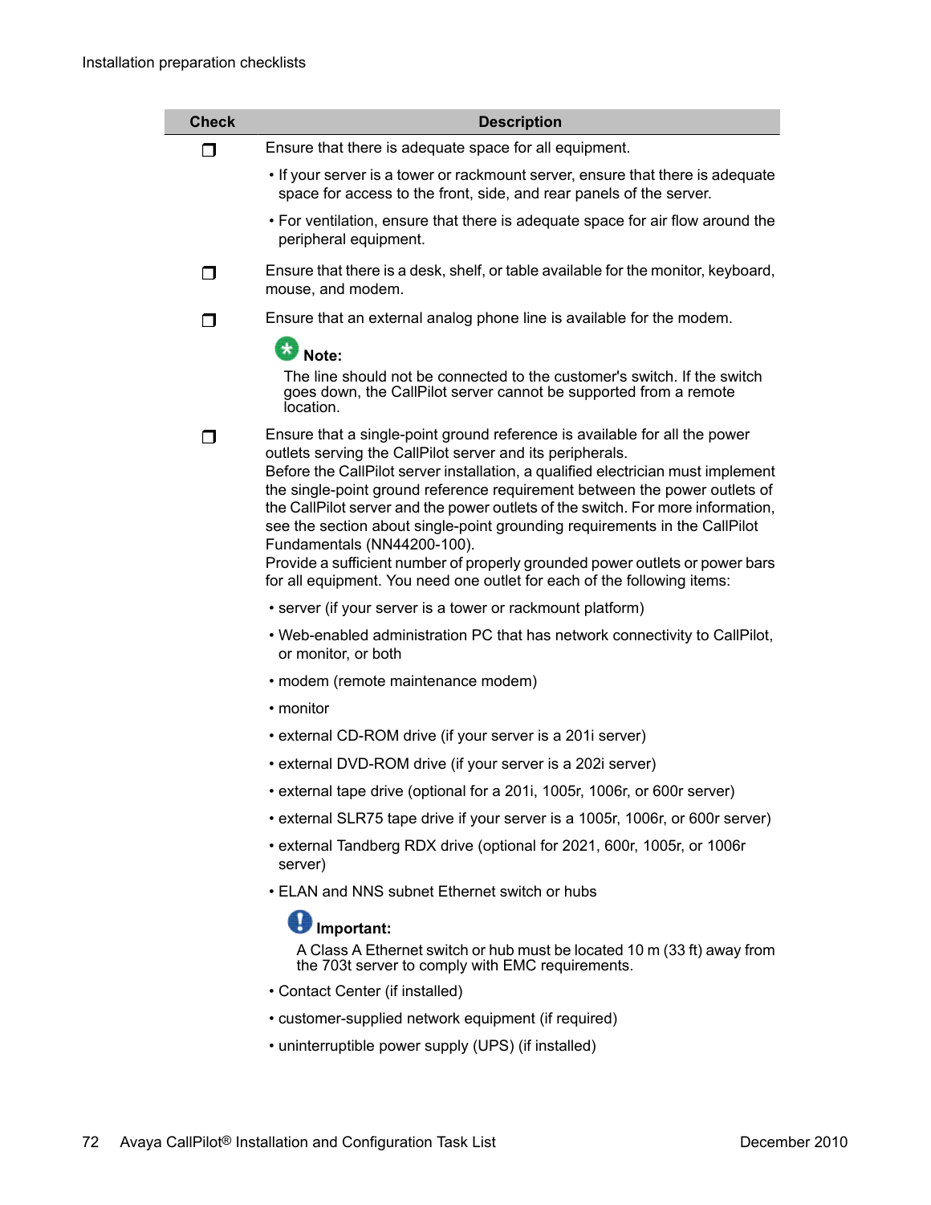| Check | Description |
| --- | --- |
| ❐ | Ensure that there is adequate space for all equipment.<br>• If your server is a tower or rackmount server, ensure that there is adequate space for access to the front, side, and rear panels of the server.<br>• For ventilation, ensure that there is adequate space for air flow around the peripheral equipment. |
| ❐ | Ensure that there is a desk, shelf, or table available for the monitor, keyboard, mouse, and modem. |
| ❐ | Ensure that an external analog phone line is available for the modem.<br>**Note:**<br>The line should not be connected to the customer's switch. If the switch goes down, the CallPilot server cannot be supported from a remote location. |
| ❐ | Ensure that a single-point ground reference is available for all the power outlets serving the CallPilot server and its peripherals.<br>Before the CallPilot server installation, a qualified electrician must implement the single-point ground reference requirement between the power outlets of the CallPilot server and the power outlets of the switch. For more information, see the section about single-point grounding requirements in the CallPilot Fundamentals (NN44200-100).<br>Provide a sufficient number of properly grounded power outlets or power bars for all equipment. You need one outlet for each of the following items:<br>• server (if your server is a tower or rackmount platform)<br>• Web-enabled administration PC that has network connectivity to CallPilot, or monitor, or both<br>• modem (remote maintenance modem)<br>• monitor<br>• external CD-ROM drive (if your server is a 201i server)<br>• external DVD-ROM drive (if your server is a 202i server)<br>• external tape drive (optional for a 201i, 1005r, 1006r, or 600r server)<br>• external SLR75 tape drive if your server is a 1005r, 1006r, or 600r server)<br>• external Tandberg RDX drive (optional for 2021, 600r, 1005r, or 1006r server)<br>• ELAN and NNS subnet Ethernet switch or hubs<br>**Important:**<br>A Class A Ethernet switch or hub must be located 10 m (33 ft) away from the 703t server to comply with EMC requirements.<br>• Contact Center (if installed)<br>• customer-supplied network equipment (if required)<br>• uninterruptible power supply (UPS) (if installed) |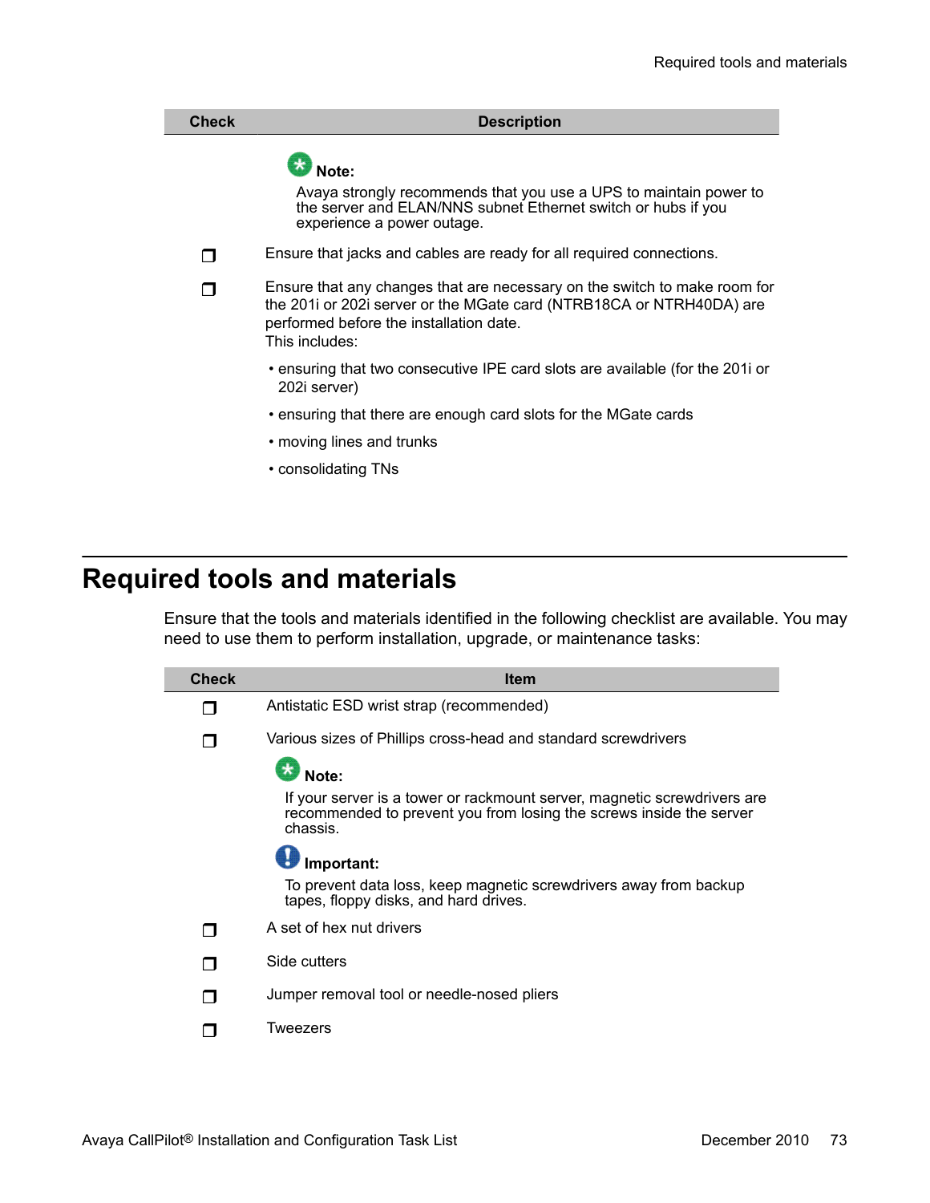| Check | Description |
| --- | --- |
| | **Note:** Avaya strongly recommends that you use a UPS to maintain power to the server and ELAN/NNS subnet Ethernet switch or hubs if you experience a power outage. |
| ❐ | Ensure that jacks and cables are ready for all required connections. |
| ❐ | Ensure that any changes that are necessary on the switch to make room for the 201i or 202i server or the MGate card (NTRB18CA or NTRH40DA) are performed before the installation date. This includes: <br>• ensuring that two consecutive IPE card slots are available (for the 201i or 202i server) <br>• ensuring that there are enough card slots for the MGate cards <br>• moving lines and trunks <br>• consolidating TNs |

## Required tools and materials

Ensure that the tools and materials identified in the following checklist are available. You may need to use them to perform installation, upgrade, or maintenance tasks:

| Check | Item |
| --- | --- |
| ❐ | Antistatic ESD wrist strap (recommended) |
| ❐ | Various sizes of Phillips cross-head and standard screwdrivers <br><br>**Note:** If your server is a tower or rackmount server, magnetic screwdrivers are recommended to prevent you from losing the screws inside the server chassis. <br><br>**Important:** To prevent data loss, keep magnetic screwdrivers away from backup tapes, floppy disks, and hard drives. |
| ❐ | A set of hex nut drivers |
| ❐ | Side cutters |
| ❐ | Jumper removal tool or needle-nosed pliers |
| ❐ | Tweezers |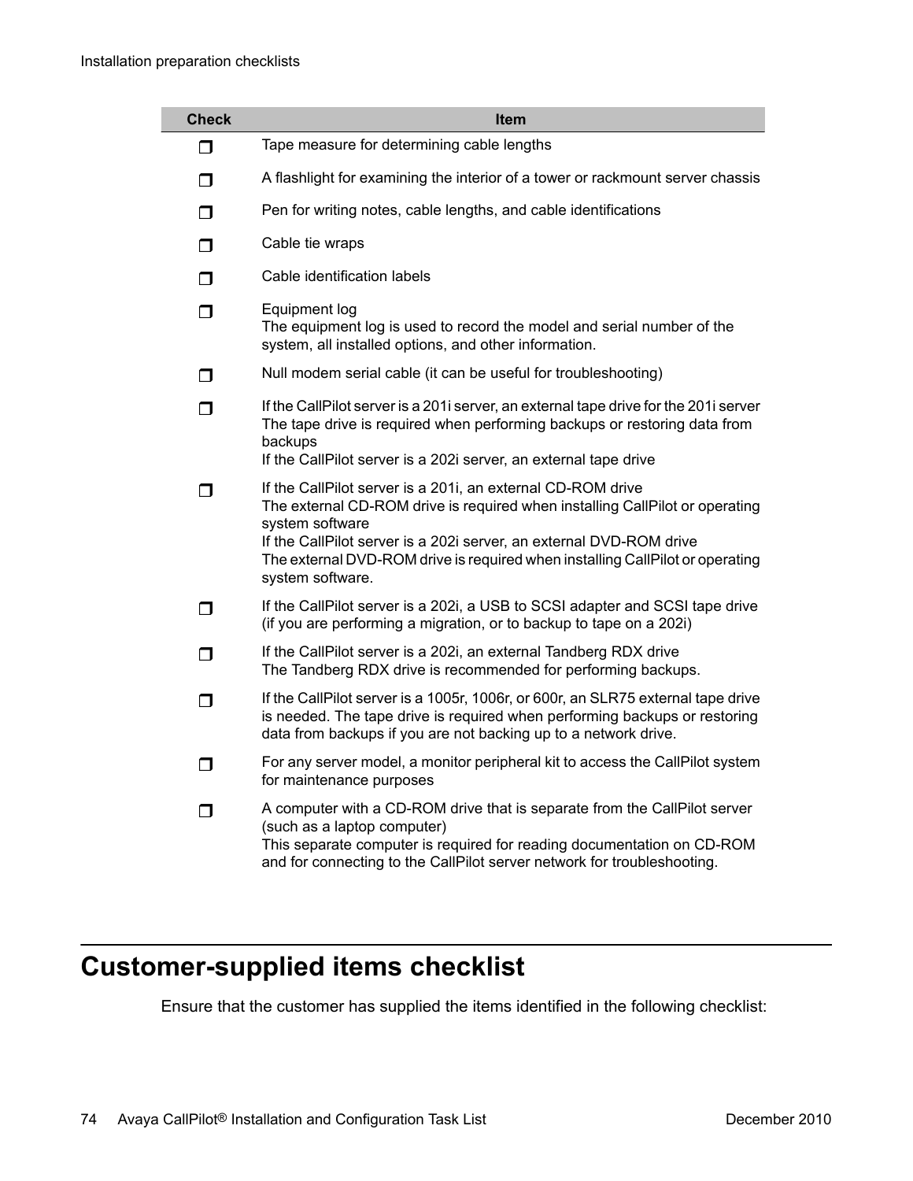| Check | Item |
| --- | --- |
| ❐ | Tape measure for determining cable lengths |
| ❐ | A flashlight for examining the interior of a tower or rackmount server chassis |
| ❐ | Pen for writing notes, cable lengths, and cable identifications |
| ❐ | Cable tie wraps |
| ❐ | Cable identification labels |
| ❐ | Equipment log<br>The equipment log is used to record the model and serial number of the system, all installed options, and other information. |
| ❐ | Null modem serial cable (it can be useful for troubleshooting) |
| ❐ | If the CallPilot server is a 201i server, an external tape drive for the 201i server<br>The tape drive is required when performing backups or restoring data from backups<br>If the CallPilot server is a 202i server, an external tape drive |
| ❐ | If the CallPilot server is a 201i, an external CD-ROM drive<br>The external CD-ROM drive is required when installing CallPilot or operating system software<br>If the CallPilot server is a 202i server, an external DVD-ROM drive<br>The external DVD-ROM drive is required when installing CallPilot or operating system software. |
| ❐ | If the CallPilot server is a 202i, a USB to SCSI adapter and SCSI tape drive (if you are performing a migration, or to backup to tape on a 202i) |
| ❐ | If the CallPilot server is a 202i, an external Tandberg RDX drive<br>The Tandberg RDX drive is recommended for performing backups. |
| ❐ | If the CallPilot server is a 1005r, 1006r, or 600r, an SLR75 external tape drive is needed. The tape drive is required when performing backups or restoring data from backups if you are not backing up to a network drive. |
| ❐ | For any server model, a monitor peripheral kit to access the CallPilot system for maintenance purposes |
| ❐ | A computer with a CD-ROM drive that is separate from the CallPilot server (such as a laptop computer)<br>This separate computer is required for reading documentation on CD-ROM and for connecting to the CallPilot server network for troubleshooting. |

## Customer-supplied items checklist

Ensure that the customer has supplied the items identified in the following checklist: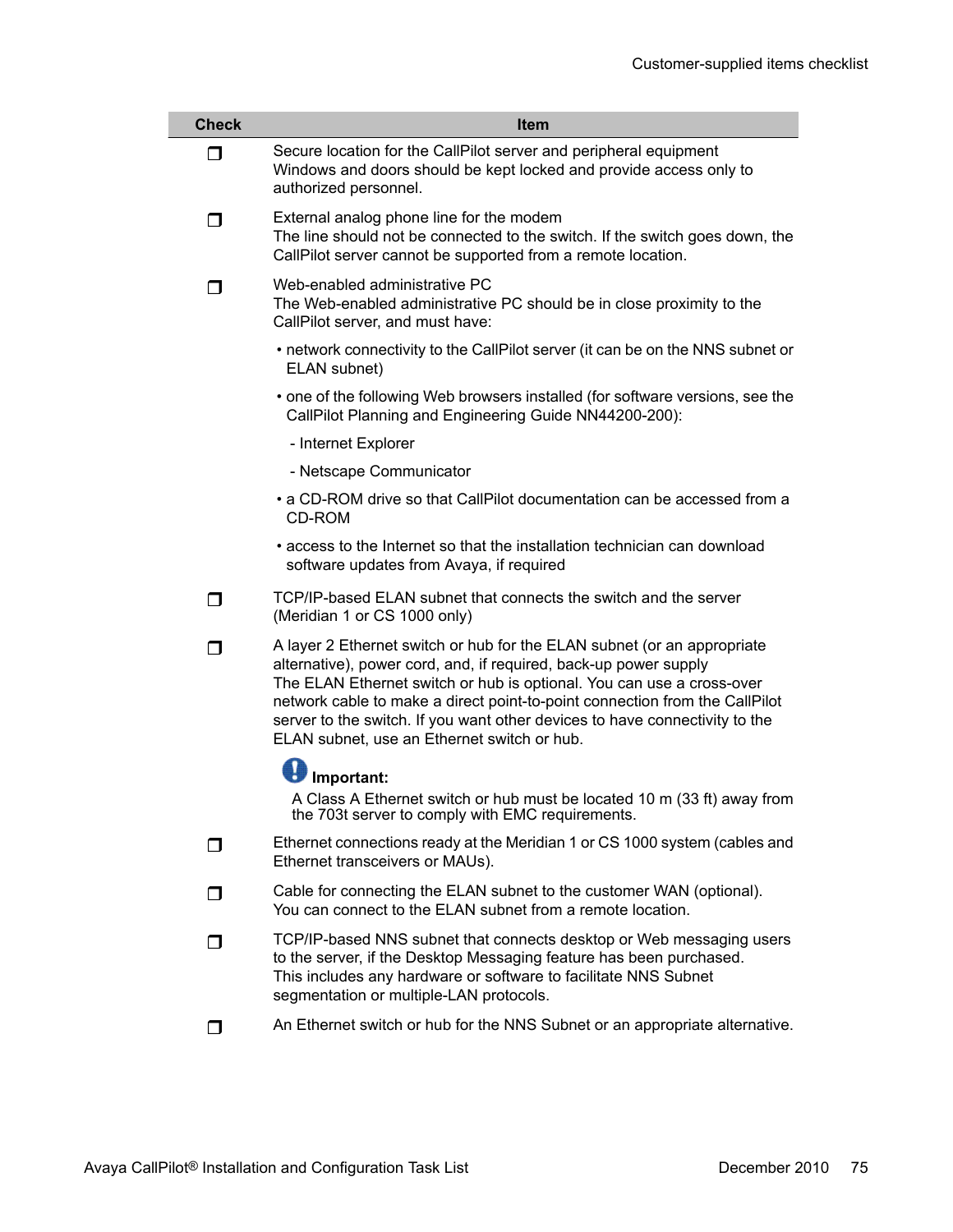| Check | Item |
| --- | --- |
| ❐ | Secure location for the CallPilot server and peripheral equipment<br>Windows and doors should be kept locked and provide access only to authorized personnel. |
| ❐ | External analog phone line for the modem<br>The line should not be connected to the switch. If the switch goes down, the CallPilot server cannot be supported from a remote location. |
| ❐ | Web-enabled administrative PC<br>The Web-enabled administrative PC should be in close proximity to the CallPilot server, and must have:<br>• network connectivity to the CallPilot server (it can be on the NNS subnet or ELAN subnet)<br>• one of the following Web browsers installed (for software versions, see the CallPilot Planning and Engineering Guide NN44200-200):<br>- Internet Explorer<br>- Netscape Communicator<br>• a CD-ROM drive so that CallPilot documentation can be accessed from a CD-ROM<br>• access to the Internet so that the installation technician can download software updates from Avaya, if required |
| ❐ | TCP/IP-based ELAN subnet that connects the switch and the server (Meridian 1 or CS 1000 only) |
| ❐ | A layer 2 Ethernet switch or hub for the ELAN subnet (or an appropriate alternative), power cord, and, if required, back-up power supply<br>The ELAN Ethernet switch or hub is optional. You can use a cross-over network cable to make a direct point-to-point connection from the CallPilot server to the switch. If you want other devices to have connectivity to the ELAN subnet, use an Ethernet switch or hub.<br>**Important:**<br>A Class A Ethernet switch or hub must be located 10 m (33 ft) away from the 703t server to comply with EMC requirements. |
| ❐ | Ethernet connections ready at the Meridian 1 or CS 1000 system (cables and Ethernet transceivers or MAUs). |
| ❐ | Cable for connecting the ELAN subnet to the customer WAN (optional). You can connect to the ELAN subnet from a remote location. |
| ❐ | TCP/IP-based NNS subnet that connects desktop or Web messaging users to the server, if the Desktop Messaging feature has been purchased.<br>This includes any hardware or software to facilitate NNS Subnet segmentation or multiple-LAN protocols. |
| ❐ | An Ethernet switch or hub for the NNS Subnet or an appropriate alternative. |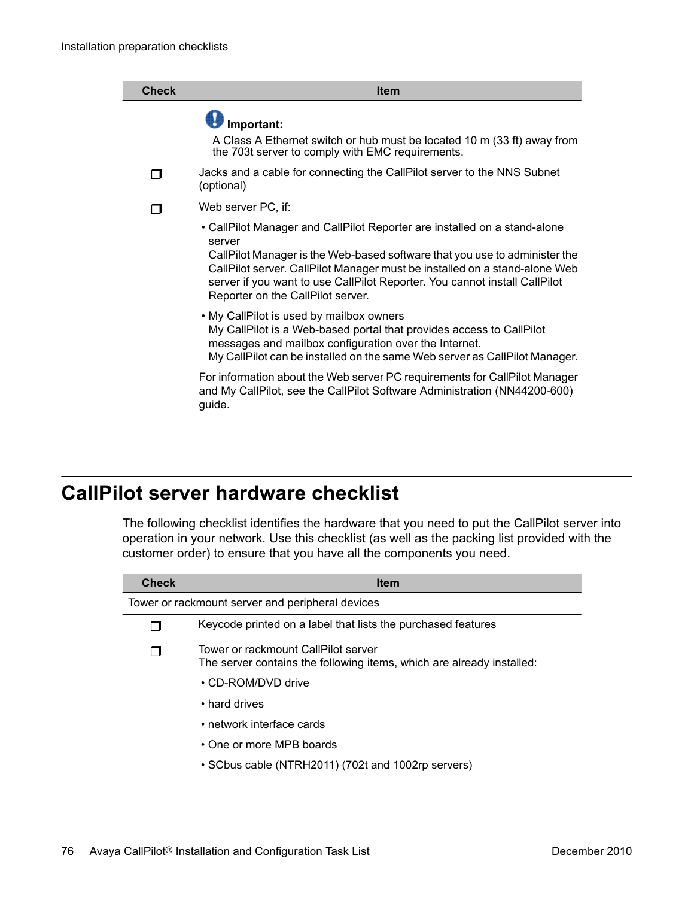| Check | Item |
| --- | --- |
| | **Important:**<br>A Class A Ethernet switch or hub must be located 10 m (33 ft) away from the 703t server to comply with EMC requirements. |
| ❐ | Jacks and a cable for connecting the CallPilot server to the NNS Subnet (optional) |
| ❐ | Web server PC, if:<br>• CallPilot Manager and CallPilot Reporter are installed on a stand-alone server<br>CallPilot Manager is the Web-based software that you use to administer the CallPilot server. CallPilot Manager must be installed on a stand-alone Web server if you want to use CallPilot Reporter. You cannot install CallPilot Reporter on the CallPilot server.<br>• My CallPilot is used by mailbox owners<br>My CallPilot is a Web-based portal that provides access to CallPilot messages and mailbox configuration over the Internet.<br>My CallPilot can be installed on the same Web server as CallPilot Manager.<br>For information about the Web server PC requirements for CallPilot Manager and My CallPilot, see the CallPilot Software Administration (NN44200-600) guide. |

## CallPilot server hardware checklist

The following checklist identifies the hardware that you need to put the CallPilot server into operation in your network. Use this checklist (as well as the packing list provided with the customer order) to ensure that you have all the components you need.

| Check | Item |
| --- | --- |
| Tower or rackmount server and peripheral devices | |
| ❐ | Keycode printed on a label that lists the purchased features |
| ❐ | Tower or rackmount CallPilot server<br>The server contains the following items, which are already installed:<br>• CD-ROM/DVD drive<br>• hard drives<br>• network interface cards<br>• One or more MPB boards<br>• SCbus cable (NTRH2011) (702t and 1002rp servers) |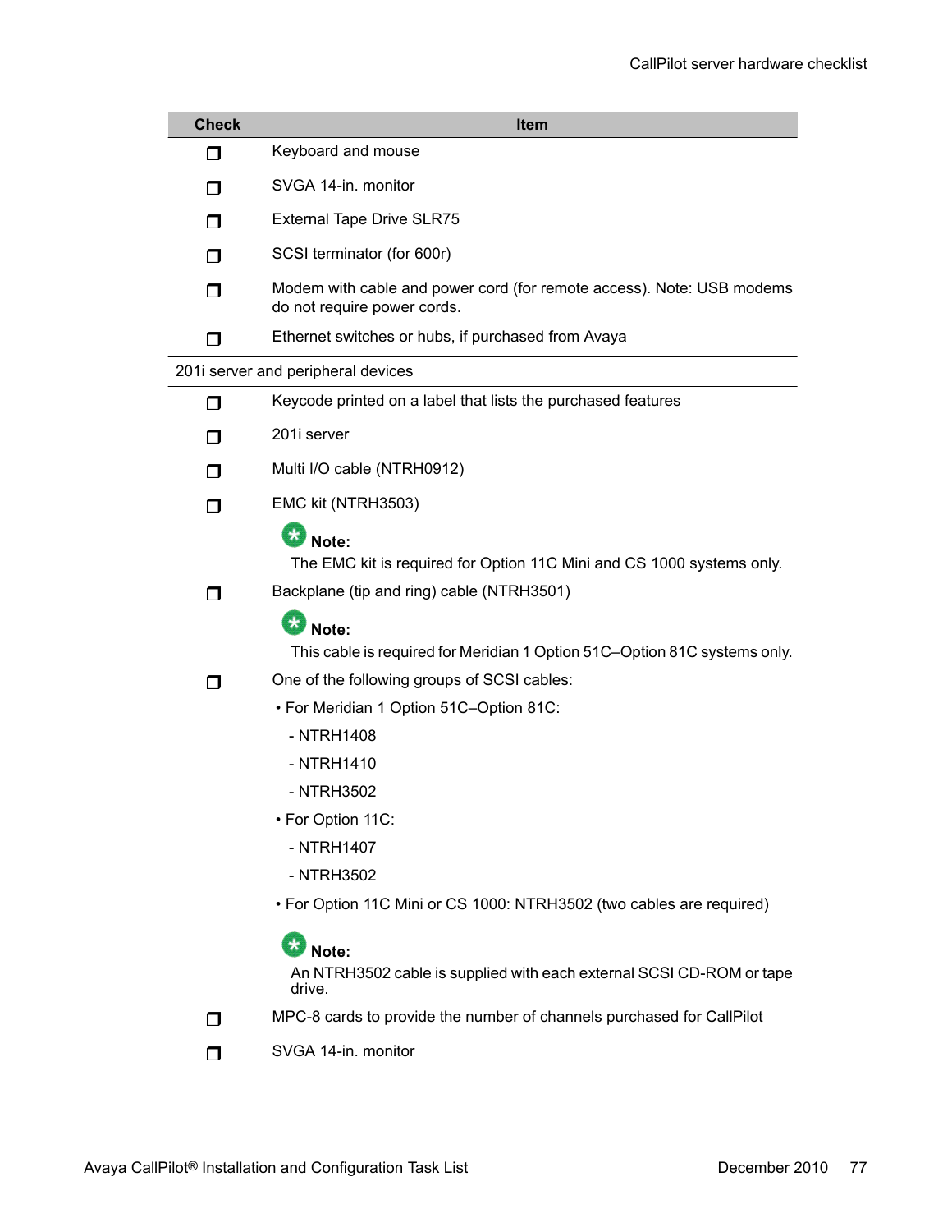| Check | Item |
| --- | --- |
| ❐ | Keyboard and mouse |
| ❐ | SVGA 14-in. monitor |
| ❐ | External Tape Drive SLR75 |
| ❐ | SCSI terminator (for 600r) |
| ❐ | Modem with cable and power cord (for remote access). Note: USB modems do not require power cords. |
| ❐ | Ethernet switches or hubs, if purchased from Avaya |
| 201i server and peripheral devices | |
| ❐ | Keycode printed on a label that lists the purchased features |
| ❐ | 201i server |
| ❐ | Multi I/O cable (NTRH0912) |
| ❐ | EMC kit (NTRH3503)<br><br>**Note:**<br>The EMC kit is required for Option 11C Mini and CS 1000 systems only. |
| ❐ | Backplane (tip and ring) cable (NTRH3501)<br><br>**Note:**<br>This cable is required for Meridian 1 Option 51C–Option 81C systems only. |
| ❐ | One of the following groups of SCSI cables:<br>• For Meridian 1 Option 51C–Option 81C:<br>- NTRH1408<br>- NTRH1410<br>- NTRH3502<br>• For Option 11C:<br>- NTRH1407<br>- NTRH3502<br>• For Option 11C Mini or CS 1000: NTRH3502 (two cables are required)<br><br>**Note:**<br>An NTRH3502 cable is supplied with each external SCSI CD-ROM or tape drive. |
| ❐ | MPC-8 cards to provide the number of channels purchased for CallPilot |
| ❐ | SVGA 14-in. monitor |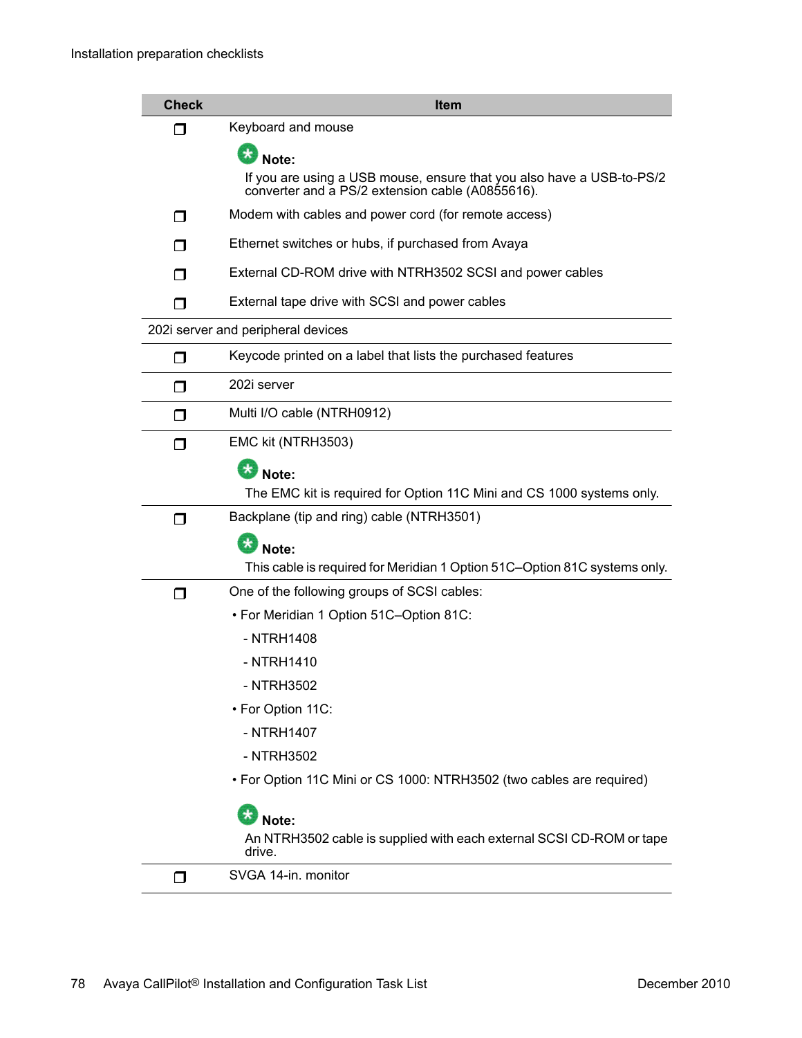| Check | Item |
| --- | --- |
| ❐ | Keyboard and mouse<br><br>**Note:**<br>If you are using a USB mouse, ensure that you also have a USB-to-PS/2 converter and a PS/2 extension cable (A0855616). |
| ❐ | Modem with cables and power cord (for remote access) |
| ❐ | Ethernet switches or hubs, if purchased from Avaya |
| ❐ | External CD-ROM drive with NTRH3502 SCSI and power cables |
| ❐ | External tape drive with SCSI and power cables |
| 202i server and peripheral devices | |
| ❐ | Keycode printed on a label that lists the purchased features |
| ❐ | 202i server |
| ❐ | Multi I/O cable (NTRH0912) |
| ❐ | EMC kit (NTRH3503)<br><br>**Note:**<br>The EMC kit is required for Option 11C Mini and CS 1000 systems only. |
| ❐ | Backplane (tip and ring) cable (NTRH3501)<br><br>**Note:**<br>This cable is required for Meridian 1 Option 51C–Option 81C systems only. |
| ❐ | One of the following groups of SCSI cables:<br>• For Meridian 1 Option 51C–Option 81C:<br>- NTRH1408<br>- NTRH1410<br>- NTRH3502<br>• For Option 11C:<br>- NTRH1407<br>- NTRH3502<br>• For Option 11C Mini or CS 1000: NTRH3502 (two cables are required)<br><br>**Note:**<br>An NTRH3502 cable is supplied with each external SCSI CD-ROM or tape drive. |
| ❐ | SVGA 14-in. monitor |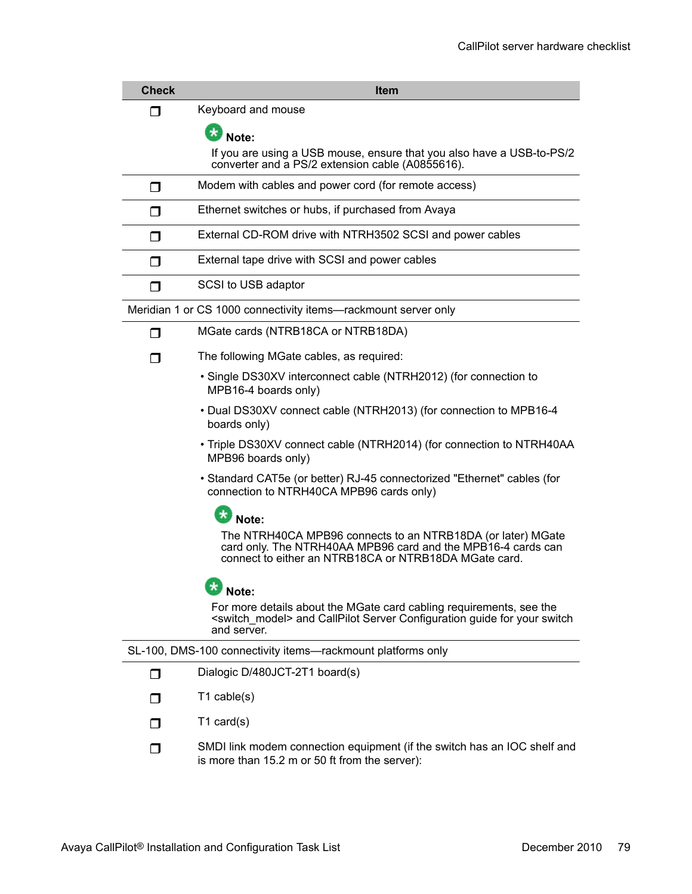| Check | Item |
|---|---|
| ❐ | Keyboard and mouse<br><br>**Note:**<br>If you are using a USB mouse, ensure that you also have a USB-to-PS/2 converter and a PS/2 extension cable (A0855616). |
| ❐ | Modem with cables and power cord (for remote access) |
| ❐ | Ethernet switches or hubs, if purchased from Avaya |
| ❐ | External CD-ROM drive with NTRH3502 SCSI and power cables |
| ❐ | External tape drive with SCSI and power cables |
| ❐ | SCSI to USB adaptor |
| Meridian 1 or CS 1000 connectivity items—rackmount server only | |
| ❐ | MGate cards (NTRB18CA or NTRB18DA) |
| ❐ | The following MGate cables, as required:<br>• Single DS30XV interconnect cable (NTRH2012) (for connection to MPB16-4 boards only)<br>• Dual DS30XV connect cable (NTRH2013) (for connection to MPB16-4 boards only)<br>• Triple DS30XV connect cable (NTRH2014) (for connection to NTRH40AA MPB96 boards only)<br>• Standard CAT5e (or better) RJ-45 connectorized "Ethernet" cables (for connection to NTRH40CA MPB96 cards only)<br><br>**Note:**<br>The NTRH40CA MPB96 connects to an NTRB18DA (or later) MGate card only. The NTRH40AA MPB96 card and the MPB16-4 cards can connect to either an NTRB18CA or NTRB18DA MGate card.<br><br>**Note:**<br>For more details about the MGate card cabling requirements, see the <switch_model> and CallPilot Server Configuration guide for your switch and server. |
| SL-100, DMS-100 connectivity items—rackmount platforms only | |
| ❐ | Dialogic D/480JCT-2T1 board(s) |
| ❐ | T1 cable(s) |
| ❐ | T1 card(s) |
| ❐ | SMDI link modem connection equipment (if the switch has an IOC shelf and is more than 15.2 m or 50 ft from the server): |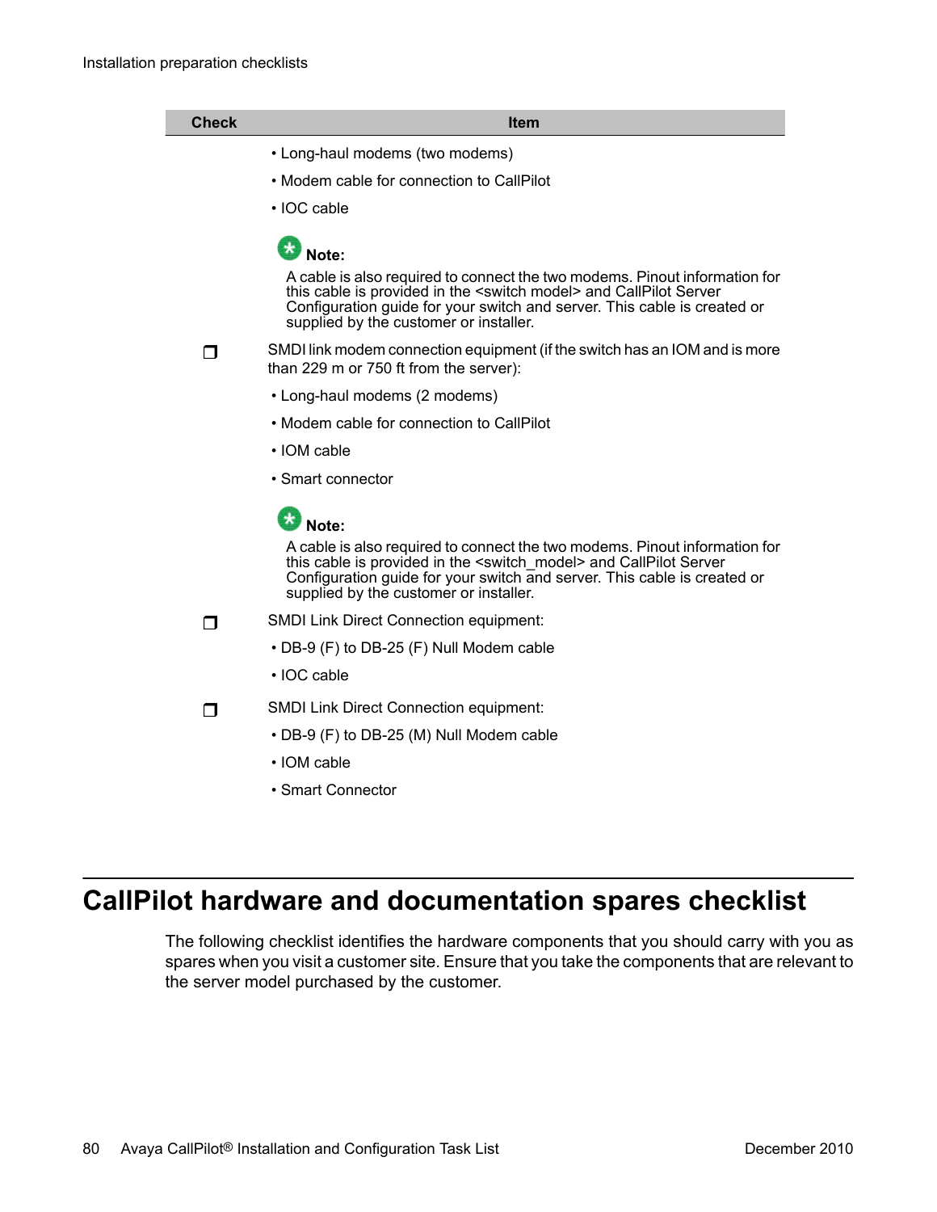| Check | Item |
| --- | --- |
| | • Long-haul modems (two modems)<br>• Modem cable for connection to CallPilot<br>• IOC cable<br>**Note:**<br>A cable is also required to connect the two modems. Pinout information for this cable is provided in the <switch model> and CallPilot Server Configuration guide for your switch and server. This cable is created or supplied by the customer or installer. |
| ❐ | SMDI link modem connection equipment (if the switch has an IOM and is more than 229 m or 750 ft from the server):<br>• Long-haul modems (2 modems)<br>• Modem cable for connection to CallPilot<br>• IOM cable<br>• Smart connector<br>**Note:**<br>A cable is also required to connect the two modems. Pinout information for this cable is provided in the <switch_model> and CallPilot Server Configuration guide for your switch and server. This cable is created or supplied by the customer or installer. |
| ❐ | SMDI Link Direct Connection equipment:<br>• DB-9 (F) to DB-25 (F) Null Modem cable<br>• IOC cable |
| ❐ | SMDI Link Direct Connection equipment:<br>• DB-9 (F) to DB-25 (M) Null Modem cable<br>• IOM cable<br>• Smart Connector |

# CallPilot hardware and documentation spares checklist

The following checklist identifies the hardware components that you should carry with you as spares when you visit a customer site. Ensure that you take the components that are relevant to the server model purchased by the customer.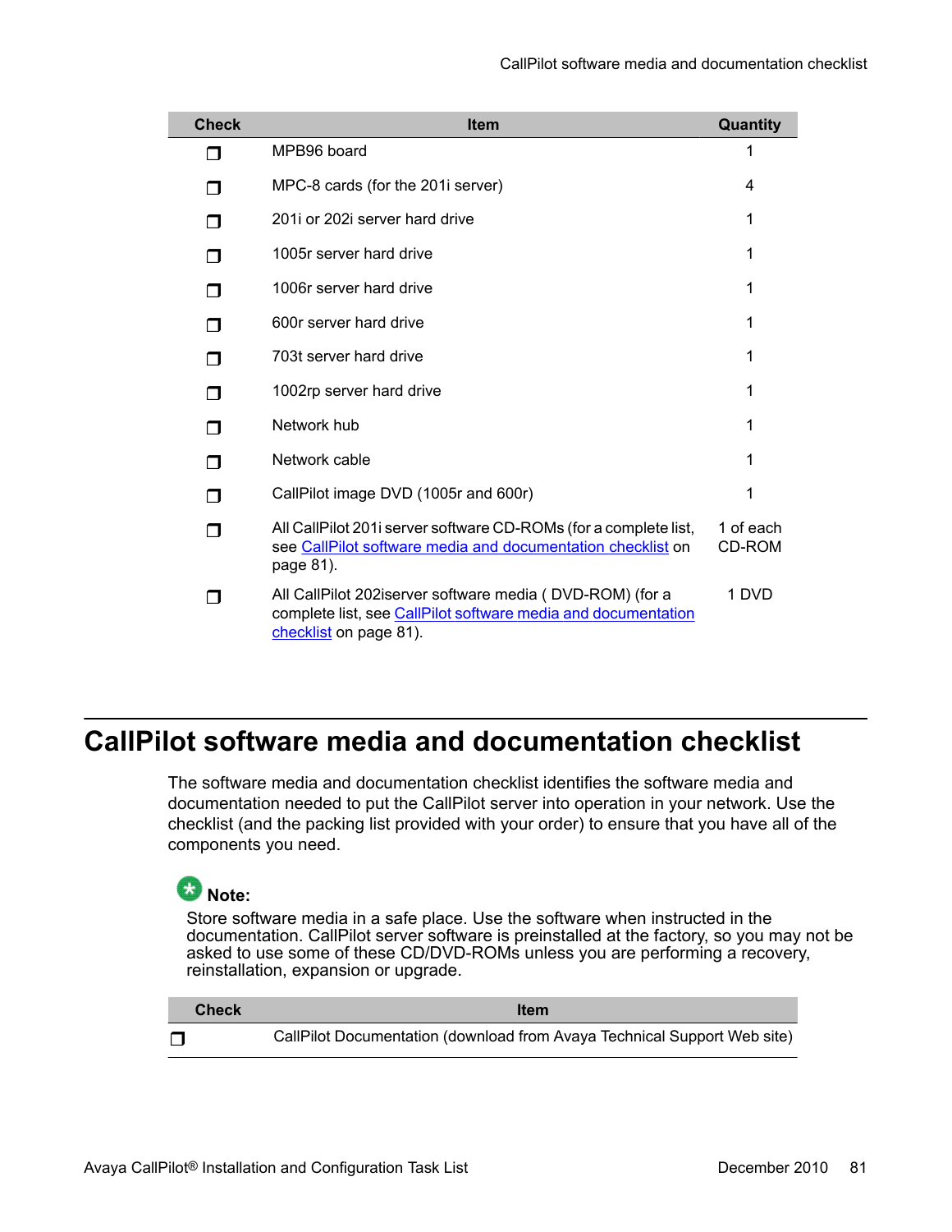| Check | Item | Quantity |
|---|---|---|
| ❒ | MPB96 board | 1 |
| ❒ | MPC-8 cards (for the 201i server) | 4 |
| ❒ | 201i or 202i server hard drive | 1 |
| ❒ | 1005r server hard drive | 1 |
| ❒ | 1006r server hard drive | 1 |
| ❒ | 600r server hard drive | 1 |
| ❒ | 703t server hard drive | 1 |
| ❒ | 1002rp server hard drive | 1 |
| ❒ | Network hub | 1 |
| ❒ | Network cable | 1 |
| ❒ | CallPilot image DVD (1005r and 600r) | 1 |
| ❒ | All CallPilot 201i server software CD-ROMs (for a complete list, see CallPilot software media and documentation checklist on page 81). | 1 of each CD-ROM |
| ❒ | All CallPilot 202iserver software media ( DVD-ROM) (for a complete list, see CallPilot software media and documentation checklist on page 81). | 1 DVD |

# CallPilot software media and documentation checklist

The software media and documentation checklist identifies the software media and documentation needed to put the CallPilot server into operation in your network. Use the checklist (and the packing list provided with your order) to ensure that you have all of the components you need.

**Note:**

Store software media in a safe place. Use the software when instructed in the documentation. CallPilot server software is preinstalled at the factory, so you may not be asked to use some of these CD/DVD-ROMs unless you are performing a recovery, reinstallation, expansion or upgrade.

| Check | Item |
|---|---|
| ❒ | CallPilot Documentation (download from Avaya Technical Support Web site) |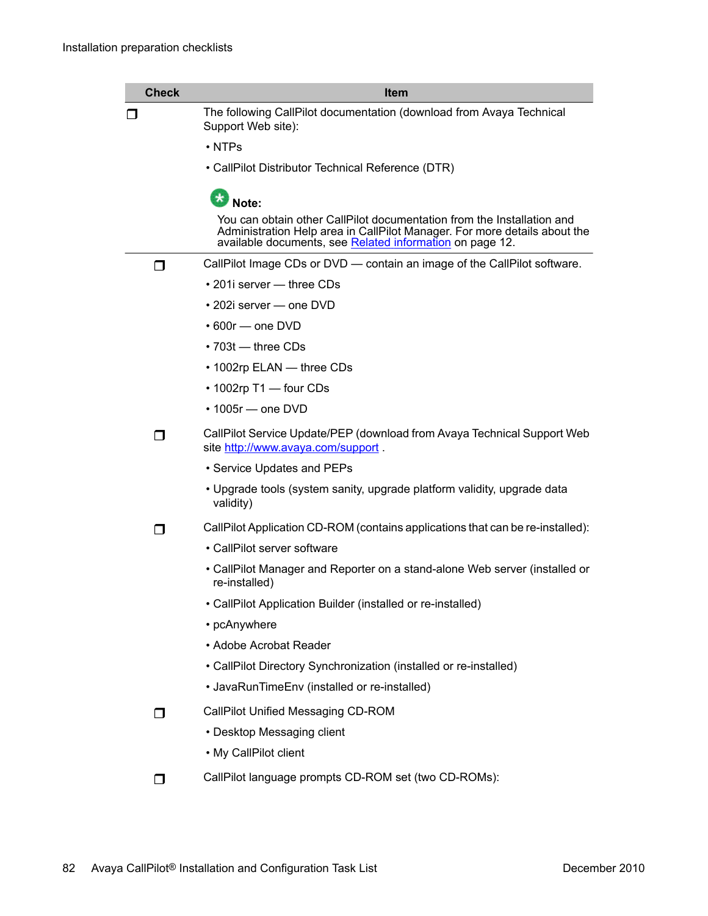| Check | Item |
|---|---|
| ❐ | The following CallPilot documentation (download from Avaya Technical Support Web site):<br>• NTPs<br>• CallPilot Distributor Technical Reference (DTR)<br><br>**Note:**<br>You can obtain other CallPilot documentation from the Installation and Administration Help area in CallPilot Manager. For more details about the available documents, see Related information on page 12. |
| ❐ | CallPilot Image CDs or DVD — contain an image of the CallPilot software.<br>• 201i server — three CDs<br>• 202i server — one DVD<br>• 600r — one DVD<br>• 703t — three CDs<br>• 1002rp ELAN — three CDs<br>• 1002rp T1 — four CDs<br>• 1005r — one DVD |
| ❐ | CallPilot Service Update/PEP (download from Avaya Technical Support Web site http://www.avaya.com/support .<br>• Service Updates and PEPs<br>• Upgrade tools (system sanity, upgrade platform validity, upgrade data validity) |
| ❐ | CallPilot Application CD-ROM (contains applications that can be re-installed):<br>• CallPilot server software<br>• CallPilot Manager and Reporter on a stand-alone Web server (installed or re-installed)<br>• CallPilot Application Builder (installed or re-installed)<br>• pcAnywhere<br>• Adobe Acrobat Reader<br>• CallPilot Directory Synchronization (installed or re-installed)<br>• JavaRunTimeEnv (installed or re-installed) |
| ❐ | CallPilot Unified Messaging CD-ROM<br>• Desktop Messaging client<br>• My CallPilot client |
| ❐ | CallPilot language prompts CD-ROM set (two CD-ROMs): |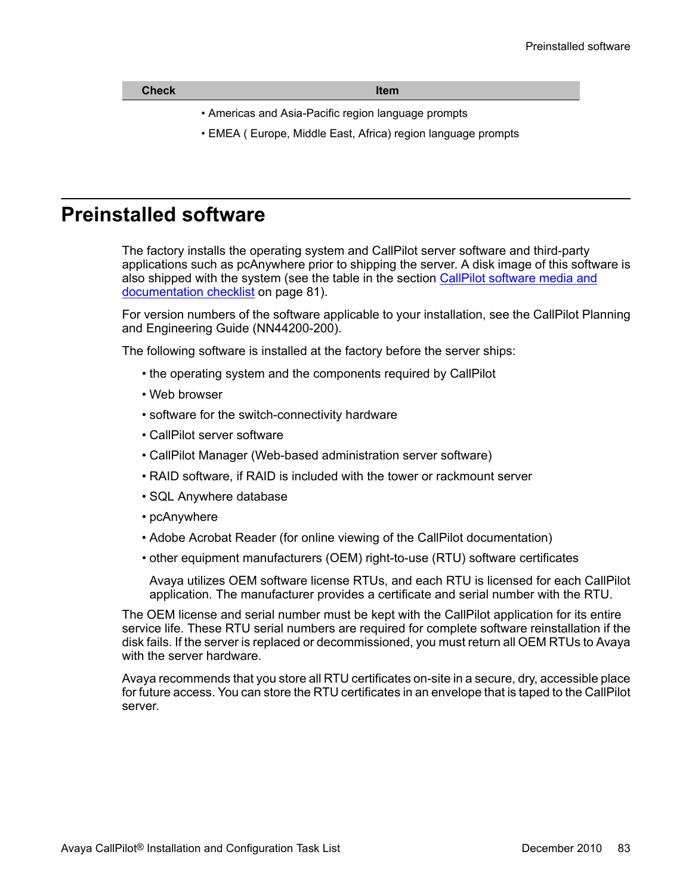| Check | Item |
| --- | --- |
| | • Americas and Asia-Pacific region language prompts<br>• EMEA ( Europe, Middle East, Africa) region language prompts |

# Preinstalled software

The factory installs the operating system and CallPilot server software and third-party applications such as pcAnywhere prior to shipping the server. A disk image of this software is also shipped with the system (see the table in the section CallPilot software media and documentation checklist on page 81).

For version numbers of the software applicable to your installation, see the CallPilot Planning and Engineering Guide (NN44200-200).

The following software is installed at the factory before the server ships:

- the operating system and the components required by CallPilot
- Web browser
- software for the switch-connectivity hardware
- CallPilot server software
- CallPilot Manager (Web-based administration server software)
- RAID software, if RAID is included with the tower or rackmount server
- SQL Anywhere database
- pcAnywhere
- Adobe Acrobat Reader (for online viewing of the CallPilot documentation)
- other equipment manufacturers (OEM) right-to-use (RTU) software certificates

  Avaya utilizes OEM software license RTUs, and each RTU is licensed for each CallPilot application. The manufacturer provides a certificate and serial number with the RTU.

The OEM license and serial number must be kept with the CallPilot application for its entire service life. These RTU serial numbers are required for complete software reinstallation if the disk fails. If the server is replaced or decommissioned, you must return all OEM RTUs to Avaya with the server hardware.

Avaya recommends that you store all RTU certificates on-site in a secure, dry, accessible place for future access. You can store the RTU certificates in an envelope that is taped to the CallPilot server.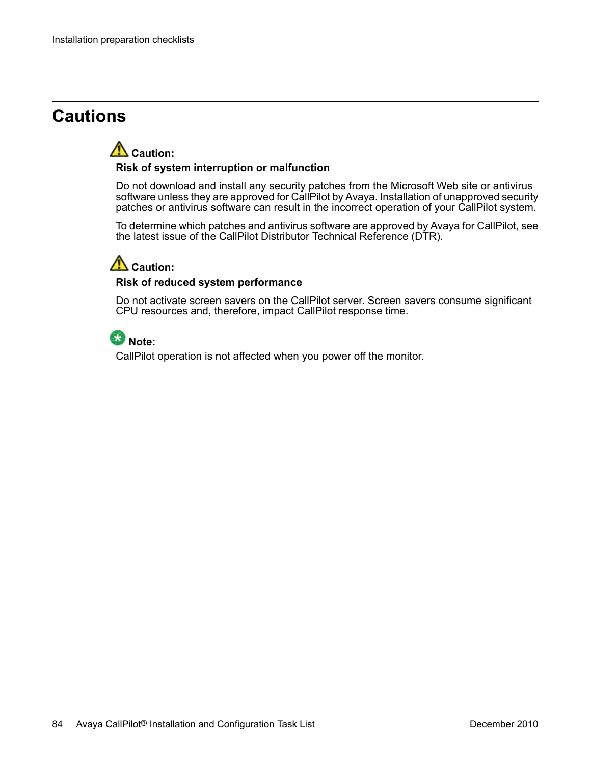# Cautions

**Caution:**

**Risk of system interruption or malfunction**

Do not download and install any security patches from the Microsoft Web site or antivirus software unless they are approved for CallPilot by Avaya. Installation of unapproved security patches or antivirus software can result in the incorrect operation of your CallPilot system.

To determine which patches and antivirus software are approved by Avaya for CallPilot, see the latest issue of the CallPilot Distributor Technical Reference (DTR).

**Caution:**

**Risk of reduced system performance**

Do not activate screen savers on the CallPilot server. Screen savers consume significant CPU resources and, therefore, impact CallPilot response time.

**Note:**

CallPilot operation is not affected when you power off the monitor.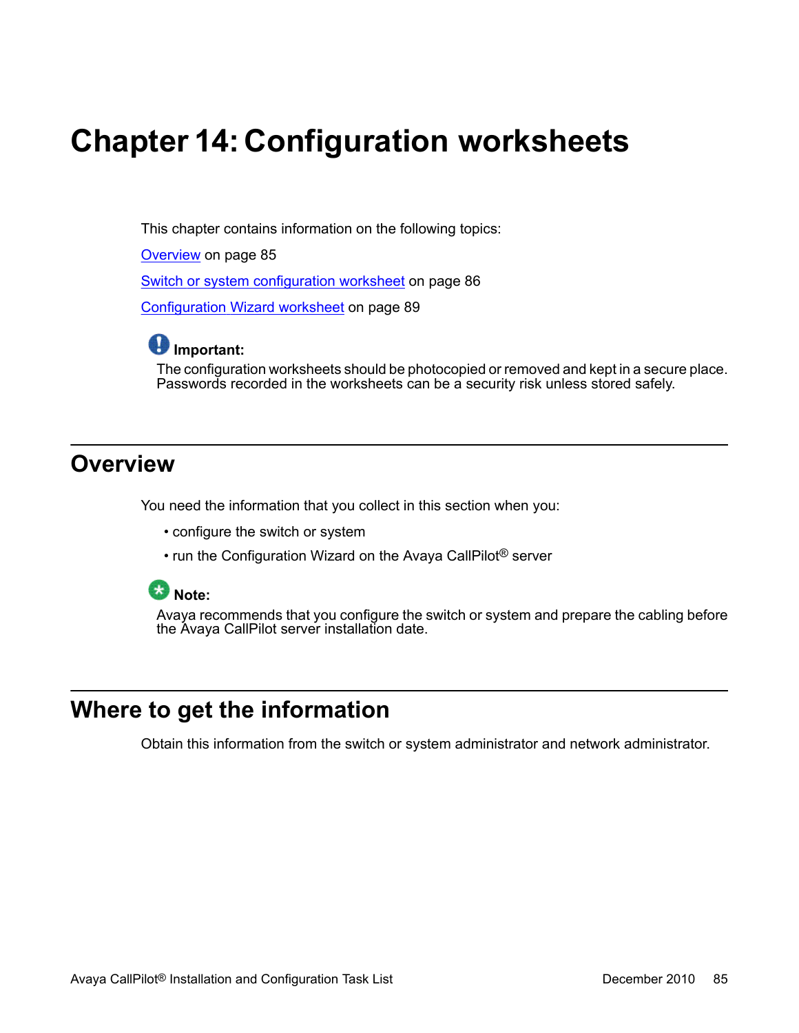# Chapter 14: Configuration worksheets

This chapter contains information on the following topics:

Overview on page 85

Switch or system configuration worksheet on page 86

Configuration Wizard worksheet on page 89

**Important:**

The configuration worksheets should be photocopied or removed and kept in a secure place. Passwords recorded in the worksheets can be a security risk unless stored safely.

## Overview

You need the information that you collect in this section when you:

- configure the switch or system
- run the Configuration Wizard on the Avaya CallPilot® server

**Note:**

Avaya recommends that you configure the switch or system and prepare the cabling before the Avaya CallPilot server installation date.

## Where to get the information

Obtain this information from the switch or system administrator and network administrator.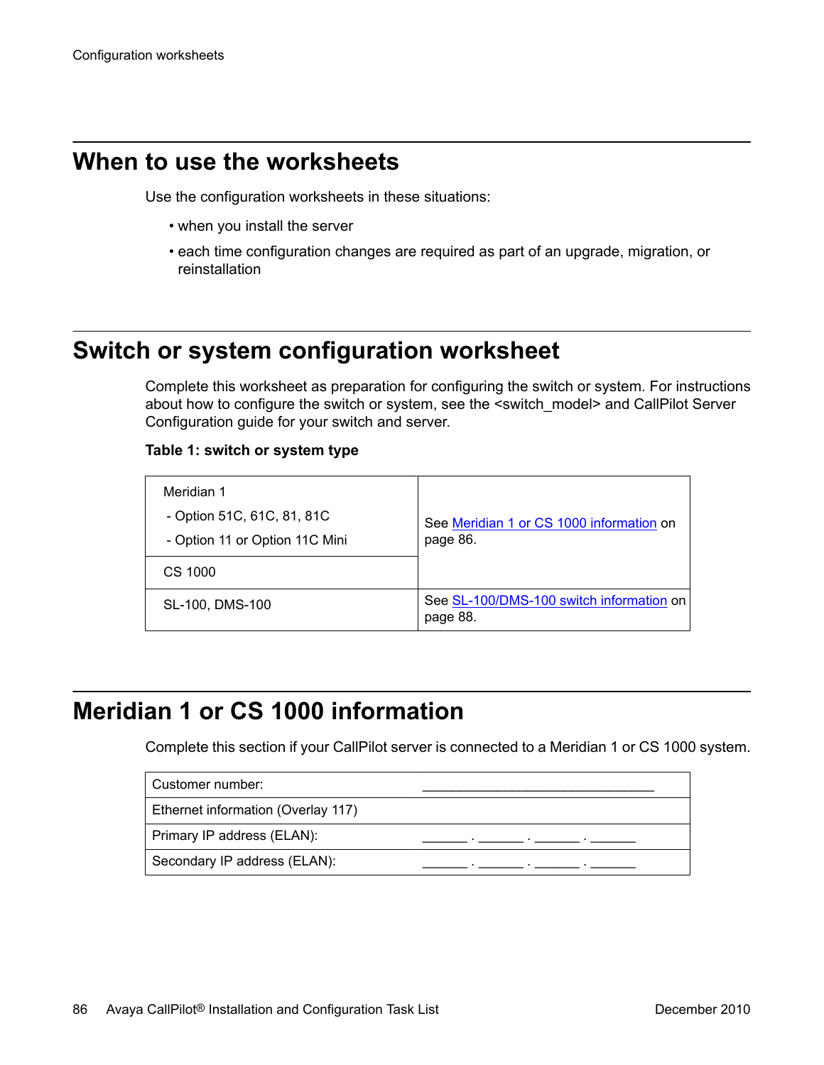# When to use the worksheets

Use the configuration worksheets in these situations:

- when you install the server
- each time configuration changes are required as part of an upgrade, migration, or reinstallation

# Switch or system configuration worksheet

Complete this worksheet as preparation for configuring the switch or system. For instructions about how to configure the switch or system, see the <switch_model> and CallPilot Server Configuration guide for your switch and server.

**Table 1: switch or system type**

| | |
|---|---|
| Meridian 1<br>- Option 51C, 61C, 81, 81C<br>- Option 11 or Option 11C Mini | See Meridian 1 or CS 1000 information on page 86. |
| CS 1000 | |
| SL-100, DMS-100 | See SL-100/DMS-100 switch information on page 88. |

# Meridian 1 or CS 1000 information

Complete this section if your CallPilot server is connected to a Meridian 1 or CS 1000 system.

| | |
|---|---|
| Customer number: | ______________________________ |
| Ethernet information (Overlay 117) | |
| Primary IP address (ELAN): | ______ . ______ . ______ . ______ |
| Secondary IP address (ELAN): | ______ . ______ . ______ . ______ |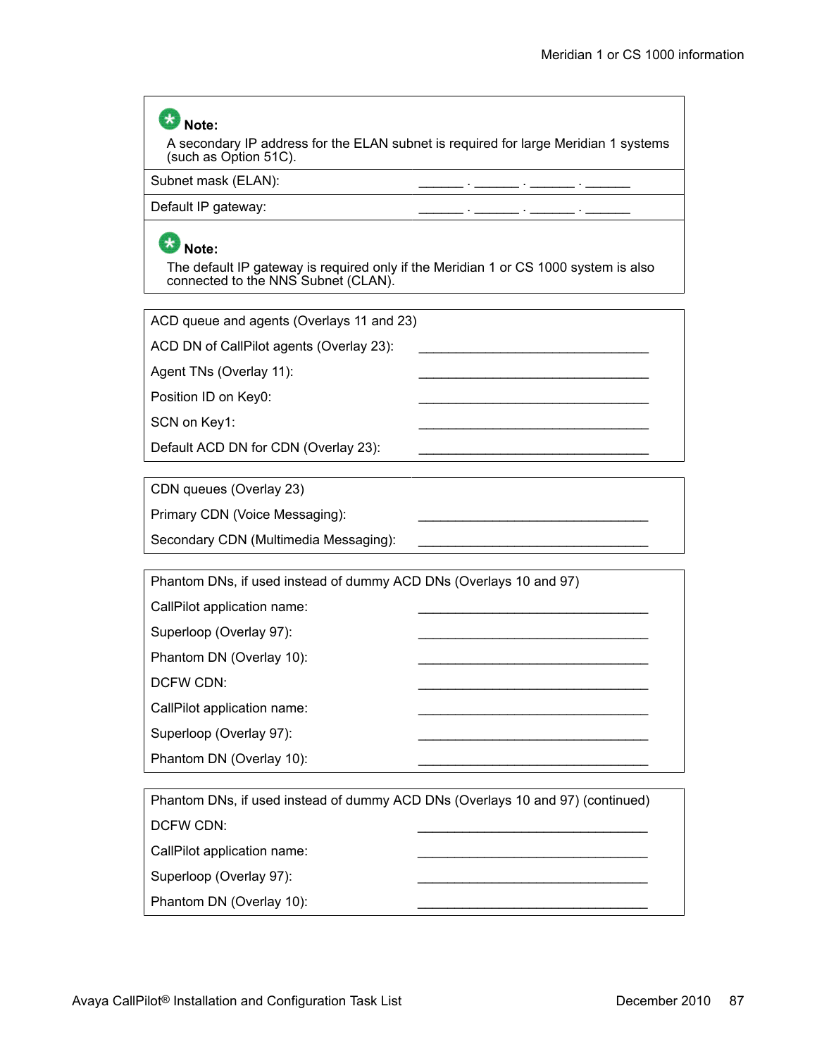| |
|---|
| **Note:** A secondary IP address for the ELAN subnet is required for large Meridian 1 systems (such as Option 51C). |
| Subnet mask (ELAN): ______ . ______ . ______ . ______ |
| Default IP gateway: ______ . ______ . ______ . ______ |
| **Note:** The default IP gateway is required only if the Meridian 1 or CS 1000 system is also connected to the NNS Subnet (CLAN). |

| ACD queue and agents (Overlays 11 and 23) | |
|---|---|
| ACD DN of CallPilot agents (Overlay 23): | ______________________________ |
| Agent TNs (Overlay 11): | ______________________________ |
| Position ID on Key0: | ______________________________ |
| SCN on Key1: | ______________________________ |
| Default ACD DN for CDN (Overlay 23): | ______________________________ |

| CDN queues (Overlay 23) | |
|---|---|
| Primary CDN (Voice Messaging): | ______________________________ |
| Secondary CDN (Multimedia Messaging): | ______________________________ |

| Phantom DNs, if used instead of dummy ACD DNs (Overlays 10 and 97) | |
|---|---|
| CallPilot application name: | ______________________________ |
| Superloop (Overlay 97): | ______________________________ |
| Phantom DN (Overlay 10): | ______________________________ |
| DCFW CDN: | ______________________________ |
| CallPilot application name: | ______________________________ |
| Superloop (Overlay 97): | ______________________________ |
| Phantom DN (Overlay 10): | ______________________________ |

| Phantom DNs, if used instead of dummy ACD DNs (Overlays 10 and 97) (continued) | |
|---|---|
| DCFW CDN: | ______________________________ |
| CallPilot application name: | ______________________________ |
| Superloop (Overlay 97): | ______________________________ |
| Phantom DN (Overlay 10): | ______________________________ |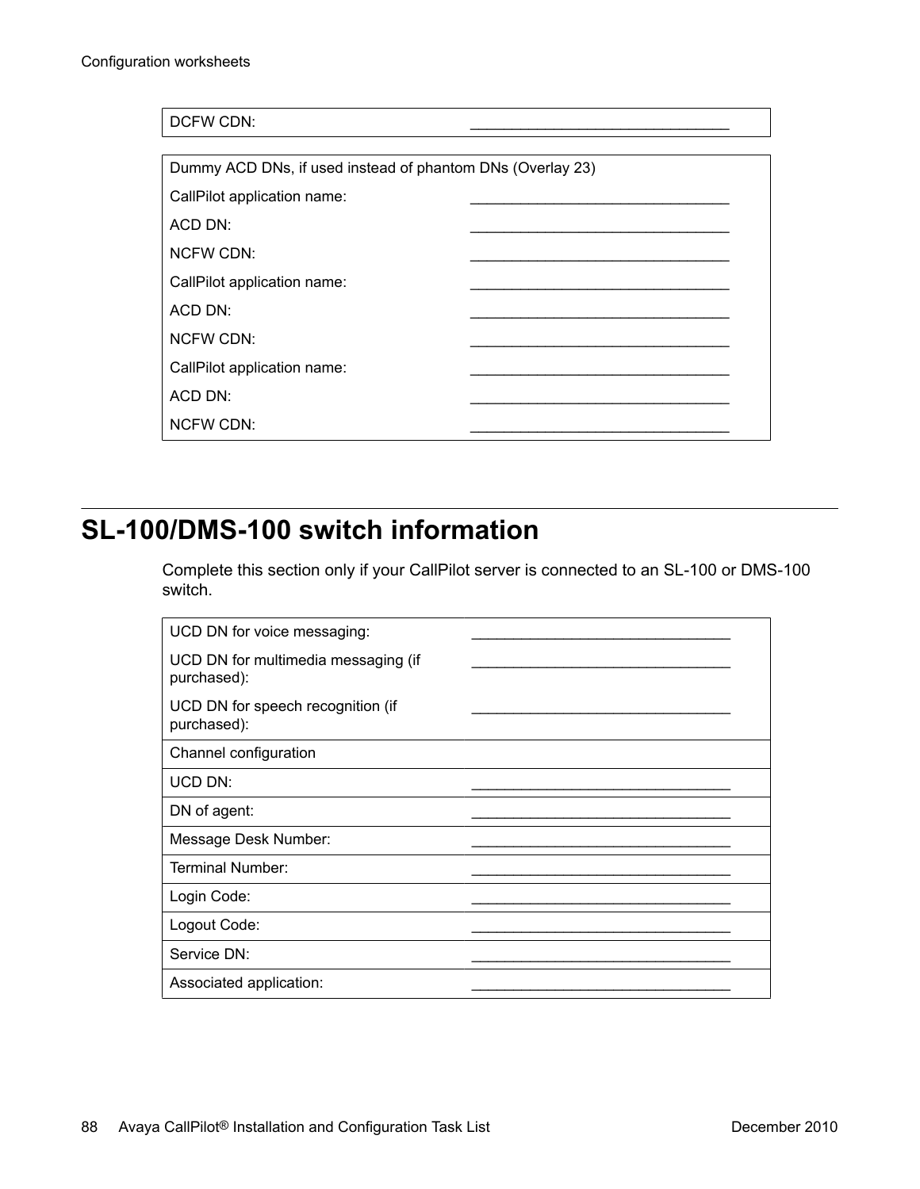| DCFW CDN: | _______________________________ |
|---|---|

| Dummy ACD DNs, if used instead of phantom DNs (Overlay 23) | |
|---|---|
| CallPilot application name: | _______________________________ |
| ACD DN: | _______________________________ |
| NCFW CDN: | _______________________________ |
| CallPilot application name: | _______________________________ |
| ACD DN: | _______________________________ |
| NCFW CDN: | _______________________________ |
| CallPilot application name: | _______________________________ |
| ACD DN: | _______________________________ |
| NCFW CDN: | _______________________________ |

## SL-100/DMS-100 switch information

Complete this section only if your CallPilot server is connected to an SL-100 or DMS-100 switch.

| UCD DN for voice messaging: | _______________________________ |
|---|---|
| UCD DN for multimedia messaging (if purchased): | _______________________________ |
| UCD DN for speech recognition (if purchased): | _______________________________ |
| Channel configuration | |
| UCD DN: | _______________________________ |
| DN of agent: | _______________________________ |
| Message Desk Number: | _______________________________ |
| Terminal Number: | _______________________________ |
| Login Code: | _______________________________ |
| Logout Code: | _______________________________ |
| Service DN: | _______________________________ |
| Associated application: | _______________________________ |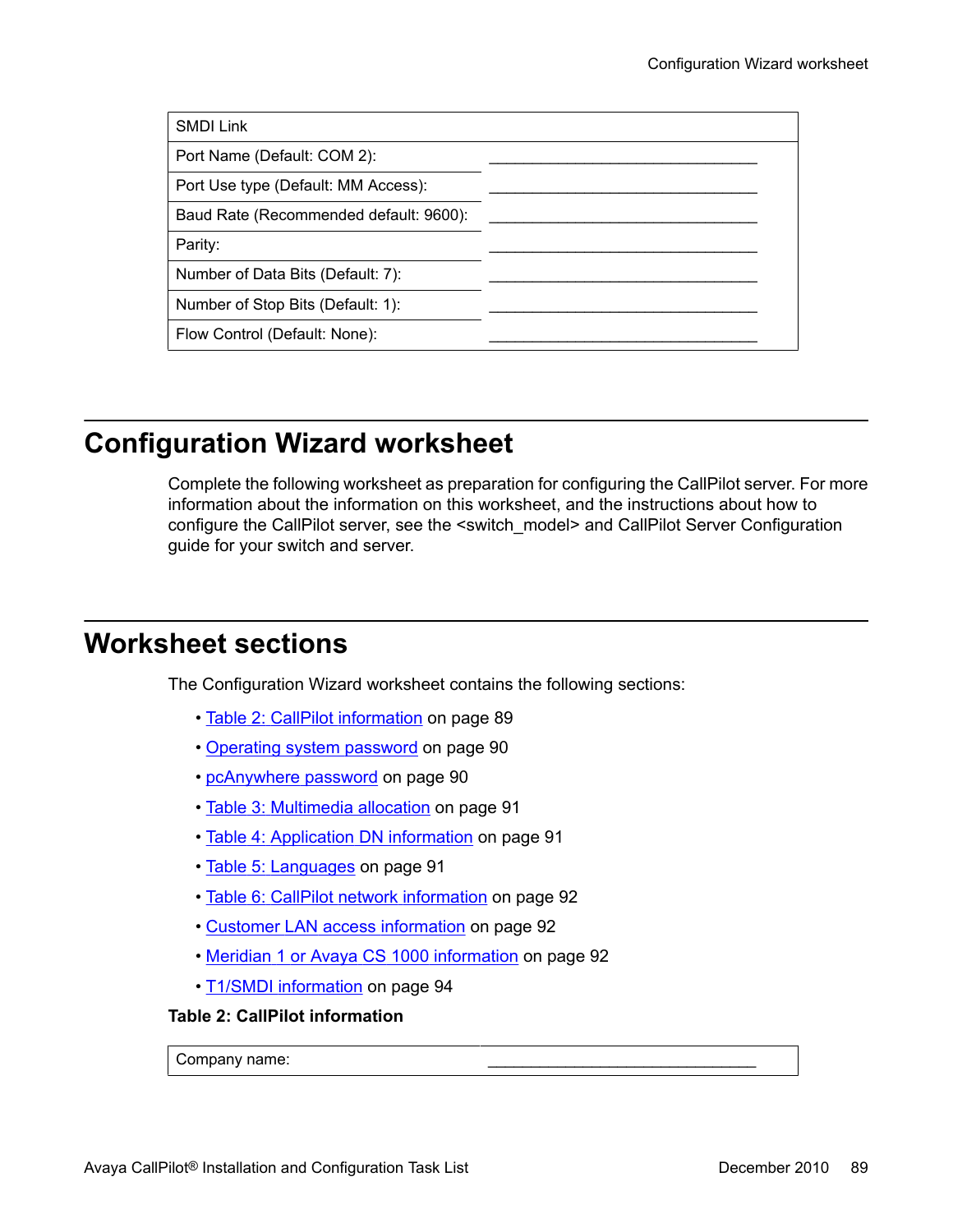| SMDI Link | |
| --- | --- |
| Port Name (Default: COM 2): | ______________________________ |
| Port Use type (Default: MM Access): | ______________________________ |
| Baud Rate (Recommended default: 9600): | ______________________________ |
| Parity: | ______________________________ |
| Number of Data Bits (Default: 7): | ______________________________ |
| Number of Stop Bits (Default: 1): | ______________________________ |
| Flow Control (Default: None): | ______________________________ |

# Configuration Wizard worksheet

Complete the following worksheet as preparation for configuring the CallPilot server. For more information about the information on this worksheet, and the instructions about how to configure the CallPilot server, see the <switch_model> and CallPilot Server Configuration guide for your switch and server.

# Worksheet sections

The Configuration Wizard worksheet contains the following sections:

- Table 2: CallPilot information on page 89
- Operating system password on page 90
- pcAnywhere password on page 90
- Table 3: Multimedia allocation on page 91
- Table 4: Application DN information on page 91
- Table 5: Languages on page 91
- Table 6: CallPilot network information on page 92
- Customer LAN access information on page 92
- Meridian 1 or Avaya CS 1000 information on page 92
- T1/SMDI information on page 94

**Table 2: CallPilot information**

| Company name: | ______________________________ |
| --- | --- |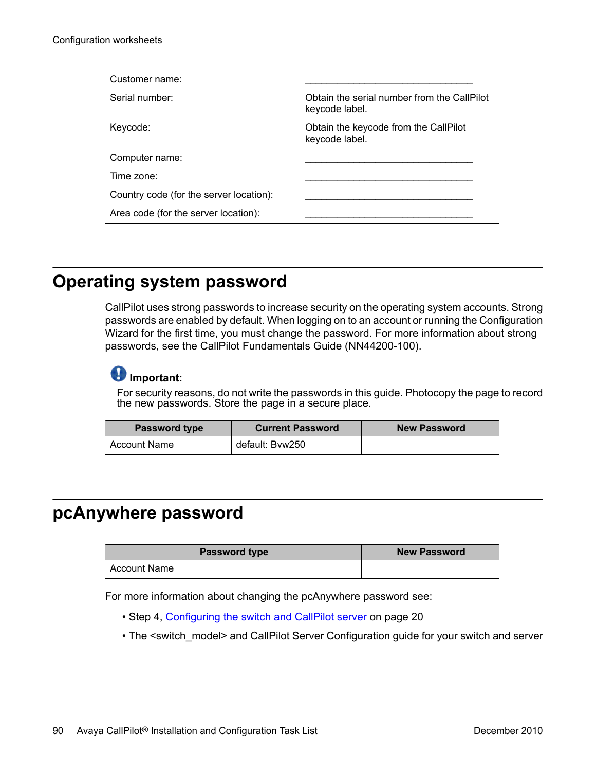| Customer name: | _______________________________ |
|---|---|
| Serial number: | Obtain the serial number from the CallPilot keycode label. |
| Keycode: | Obtain the keycode from the CallPilot keycode label. |
| Computer name: | _______________________________ |
| Time zone: | _______________________________ |
| Country code (for the server location): | _______________________________ |
| Area code (for the server location): | _______________________________ |

## Operating system password

CallPilot uses strong passwords to increase security on the operating system accounts. Strong passwords are enabled by default. When logging on to an account or running the Configuration Wizard for the first time, you must change the password. For more information about strong passwords, see the CallPilot Fundamentals Guide (NN44200-100).

**Important:**
For security reasons, do not write the passwords in this guide. Photocopy the page to record the new passwords. Store the page in a secure place.

| Password type | Current Password | New Password |
|---|---|---|
| Account Name | default: Bvw250 | |

## pcAnywhere password

| Password type | New Password |
|---|---|
| Account Name | |

For more information about changing the pcAnywhere password see:

- Step 4, Configuring the switch and CallPilot server on page 20
- The <switch_model> and CallPilot Server Configuration guide for your switch and server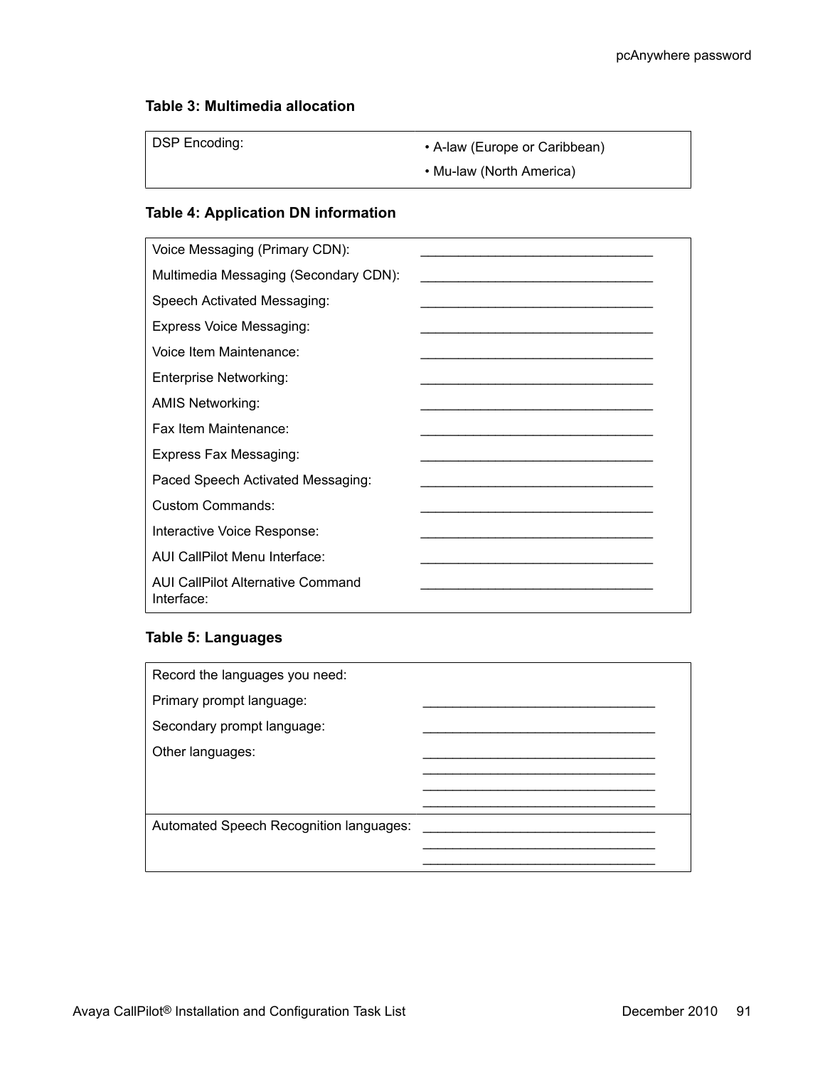**Table 3: Multimedia allocation**

| DSP Encoding: | • A-law (Europe or Caribbean)<br>• Mu-law (North America) |
|---|---|

**Table 4: Application DN information**

| | |
|---|---|
| Voice Messaging (Primary CDN): | ______________________________ |
| Multimedia Messaging (Secondary CDN): | ______________________________ |
| Speech Activated Messaging: | ______________________________ |
| Express Voice Messaging: | ______________________________ |
| Voice Item Maintenance: | ______________________________ |
| Enterprise Networking: | ______________________________ |
| AMIS Networking: | ______________________________ |
| Fax Item Maintenance: | ______________________________ |
| Express Fax Messaging: | ______________________________ |
| Paced Speech Activated Messaging: | ______________________________ |
| Custom Commands: | ______________________________ |
| Interactive Voice Response: | ______________________________ |
| AUI CallPilot Menu Interface: | ______________________________ |
| AUI CallPilot Alternative Command Interface: | ______________________________ |

**Table 5: Languages**

| | |
|---|---|
| Record the languages you need: | |
| Primary prompt language: | ______________________________ |
| Secondary prompt language: | ______________________________ |
| Other languages: | ______________________________<br>______________________________<br>______________________________<br>______________________________ |
| Automated Speech Recognition languages: | ______________________________<br>______________________________<br>______________________________ |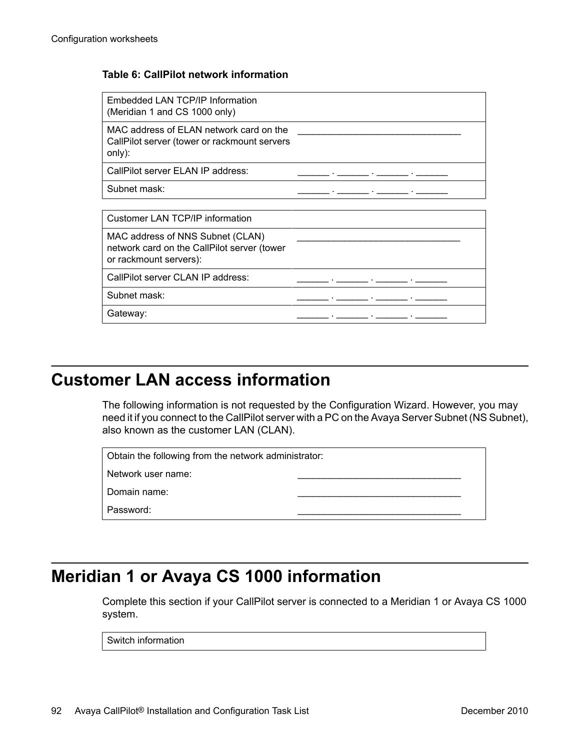**Table 6: CallPilot network information**

| Embedded LAN TCP/IP Information (Meridian 1 and CS 1000 only) | |
|---|---|
| MAC address of ELAN network card on the CallPilot server (tower or rackmount servers only): | ______________________________ |
| CallPilot server ELAN IP address: | ______ . ______ . ______ . ______ |
| Subnet mask: | ______ . ______ . ______ . ______ |

| Customer LAN TCP/IP information | |
|---|---|
| MAC address of NNS Subnet (CLAN) network card on the CallPilot server (tower or rackmount servers): | ______________________________ |
| CallPilot server CLAN IP address: | ______ . ______ . ______ . ______ |
| Subnet mask: | ______ . ______ . ______ . ______ |
| Gateway: | ______ . ______ . ______ . ______ |

# Customer LAN access information

The following information is not requested by the Configuration Wizard. However, you may need it if you connect to the CallPilot server with a PC on the Avaya Server Subnet (NS Subnet), also known as the customer LAN (CLAN).

| Obtain the following from the network administrator: | |
|---|---|
| Network user name: | ______________________________ |
| Domain name: | ______________________________ |
| Password: | ______________________________ |

# Meridian 1 or Avaya CS 1000 information

Complete this section if your CallPilot server is connected to a Meridian 1 or Avaya CS 1000 system.

| Switch information |
|---|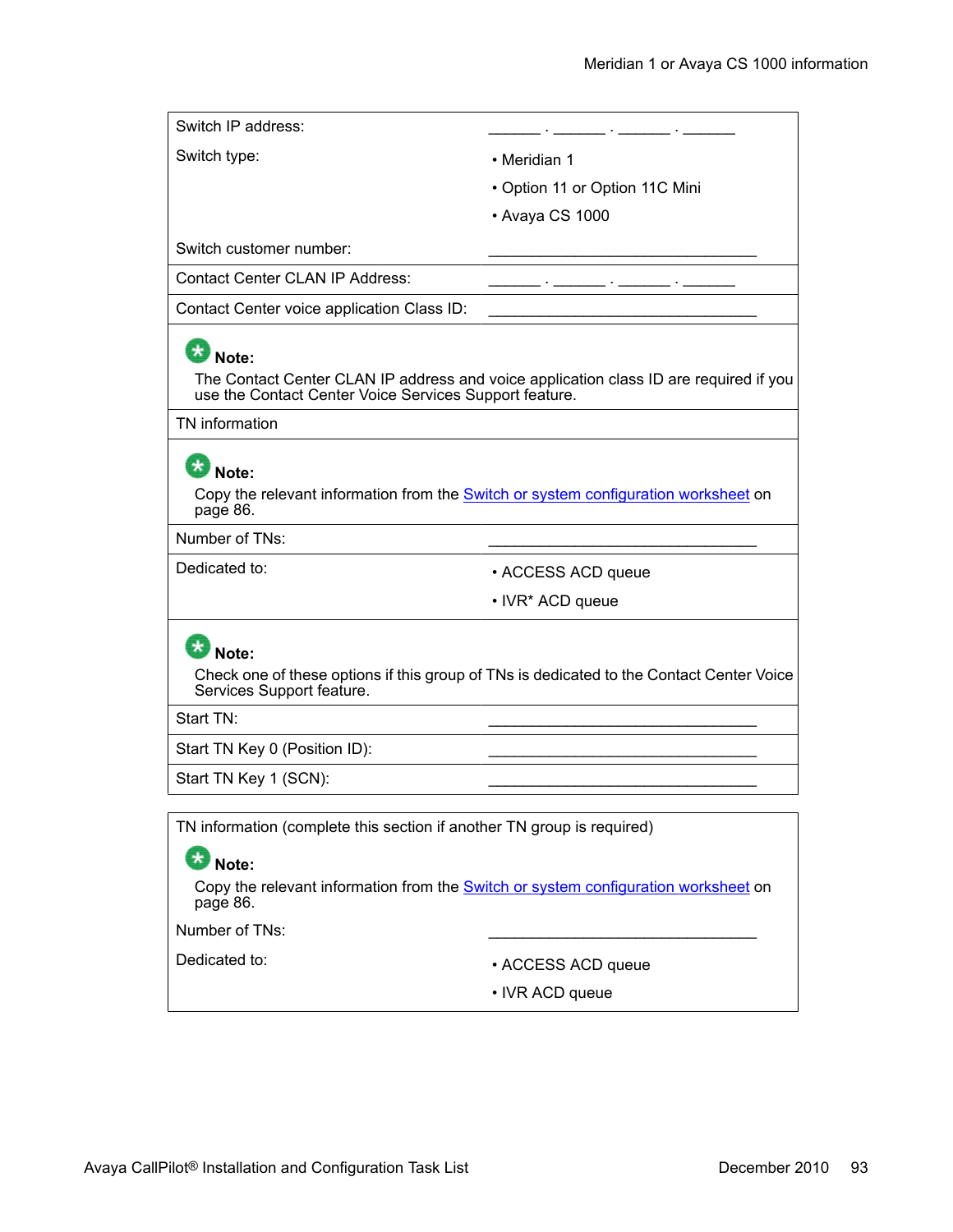| | |
|---|---|
| Switch IP address: | ______ . ______ . ______ . ______ |
| Switch type: | • Meridian 1<br>• Option 11 or Option 11C Mini<br>• Avaya CS 1000 |
| Switch customer number: | ______________________________ |
| Contact Center CLAN IP Address: | ______ . ______ . ______ . ______ |
| Contact Center voice application Class ID: | ______________________________ |
| **Note:**<br>The Contact Center CLAN IP address and voice application class ID are required if you use the Contact Center Voice Services Support feature. | |
| TN information | |
| **Note:**<br>Copy the relevant information from the Switch or system configuration worksheet on page 86. | |
| Number of TNs: | ______________________________ |
| Dedicated to: | • ACCESS ACD queue<br>• IVR* ACD queue |
| **Note:**<br>Check one of these options if this group of TNs is dedicated to the Contact Center Voice Services Support feature. | |
| Start TN: | ______________________________ |
| Start TN Key 0 (Position ID): | ______________________________ |
| Start TN Key 1 (SCN): | ______________________________ |

| | |
|---|---|
| TN information (complete this section if another TN group is required) | |
| **Note:**<br>Copy the relevant information from the Switch or system configuration worksheet on page 86. | |
| Number of TNs: | ______________________________ |
| Dedicated to: | • ACCESS ACD queue<br>• IVR ACD queue |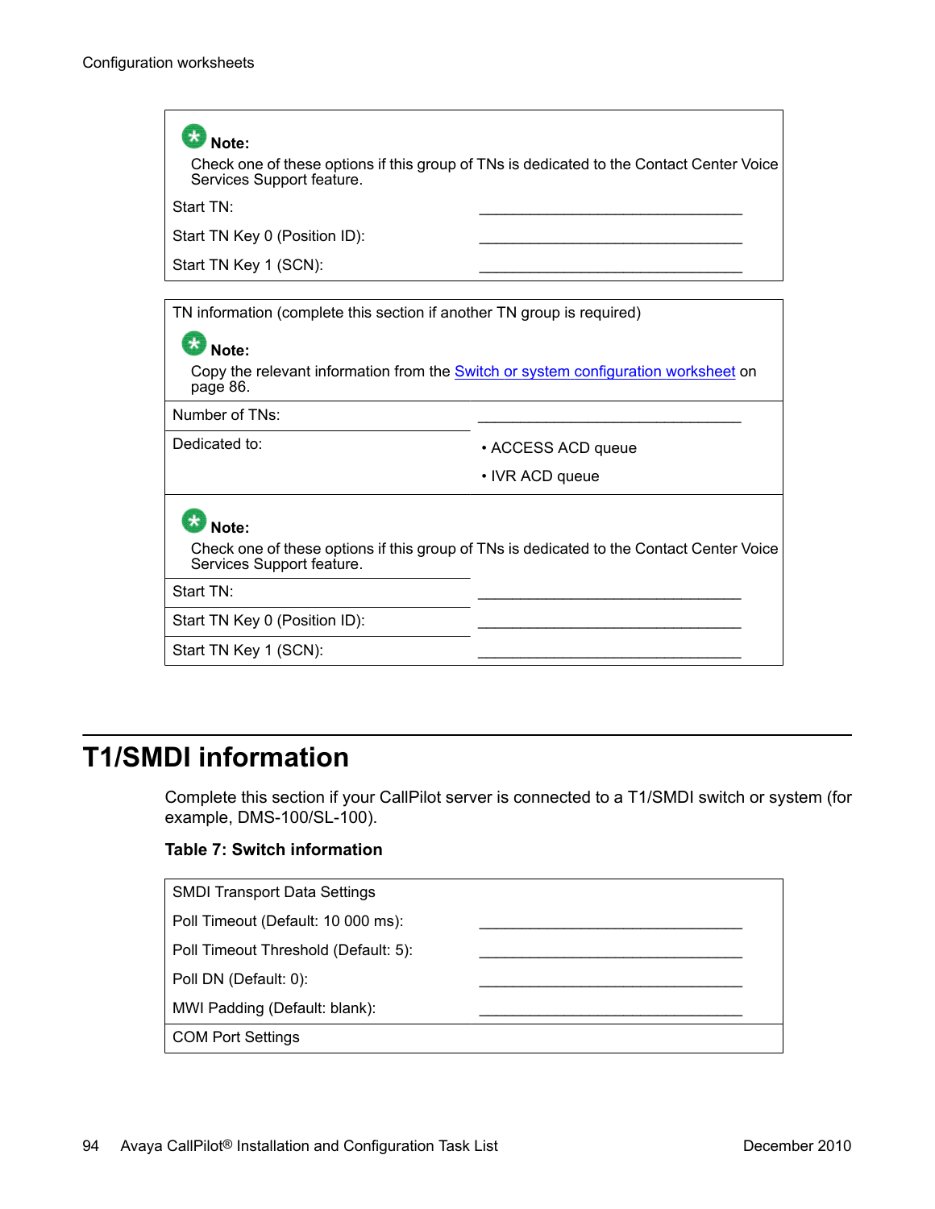| |
|---|
| **Note:**<br>Check one of these options if this group of TNs is dedicated to the Contact Center Voice Services Support feature. |
| Start TN: ________________________________ |
| Start TN Key 0 (Position ID): ________________________________ |
| Start TN Key 1 (SCN): ________________________________ |

| TN information (complete this section if another TN group is required) | |
|---|---|
| **Note:**<br>Copy the relevant information from the Switch or system configuration worksheet on page 86. | |
| Number of TNs: | ________________________________ |
| Dedicated to: | • ACCESS ACD queue<br>• IVR ACD queue |
| **Note:**<br>Check one of these options if this group of TNs is dedicated to the Contact Center Voice Services Support feature. | |
| Start TN: | ________________________________ |
| Start TN Key 0 (Position ID): | ________________________________ |
| Start TN Key 1 (SCN): | ________________________________ |

# T1/SMDI information

Complete this section if your CallPilot server is connected to a T1/SMDI switch or system (for example, DMS-100/SL-100).

**Table 7: Switch information**

| SMDI Transport Data Settings | |
|---|---|
| Poll Timeout (Default: 10 000 ms): | ________________________________ |
| Poll Timeout Threshold (Default: 5): | ________________________________ |
| Poll DN (Default: 0): | ________________________________ |
| MWI Padding (Default: blank): | ________________________________ |
| COM Port Settings | |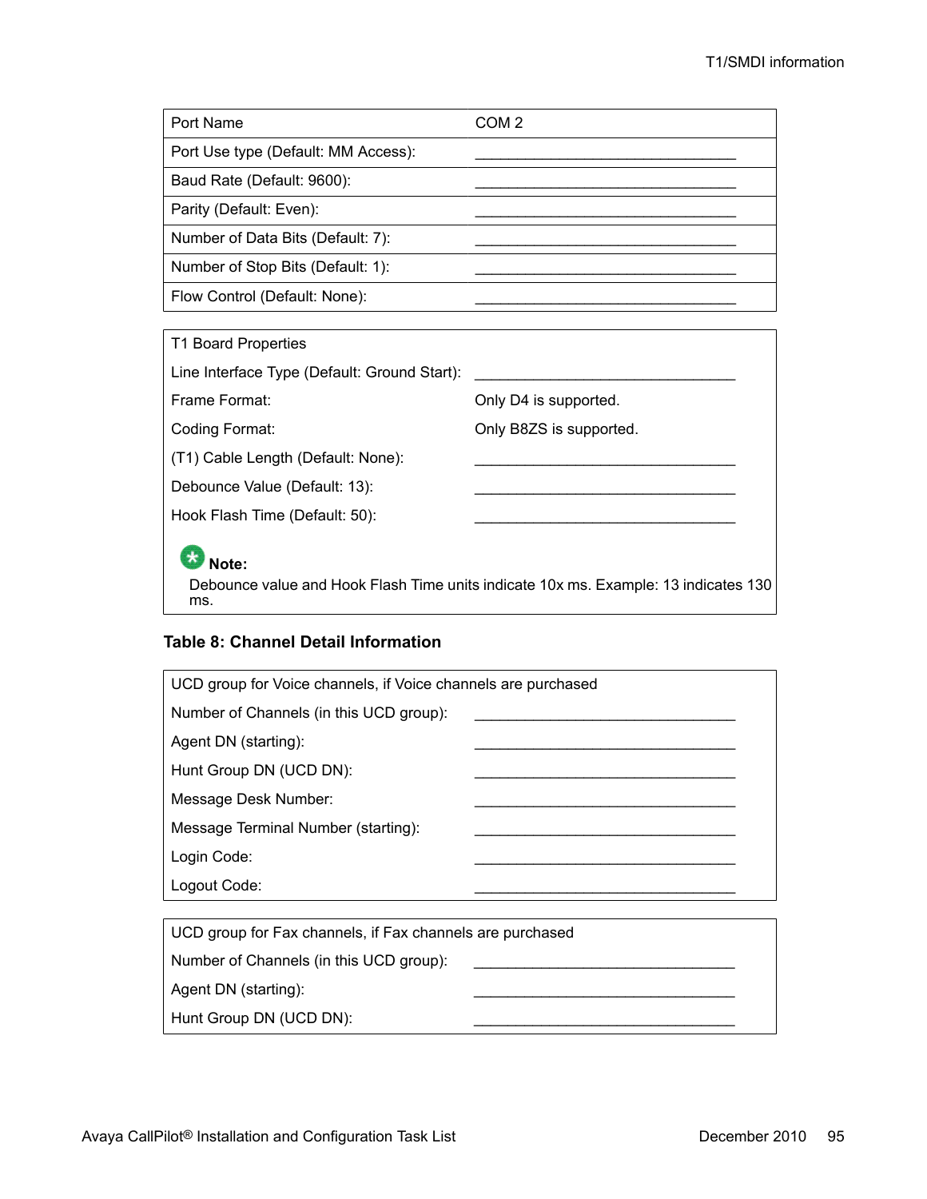| Port Name | COM 2 |
| --- | --- |
| Port Use type (Default: MM Access): | _______________________________ |
| Baud Rate (Default: 9600): | _______________________________ |
| Parity (Default: Even): | _______________________________ |
| Number of Data Bits (Default: 7): | _______________________________ |
| Number of Stop Bits (Default: 1): | _______________________________ |
| Flow Control (Default: None): | _______________________________ |

| T1 Board Properties | |
| --- | --- |
| Line Interface Type (Default: Ground Start): | _______________________________ |
| Frame Format: | Only D4 is supported. |
| Coding Format: | Only B8ZS is supported. |
| (T1) Cable Length (Default: None): | _______________________________ |
| Debounce Value (Default: 13): | _______________________________ |
| Hook Flash Time (Default: 50): | _______________________________ |

**Note:**
Debounce value and Hook Flash Time units indicate 10x ms. Example: 13 indicates 130 ms.

**Table 8: Channel Detail Information**

| UCD group for Voice channels, if Voice channels are purchased | |
| --- | --- |
| Number of Channels (in this UCD group): | _______________________________ |
| Agent DN (starting): | _______________________________ |
| Hunt Group DN (UCD DN): | _______________________________ |
| Message Desk Number: | _______________________________ |
| Message Terminal Number (starting): | _______________________________ |
| Login Code: | _______________________________ |
| Logout Code: | _______________________________ |

| UCD group for Fax channels, if Fax channels are purchased | |
| --- | --- |
| Number of Channels (in this UCD group): | _______________________________ |
| Agent DN (starting): | _______________________________ |
| Hunt Group DN (UCD DN): | _______________________________ |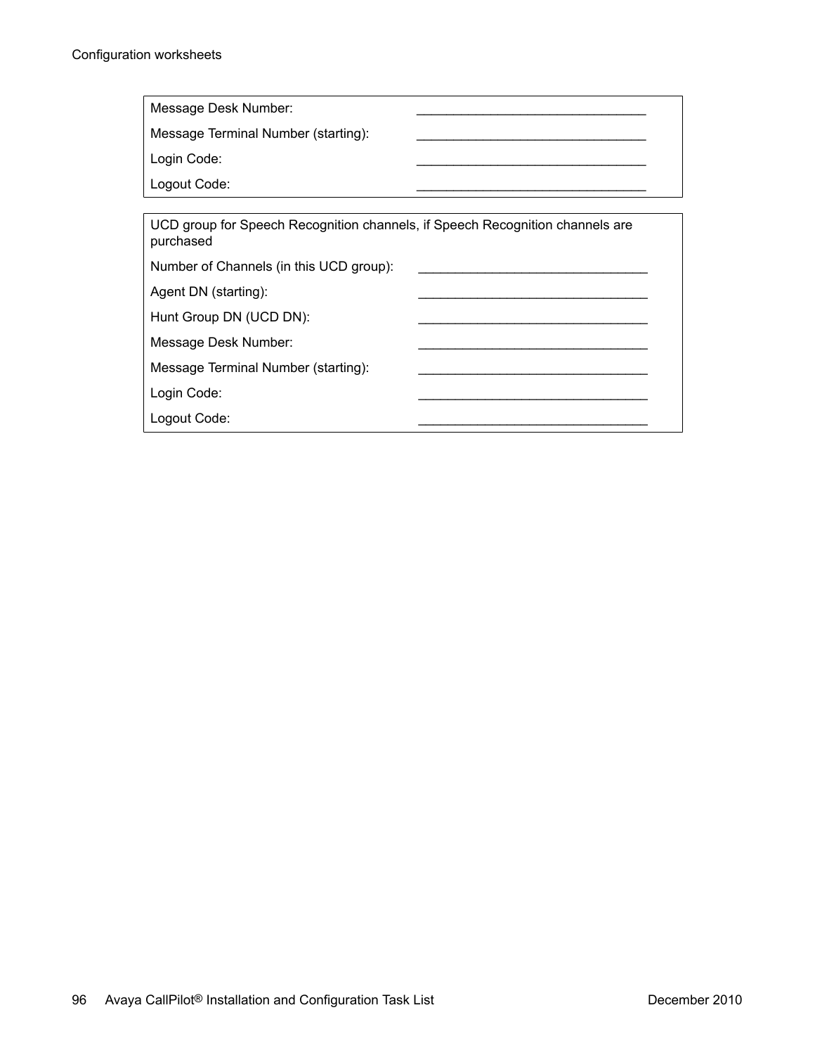| | |
|---|---|
| Message Desk Number: | ______________________________ |
| Message Terminal Number (starting): | ______________________________ |
| Login Code: | ______________________________ |
| Logout Code: | ______________________________ |

| UCD group for Speech Recognition channels, if Speech Recognition channels are purchased | |
|---|---|
| Number of Channels (in this UCD group): | ______________________________ |
| Agent DN (starting): | ______________________________ |
| Hunt Group DN (UCD DN): | ______________________________ |
| Message Desk Number: | ______________________________ |
| Message Terminal Number (starting): | ______________________________ |
| Login Code: | ______________________________ |
| Logout Code: | ______________________________ |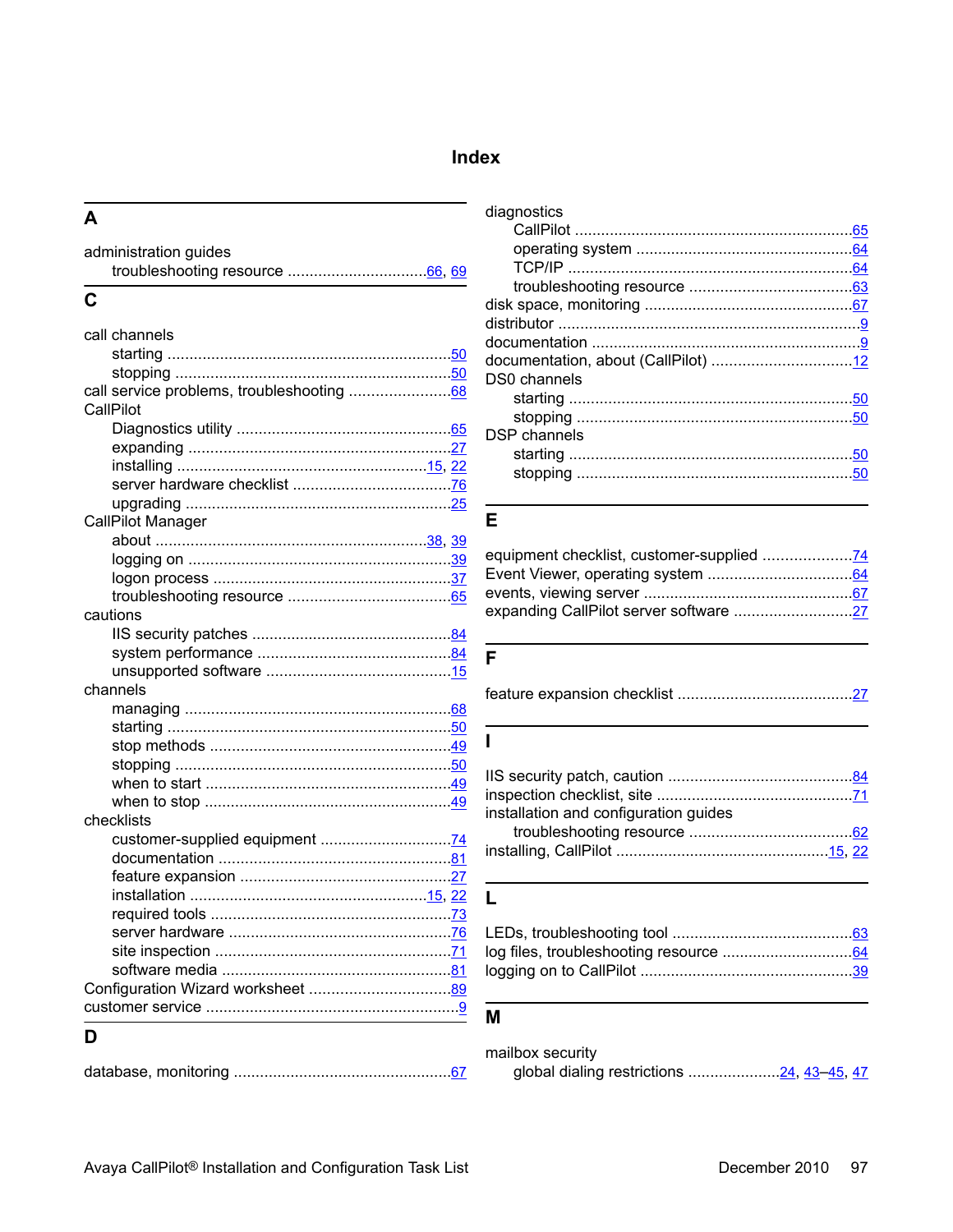# Index

## A

administration guides
- troubleshooting resource ................................66, 69

## C

call channels
- starting ................................50
- stopping ................................50

call service problems, troubleshooting ................................68

CallPilot
- Diagnostics utility ................................65
- expanding ................................27
- installing ................................15, 22
- server hardware checklist ................................76
- upgrading ................................25

CallPilot Manager
- about ................................38, 39
- logging on ................................39
- logon process ................................37
- troubleshooting resource ................................65

cautions
- IIS security patches ................................84
- system performance ................................84
- unsupported software ................................15

channels
- managing ................................68
- starting ................................50
- stop methods ................................49
- stopping ................................50
- when to start ................................49
- when to stop ................................49

checklists
- customer-supplied equipment ................................74
- documentation ................................81
- feature expansion ................................27
- installation ................................15, 22
- required tools ................................73
- server hardware ................................76
- site inspection ................................71
- software media ................................81

Configuration Wizard worksheet ................................89

customer service ................................9

## D

database, monitoring ................................67

diagnostics
- CallPilot ................................65
- operating system ................................64
- TCP/IP ................................64
- troubleshooting resource ................................63

disk space, monitoring ................................67

distributor ................................9

documentation ................................9

documentation, about (CallPilot) ................................12

DS0 channels
- starting ................................50
- stopping ................................50

DSP channels
- starting ................................50
- stopping ................................50

## E

equipment checklist, customer-supplied ................................74

Event Viewer, operating system ................................64

events, viewing server ................................67

expanding CallPilot server software ................................27

## F

feature expansion checklist ................................27

## I

IIS security patch, caution ................................84

inspection checklist, site ................................71

installation and configuration guides
- troubleshooting resource ................................62

installing, CallPilot ................................15, 22

## L

LEDs, troubleshooting tool ................................63

log files, troubleshooting resource ................................64

logging on to CallPilot ................................39

## M

mailbox security
- global dialing restrictions ................................24, 43–45, 47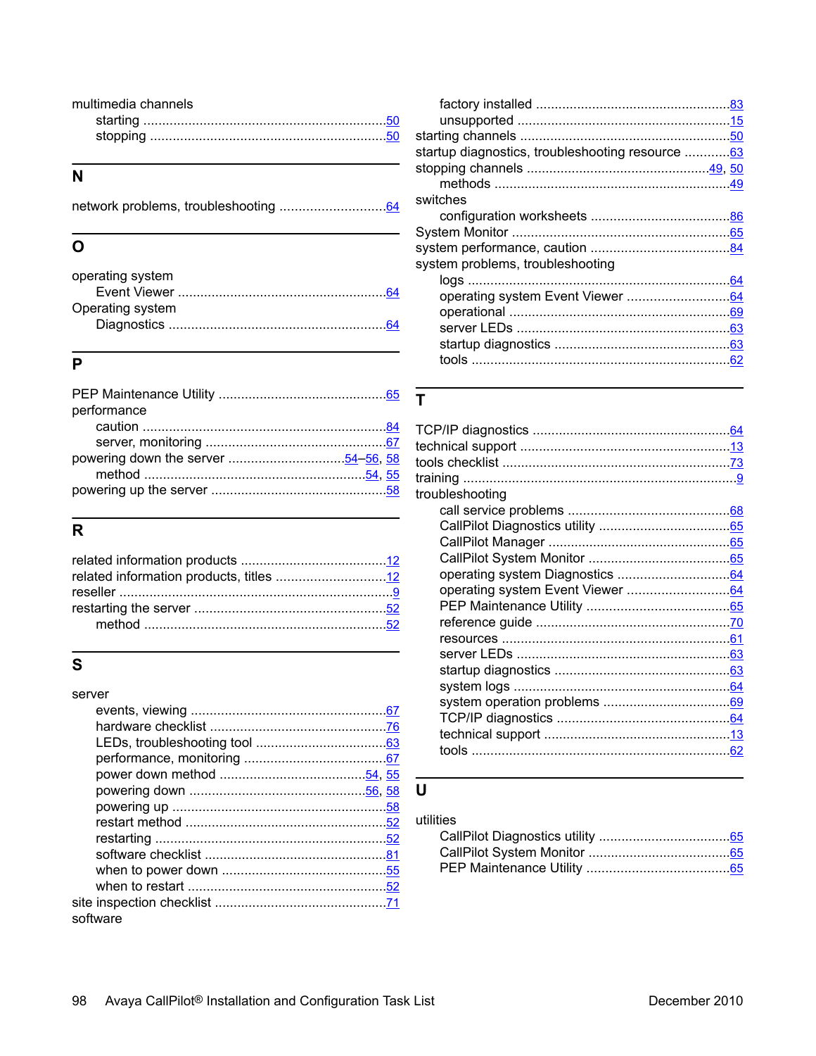multimedia channels
- starting ... 50
- stopping ... 50

## N

network problems, troubleshooting ... 64

## O

operating system
- Event Viewer ... 64

Operating system
- Diagnostics ... 64

## P

PEP Maintenance Utility ... 65

performance
- caution ... 84
- server, monitoring ... 67

powering down the server ... 54–56, 58
- method ... 54, 55

powering up the server ... 58

## R

related information products ... 12

related information products, titles ... 12

reseller ... 9

restarting the server ... 52
- method ... 52

## S

server
- events, viewing ... 67
- hardware checklist ... 76
- LEDs, troubleshooting tool ... 63
- performance, monitoring ... 67
- power down method ... 54, 55
- powering down ... 56, 58
- powering up ... 58
- restart method ... 52
- restarting ... 52
- software checklist ... 81
- when to power down ... 55
- when to restart ... 52

site inspection checklist ... 71

software
- factory installed ... 83
- unsupported ... 15

starting channels ... 50

startup diagnostics, troubleshooting resource ... 63

stopping channels ... 49, 50
- methods ... 49

switches
- configuration worksheets ... 86

System Monitor ... 65

system performance, caution ... 84

system problems, troubleshooting
- logs ... 64
- operating system Event Viewer ... 64
- operational ... 69
- server LEDs ... 63
- startup diagnostics ... 63
- tools ... 62

## T

TCP/IP diagnostics ... 64

technical support ... 13

tools checklist ... 73

training ... 9

troubleshooting
- call service problems ... 68
- CallPilot Diagnostics utility ... 65
- CallPilot Manager ... 65
- CallPilot System Monitor ... 65
- operating system Diagnostics ... 64
- operating system Event Viewer ... 64
- PEP Maintenance Utility ... 65
- reference guide ... 70
- resources ... 61
- server LEDs ... 63
- startup diagnostics ... 63
- system logs ... 64
- system operation problems ... 69
- TCP/IP diagnostics ... 64
- technical support ... 13
- tools ... 62

## U

utilities
- CallPilot Diagnostics utility ... 65
- CallPilot System Monitor ... 65
- PEP Maintenance Utility ... 65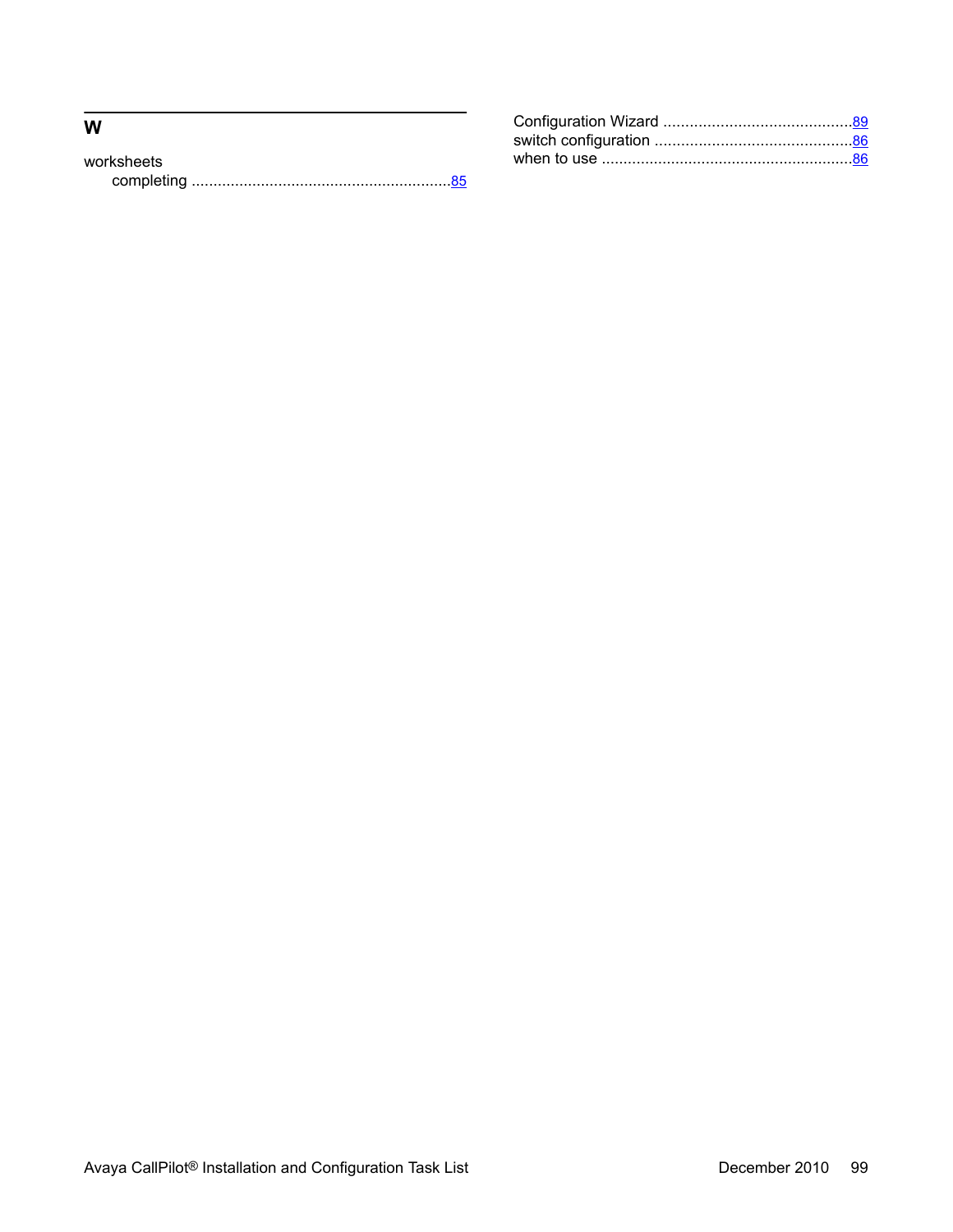## W

worksheets
- completing .......................................................... 85
- Configuration Wizard .......................................... 89
- switch configuration ............................................ 86
- when to use ......................................................... 86